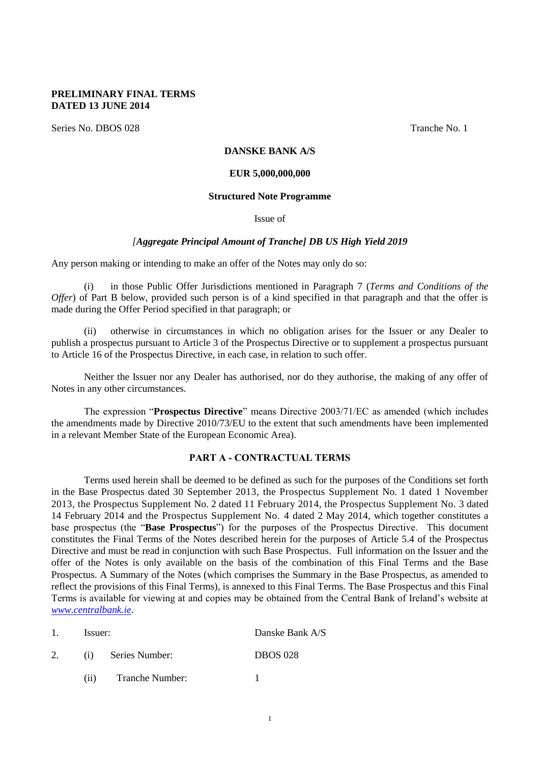**PRELIMINARY FINAL TERMS**
**DATED 13 JUNE 2014**

Series No. DBOS 028 Tranche No. 1

**DANSKE BANK A/S**

**EUR 5,000,000,000**

**Structured Note Programme**

Issue of

*[Aggregate Principal Amount of Tranche] DB US High Yield 2019*

Any person making or intending to make an offer of the Notes may only do so:

(i) in those Public Offer Jurisdictions mentioned in Paragraph 7 (*Terms and Conditions of the Offer*) of Part B below, provided such person is of a kind specified in that paragraph and that the offer is made during the Offer Period specified in that paragraph; or

(ii) otherwise in circumstances in which no obligation arises for the Issuer or any Dealer to publish a prospectus pursuant to Article 3 of the Prospectus Directive or to supplement a prospectus pursuant to Article 16 of the Prospectus Directive, in each case, in relation to such offer.

Neither the Issuer nor any Dealer has authorised, nor do they authorise, the making of any offer of Notes in any other circumstances.

The expression "**Prospectus Directive**" means Directive 2003/71/EC as amended (which includes the amendments made by Directive 2010/73/EU to the extent that such amendments have been implemented in a relevant Member State of the European Economic Area).

## PART A - CONTRACTUAL TERMS

Terms used herein shall be deemed to be defined as such for the purposes of the Conditions set forth in the Base Prospectus dated 30 September 2013, the Prospectus Supplement No. 1 dated 1 November 2013, the Prospectus Supplement No. 2 dated 11 February 2014, the Prospectus Supplement No. 3 dated 14 February 2014 and the Prospectus Supplement No. 4 dated 2 May 2014, which together constitutes a base prospectus (the "**Base Prospectus**") for the purposes of the Prospectus Directive. This document constitutes the Final Terms of the Notes described herein for the purposes of Article 5.4 of the Prospectus Directive and must be read in conjunction with such Base Prospectus. Full information on the Issuer and the offer of the Notes is only available on the basis of the combination of this Final Terms and the Base Prospectus. A Summary of the Notes (which comprises the Summary in the Base Prospectus, as amended to reflect the provisions of this Final Terms), is annexed to this Final Terms. The Base Prospectus and this Final Terms is available for viewing at and copies may be obtained from the Central Bank of Ireland's website at *www.centralbank.ie*.

| | | |
|---|---|---|
| 1. | Issuer: | Danske Bank A/S |
| 2. | (i) Series Number: | DBOS 028 |
| | (ii) Tranche Number: | 1 |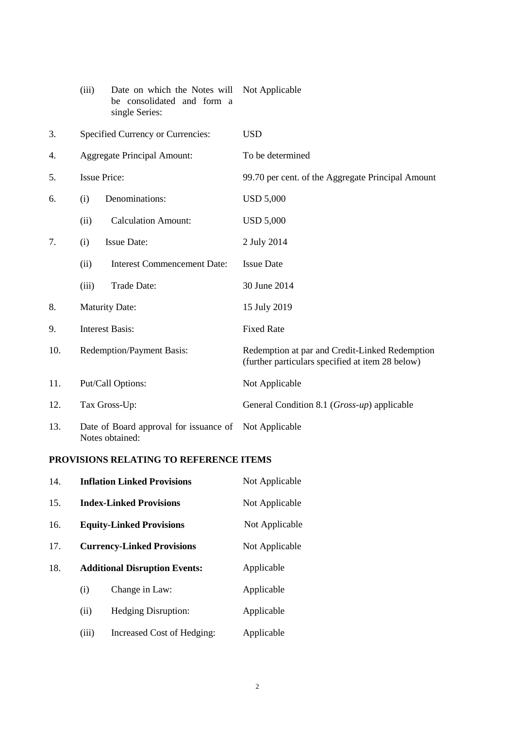| | | | |
|---|---|---|---|
| | (iii) | Date on which the Notes will be consolidated and form a single Series: | Not Applicable |
| 3. | Specified Currency or Currencies: | | USD |
| 4. | Aggregate Principal Amount: | | To be determined |
| 5. | Issue Price: | | 99.70 per cent. of the Aggregate Principal Amount |
| 6. | (i) | Denominations: | USD 5,000 |
| | (ii) | Calculation Amount: | USD 5,000 |
| 7. | (i) | Issue Date: | 2 July 2014 |
| | (ii) | Interest Commencement Date: | Issue Date |
| | (iii) | Trade Date: | 30 June 2014 |
| 8. | Maturity Date: | | 15 July 2019 |
| 9. | Interest Basis: | | Fixed Rate |
| 10. | Redemption/Payment Basis: | | Redemption at par and Credit-Linked Redemption (further particulars specified at item 28 below) |
| 11. | Put/Call Options: | | Not Applicable |
| 12. | Tax Gross-Up: | | General Condition 8.1 (*Gross-up*) applicable |
| 13. | Date of Board approval for issuance of Notes obtained: | | Not Applicable |

**PROVISIONS RELATING TO REFERENCE ITEMS**

| | | | |
|---|---|---|---|
| 14. | **Inflation Linked Provisions** | | Not Applicable |
| 15. | **Index-Linked Provisions** | | Not Applicable |
| 16. | **Equity-Linked Provisions** | | Not Applicable |
| 17. | **Currency-Linked Provisions** | | Not Applicable |
| 18. | **Additional Disruption Events:** | | Applicable |
| | (i) | Change in Law: | Applicable |
| | (ii) | Hedging Disruption: | Applicable |
| | (iii) | Increased Cost of Hedging: | Applicable |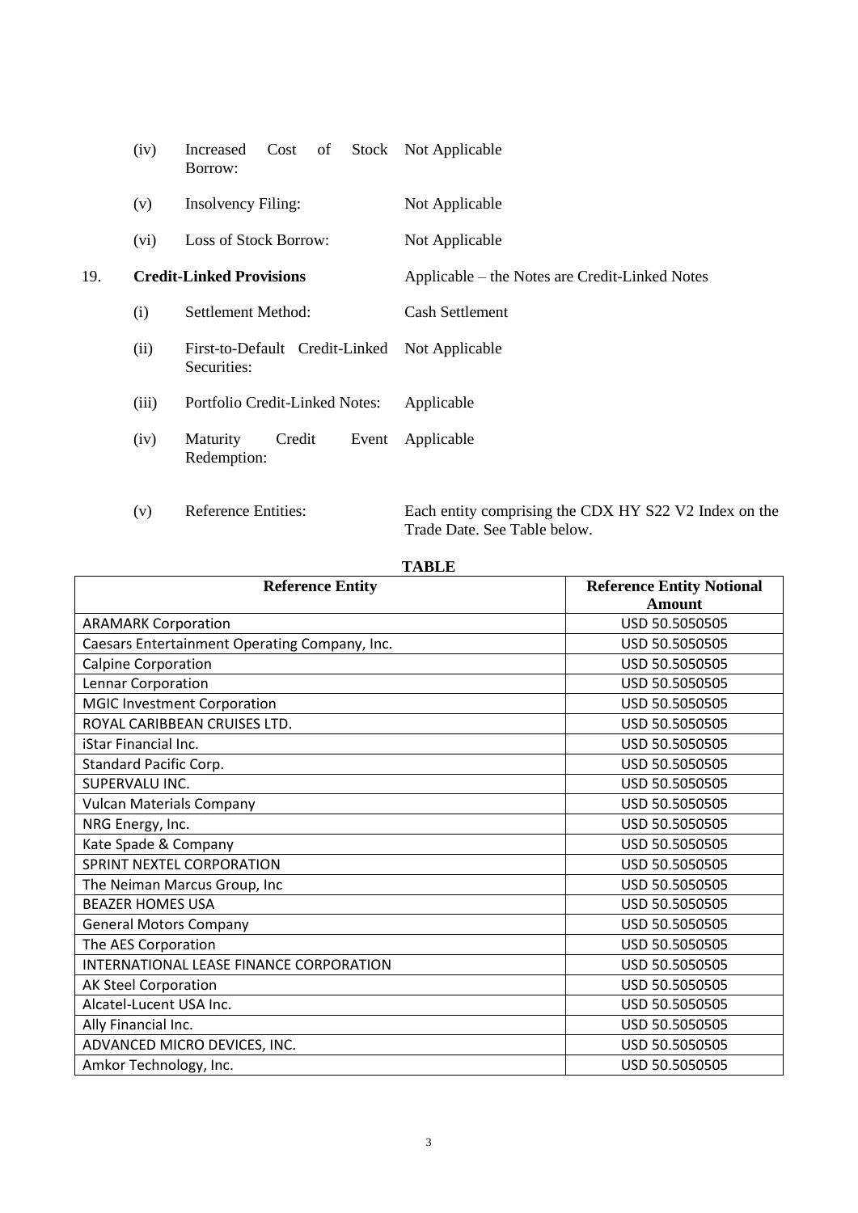(iv) Increased Cost of Stock Borrow: Not Applicable

(v) Insolvency Filing: Not Applicable

(vi) Loss of Stock Borrow: Not Applicable

19. **Credit-Linked Provisions** Applicable – the Notes are Credit-Linked Notes

(i) Settlement Method: Cash Settlement

(ii) First-to-Default Credit-Linked Securities: Not Applicable

(iii) Portfolio Credit-Linked Notes: Applicable

(iv) Maturity Credit Event Redemption: Applicable

(v) Reference Entities: Each entity comprising the CDX HY S22 V2 Index on the Trade Date. See Table below.

**TABLE**

| Reference Entity | Reference Entity Notional Amount |
|---|---|
| ARAMARK Corporation | USD 50.5050505 |
| Caesars Entertainment Operating Company, Inc. | USD 50.5050505 |
| Calpine Corporation | USD 50.5050505 |
| Lennar Corporation | USD 50.5050505 |
| MGIC Investment Corporation | USD 50.5050505 |
| ROYAL CARIBBEAN CRUISES LTD. | USD 50.5050505 |
| iStar Financial Inc. | USD 50.5050505 |
| Standard Pacific Corp. | USD 50.5050505 |
| SUPERVALU INC. | USD 50.5050505 |
| Vulcan Materials Company | USD 50.5050505 |
| NRG Energy, Inc. | USD 50.5050505 |
| Kate Spade & Company | USD 50.5050505 |
| SPRINT NEXTEL CORPORATION | USD 50.5050505 |
| The Neiman Marcus Group, Inc | USD 50.5050505 |
| BEAZER HOMES USA | USD 50.5050505 |
| General Motors Company | USD 50.5050505 |
| The AES Corporation | USD 50.5050505 |
| INTERNATIONAL LEASE FINANCE CORPORATION | USD 50.5050505 |
| AK Steel Corporation | USD 50.5050505 |
| Alcatel-Lucent USA Inc. | USD 50.5050505 |
| Ally Financial Inc. | USD 50.5050505 |
| ADVANCED MICRO DEVICES, INC. | USD 50.5050505 |
| Amkor Technology, Inc. | USD 50.5050505 |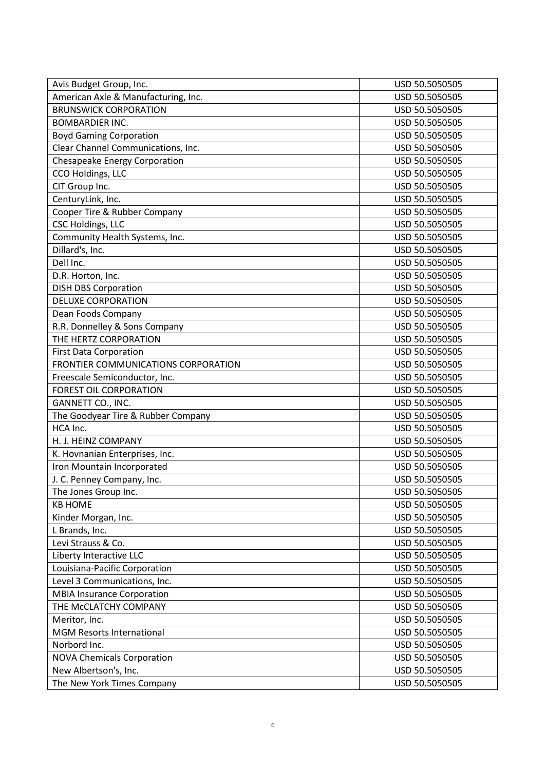| Avis Budget Group, Inc. | USD 50.5050505 |
|---|---|
| American Axle & Manufacturing, Inc. | USD 50.5050505 |
| BRUNSWICK CORPORATION | USD 50.5050505 |
| BOMBARDIER INC. | USD 50.5050505 |
| Boyd Gaming Corporation | USD 50.5050505 |
| Clear Channel Communications, Inc. | USD 50.5050505 |
| Chesapeake Energy Corporation | USD 50.5050505 |
| CCO Holdings, LLC | USD 50.5050505 |
| CIT Group Inc. | USD 50.5050505 |
| CenturyLink, Inc. | USD 50.5050505 |
| Cooper Tire & Rubber Company | USD 50.5050505 |
| CSC Holdings, LLC | USD 50.5050505 |
| Community Health Systems, Inc. | USD 50.5050505 |
| Dillard's, Inc. | USD 50.5050505 |
| Dell Inc. | USD 50.5050505 |
| D.R. Horton, Inc. | USD 50.5050505 |
| DISH DBS Corporation | USD 50.5050505 |
| DELUXE CORPORATION | USD 50.5050505 |
| Dean Foods Company | USD 50.5050505 |
| R.R. Donnelley & Sons Company | USD 50.5050505 |
| THE HERTZ CORPORATION | USD 50.5050505 |
| First Data Corporation | USD 50.5050505 |
| FRONTIER COMMUNICATIONS CORPORATION | USD 50.5050505 |
| Freescale Semiconductor, Inc. | USD 50.5050505 |
| FOREST OIL CORPORATION | USD 50.5050505 |
| GANNETT CO., INC. | USD 50.5050505 |
| The Goodyear Tire & Rubber Company | USD 50.5050505 |
| HCA Inc. | USD 50.5050505 |
| H. J. HEINZ COMPANY | USD 50.5050505 |
| K. Hovnanian Enterprises, Inc. | USD 50.5050505 |
| Iron Mountain Incorporated | USD 50.5050505 |
| J. C. Penney Company, Inc. | USD 50.5050505 |
| The Jones Group Inc. | USD 50.5050505 |
| KB HOME | USD 50.5050505 |
| Kinder Morgan, Inc. | USD 50.5050505 |
| L Brands, Inc. | USD 50.5050505 |
| Levi Strauss & Co. | USD 50.5050505 |
| Liberty Interactive LLC | USD 50.5050505 |
| Louisiana-Pacific Corporation | USD 50.5050505 |
| Level 3 Communications, Inc. | USD 50.5050505 |
| MBIA Insurance Corporation | USD 50.5050505 |
| THE McCLATCHY COMPANY | USD 50.5050505 |
| Meritor, Inc. | USD 50.5050505 |
| MGM Resorts International | USD 50.5050505 |
| Norbord Inc. | USD 50.5050505 |
| NOVA Chemicals Corporation | USD 50.5050505 |
| New Albertson's, Inc. | USD 50.5050505 |
| The New York Times Company | USD 50.5050505 |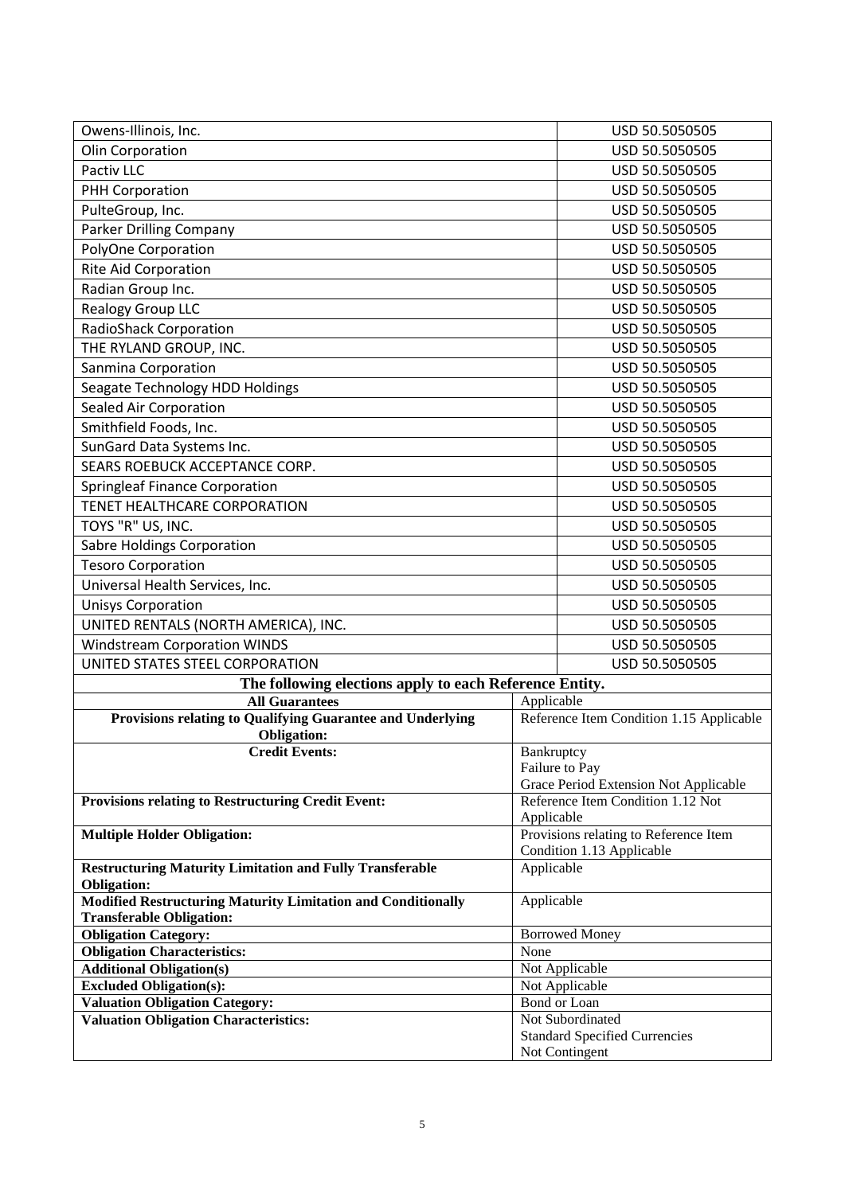| | |
|---|---|
| Owens-Illinois, Inc. | USD 50.5050505 |
| Olin Corporation | USD 50.5050505 |
| Pactiv LLC | USD 50.5050505 |
| PHH Corporation | USD 50.5050505 |
| PulteGroup, Inc. | USD 50.5050505 |
| Parker Drilling Company | USD 50.5050505 |
| PolyOne Corporation | USD 50.5050505 |
| Rite Aid Corporation | USD 50.5050505 |
| Radian Group Inc. | USD 50.5050505 |
| Realogy Group LLC | USD 50.5050505 |
| RadioShack Corporation | USD 50.5050505 |
| THE RYLAND GROUP, INC. | USD 50.5050505 |
| Sanmina Corporation | USD 50.5050505 |
| Seagate Technology HDD Holdings | USD 50.5050505 |
| Sealed Air Corporation | USD 50.5050505 |
| Smithfield Foods, Inc. | USD 50.5050505 |
| SunGard Data Systems Inc. | USD 50.5050505 |
| SEARS ROEBUCK ACCEPTANCE CORP. | USD 50.5050505 |
| Springleaf Finance Corporation | USD 50.5050505 |
| TENET HEALTHCARE CORPORATION | USD 50.5050505 |
| TOYS "R" US, INC. | USD 50.5050505 |
| Sabre Holdings Corporation | USD 50.5050505 |
| Tesoro Corporation | USD 50.5050505 |
| Universal Health Services, Inc. | USD 50.5050505 |
| Unisys Corporation | USD 50.5050505 |
| UNITED RENTALS (NORTH AMERICA), INC. | USD 50.5050505 |
| Windstream Corporation WINDS | USD 50.5050505 |
| UNITED STATES STEEL CORPORATION | USD 50.5050505 |

**The following elections apply to each Reference Entity.**

| | |
|---|---|
| **All Guarantees** | Applicable |
| **Provisions relating to Qualifying Guarantee and Underlying Obligation:** | Reference Item Condition 1.15 Applicable |
| **Credit Events:** | Bankruptcy<br>Failure to Pay<br>Grace Period Extension Not Applicable |
| **Provisions relating to Restructuring Credit Event:** | Reference Item Condition 1.12 Not Applicable |
| **Multiple Holder Obligation:** | Provisions relating to Reference Item Condition 1.13 Applicable |
| **Restructuring Maturity Limitation and Fully Transferable Obligation:** | Applicable |
| **Modified Restructuring Maturity Limitation and Conditionally Transferable Obligation:** | Applicable |
| **Obligation Category:** | Borrowed Money |
| **Obligation Characteristics:** | None |
| **Additional Obligation(s)** | Not Applicable |
| **Excluded Obligation(s):** | Not Applicable |
| **Valuation Obligation Category:** | Bond or Loan |
| **Valuation Obligation Characteristics:** | Not Subordinated<br>Standard Specified Currencies<br>Not Contingent |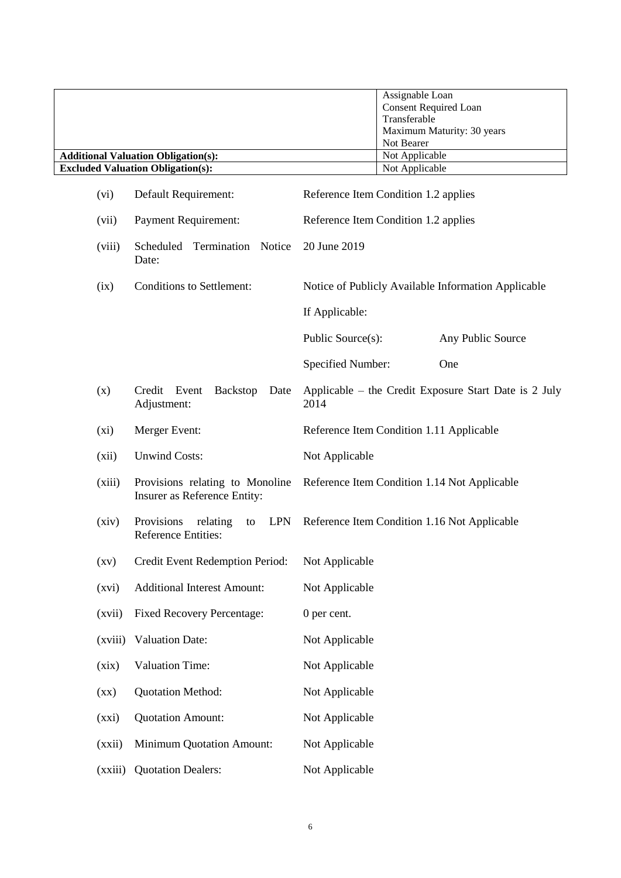| | |
|---|---|
| | Assignable Loan<br>Consent Required Loan<br>Transferable<br>Maximum Maturity: 30 years<br>Not Bearer |
| **Additional Valuation Obligation(s):** | Not Applicable |
| **Excluded Valuation Obligation(s):** | Not Applicable |

(vi) Default Requirement: Reference Item Condition 1.2 applies

(vii) Payment Requirement: Reference Item Condition 1.2 applies

(viii) Scheduled Termination Notice Date: 20 June 2019

(ix) Conditions to Settlement: Notice of Publicly Available Information Applicable

If Applicable:

Public Source(s): Any Public Source

Specified Number: One

(x) Credit Event Backstop Date Adjustment: Applicable – the Credit Exposure Start Date is 2 July 2014

(xi) Merger Event: Reference Item Condition 1.11 Applicable

(xii) Unwind Costs: Not Applicable

(xiii) Provisions relating to Monoline Insurer as Reference Entity: Reference Item Condition 1.14 Not Applicable

(xiv) Provisions relating to LPN Reference Entities: Reference Item Condition 1.16 Not Applicable

(xv) Credit Event Redemption Period: Not Applicable

(xvi) Additional Interest Amount: Not Applicable

(xvii) Fixed Recovery Percentage: 0 per cent.

(xviii) Valuation Date: Not Applicable

(xix) Valuation Time: Not Applicable

(xx) Quotation Method: Not Applicable

(xxi) Quotation Amount: Not Applicable

(xxii) Minimum Quotation Amount: Not Applicable

(xxiii) Quotation Dealers: Not Applicable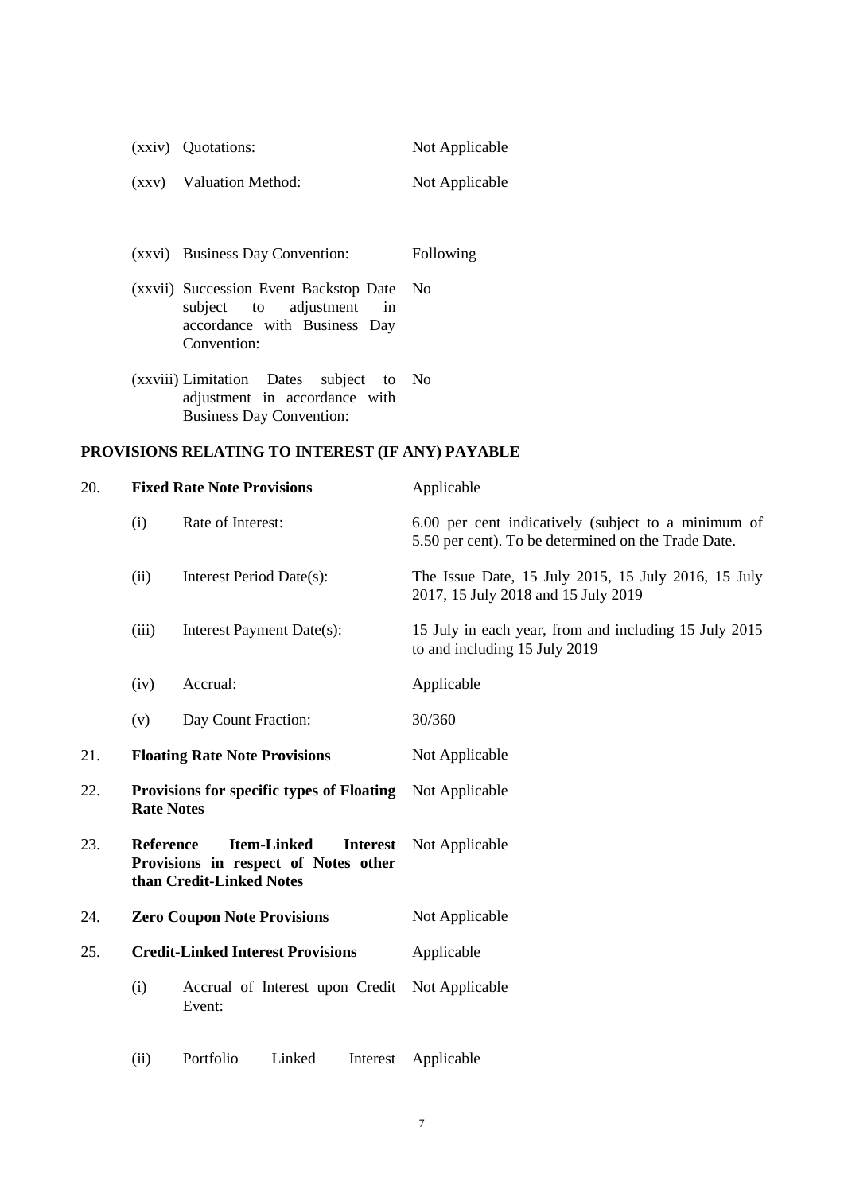| | | |
|---|---|---|
| (xxiv) | Quotations: | Not Applicable |
| (xxv) | Valuation Method: | Not Applicable |
| (xxvi) | Business Day Convention: | Following |
| (xxvii) | Succession Event Backstop Date subject to adjustment in accordance with Business Day Convention: | No |
| (xxviii) | Limitation Dates subject to adjustment in accordance with Business Day Convention: | No |

## PROVISIONS RELATING TO INTEREST (IF ANY) PAYABLE

| | | | |
|---|---|---|---|
| 20. | **Fixed Rate Note Provisions** | | Applicable |
| | (i) | Rate of Interest: | 6.00 per cent indicatively (subject to a minimum of 5.50 per cent). To be determined on the Trade Date. |
| | (ii) | Interest Period Date(s): | The Issue Date, 15 July 2015, 15 July 2016, 15 July 2017, 15 July 2018 and 15 July 2019 |
| | (iii) | Interest Payment Date(s): | 15 July in each year, from and including 15 July 2015 to and including 15 July 2019 |
| | (iv) | Accrual: | Applicable |
| | (v) | Day Count Fraction: | 30/360 |
| 21. | **Floating Rate Note Provisions** | | Not Applicable |
| 22. | **Provisions for specific types of Floating Rate Notes** | | Not Applicable |
| 23. | **Reference Item-Linked Interest Provisions in respect of Notes other than Credit-Linked Notes** | | Not Applicable |
| 24. | **Zero Coupon Note Provisions** | | Not Applicable |
| 25. | **Credit-Linked Interest Provisions** | | Applicable |
| | (i) | Accrual of Interest upon Credit Event: | Not Applicable |
| | (ii) | Portfolio Linked Interest | Applicable |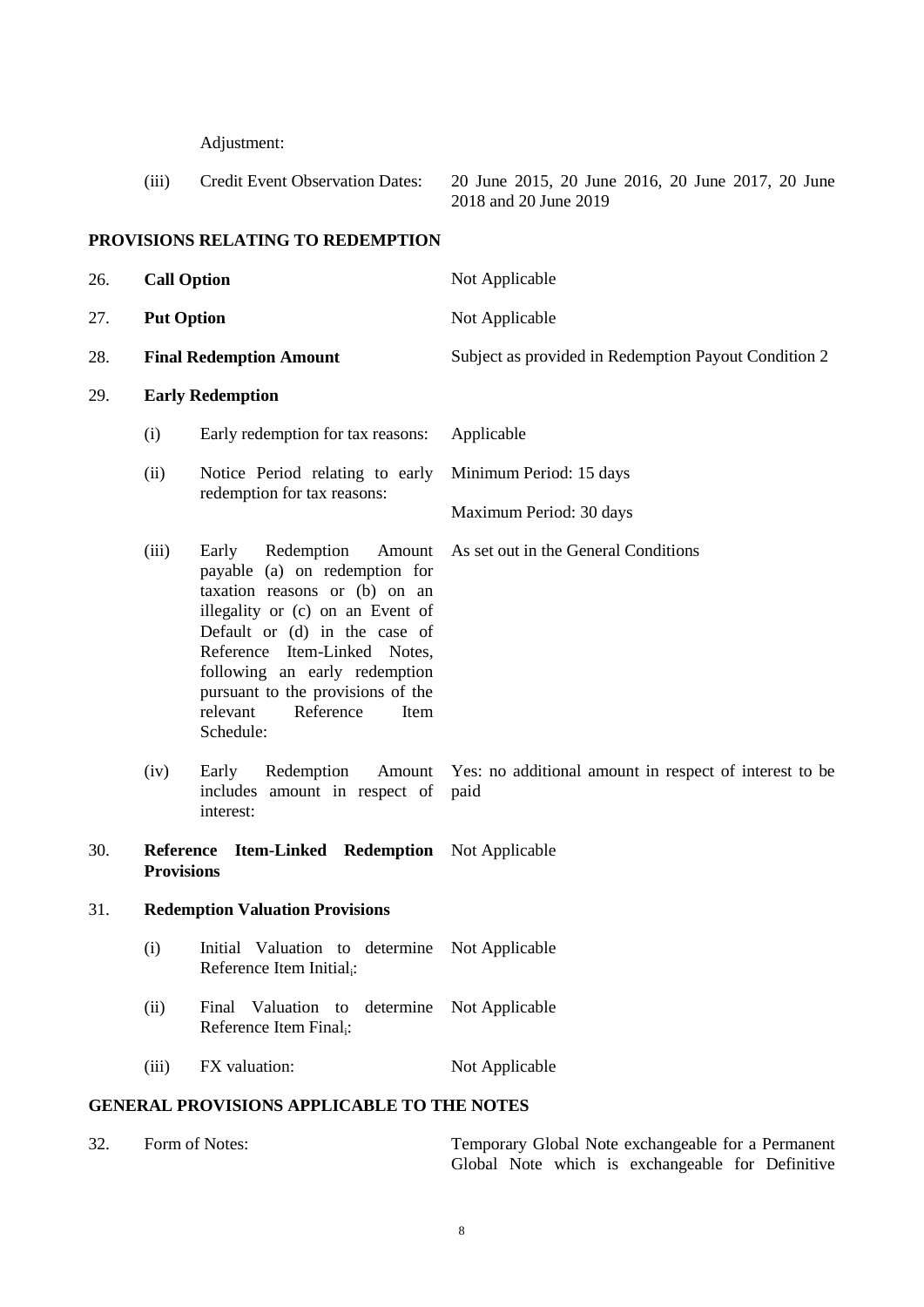Adjustment:

| | | |
|---|---|---|
| (iii) | Credit Event Observation Dates: | 20 June 2015, 20 June 2016, 20 June 2017, 20 June 2018 and 20 June 2019 |

**PROVISIONS RELATING TO REDEMPTION**

| | | | |
|---|---|---|---|
| 26. | **Call Option** | | Not Applicable |
| 27. | **Put Option** | | Not Applicable |
| 28. | **Final Redemption Amount** | | Subject as provided in Redemption Payout Condition 2 |
| 29. | **Early Redemption** | | |
| | (i) | Early redemption for tax reasons: | Applicable |
| | (ii) | Notice Period relating to early redemption for tax reasons: | Minimum Period: 15 days<br>Maximum Period: 30 days |
| | (iii) | Early Redemption Amount payable (a) on redemption for taxation reasons or (b) on an illegality or (c) on an Event of Default or (d) in the case of Reference Item-Linked Notes, following an early redemption pursuant to the provisions of the relevant Reference Item Schedule: | As set out in the General Conditions |
| | (iv) | Early Redemption Amount includes amount in respect of interest: | Yes: no additional amount in respect of interest to be paid |
| 30. | **Reference Item-Linked Redemption Provisions** | | Not Applicable |
| 31. | **Redemption Valuation Provisions** | | |
| | (i) | Initial Valuation to determine Reference Item $\text{Initial}_i$: | Not Applicable |
| | (ii) | Final Valuation to determine Reference Item $\text{Final}_i$: | Not Applicable |
| | (iii) | FX valuation: | Not Applicable |

**GENERAL PROVISIONS APPLICABLE TO THE NOTES**

| | | |
|---|---|---|
| 32. | Form of Notes: | Temporary Global Note exchangeable for a Permanent Global Note which is exchangeable for Definitive |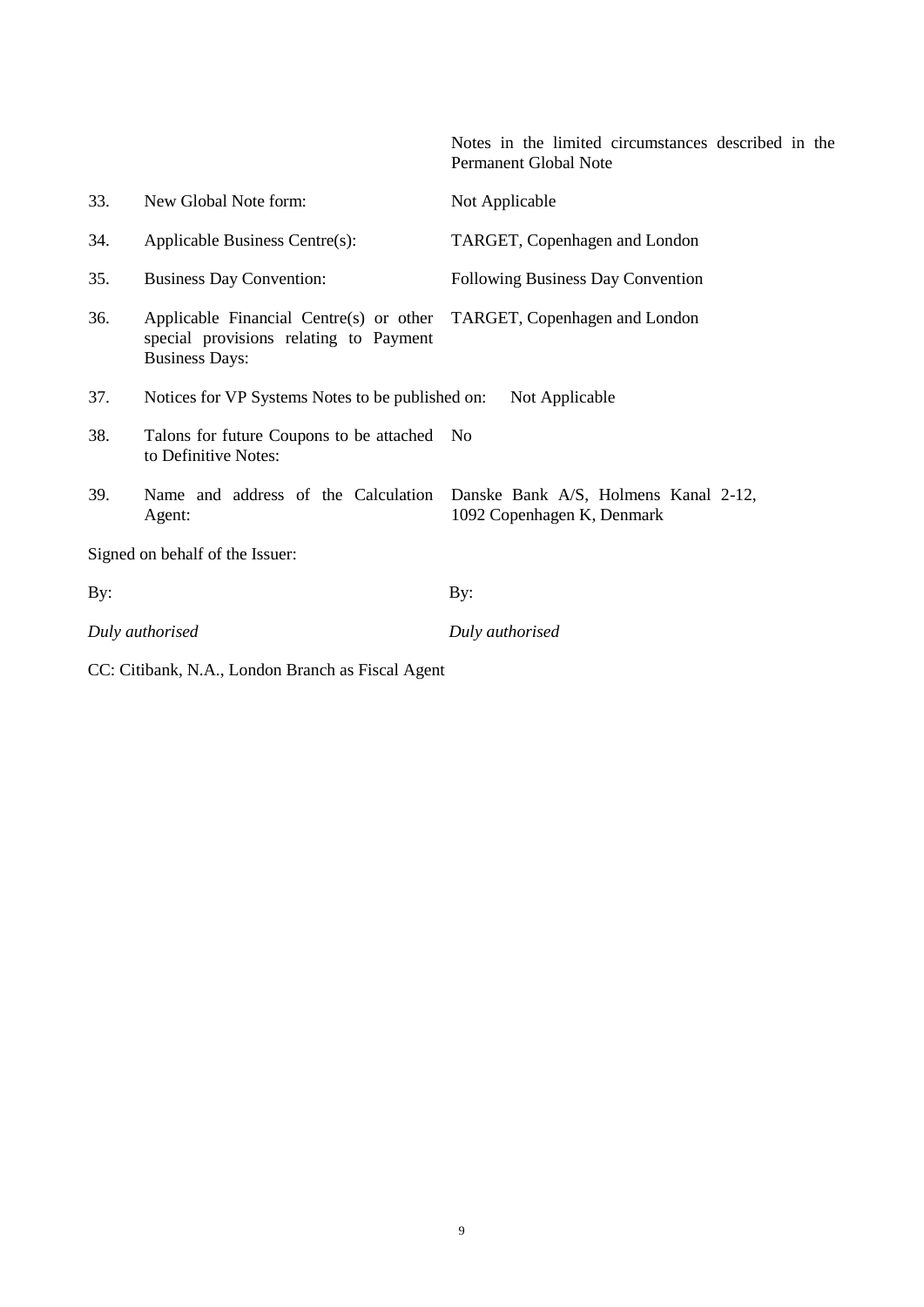| | | |
|---|---|---|
| | | Notes in the limited circumstances described in the Permanent Global Note |
| 33. | New Global Note form: | Not Applicable |
| 34. | Applicable Business Centre(s): | TARGET, Copenhagen and London |
| 35. | Business Day Convention: | Following Business Day Convention |
| 36. | Applicable Financial Centre(s) or other special provisions relating to Payment Business Days: | TARGET, Copenhagen and London |
| 37. | Notices for VP Systems Notes to be published on: | Not Applicable |
| 38. | Talons for future Coupons to be attached to Definitive Notes: | No |
| 39. | Name and address of the Calculation Agent: | Danske Bank A/S, Holmens Kanal 2-12, 1092 Copenhagen K, Denmark |

Signed on behalf of the Issuer:

| | |
|---|---|
| By: | By: |
| *Duly authorised* | *Duly authorised* |

CC: Citibank, N.A., London Branch as Fiscal Agent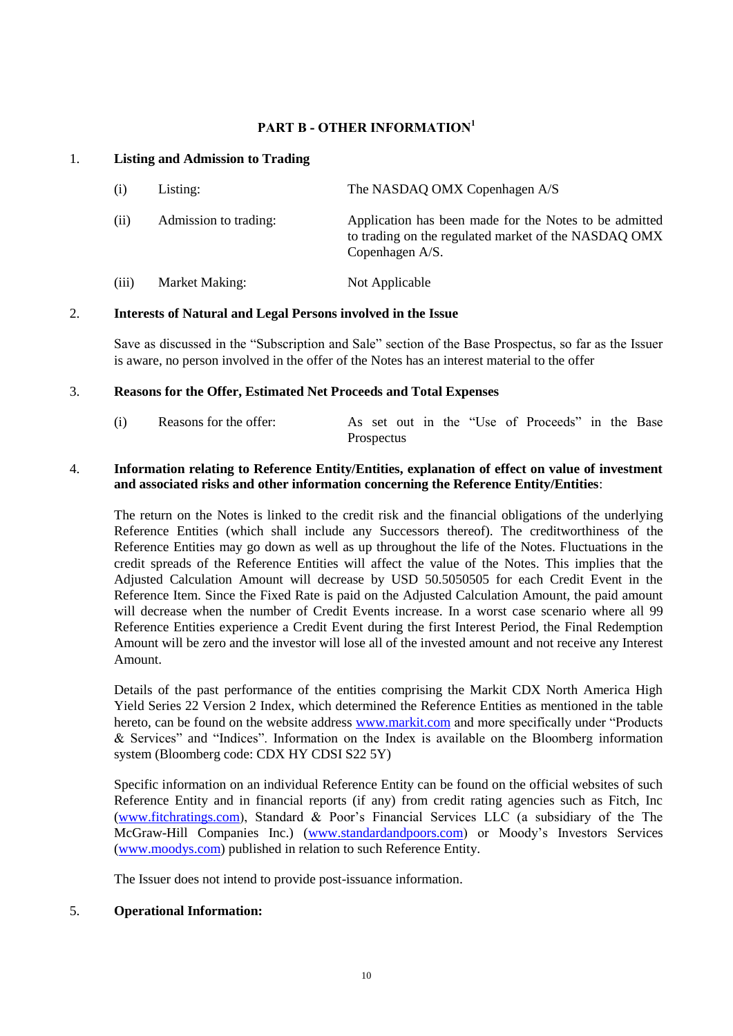## PART B - OTHER INFORMATION[1]

**1. Listing and Admission to Trading**

| | | |
|---|---|---|
| (i) | Listing: | The NASDAQ OMX Copenhagen A/S |
| (ii) | Admission to trading: | Application has been made for the Notes to be admitted to trading on the regulated market of the NASDAQ OMX Copenhagen A/S. |
| (iii) | Market Making: | Not Applicable |

**2. Interests of Natural and Legal Persons involved in the Issue**

Save as discussed in the "Subscription and Sale" section of the Base Prospectus, so far as the Issuer is aware, no person involved in the offer of the Notes has an interest material to the offer

**3. Reasons for the Offer, Estimated Net Proceeds and Total Expenses**

| | | |
|---|---|---|
| (i) | Reasons for the offer: | As set out in the "Use of Proceeds" in the Base Prospectus |

**4. Information relating to Reference Entity/Entities, explanation of effect on value of investment and associated risks and other information concerning the Reference Entity/Entities**:

The return on the Notes is linked to the credit risk and the financial obligations of the underlying Reference Entities (which shall include any Successors thereof). The creditworthiness of the Reference Entities may go down as well as up throughout the life of the Notes. Fluctuations in the credit spreads of the Reference Entities will affect the value of the Notes. This implies that the Adjusted Calculation Amount will decrease by USD 50.5050505 for each Credit Event in the Reference Item. Since the Fixed Rate is paid on the Adjusted Calculation Amount, the paid amount will decrease when the number of Credit Events increase. In a worst case scenario where all 99 Reference Entities experience a Credit Event during the first Interest Period, the Final Redemption Amount will be zero and the investor will lose all of the invested amount and not receive any Interest Amount.

Details of the past performance of the entities comprising the Markit CDX North America High Yield Series 22 Version 2 Index, which determined the Reference Entities as mentioned in the table hereto, can be found on the website address www.markit.com and more specifically under "Products & Services" and "Indices". Information on the Index is available on the Bloomberg information system (Bloomberg code: CDX HY CDSI S22 5Y)

Specific information on an individual Reference Entity can be found on the official websites of such Reference Entity and in financial reports (if any) from credit rating agencies such as Fitch, Inc (www.fitchratings.com), Standard & Poor's Financial Services LLC (a subsidiary of the The McGraw-Hill Companies Inc.) (www.standardandpoors.com) or Moody's Investors Services (www.moodys.com) published in relation to such Reference Entity.

The Issuer does not intend to provide post-issuance information.

**5. Operational Information:**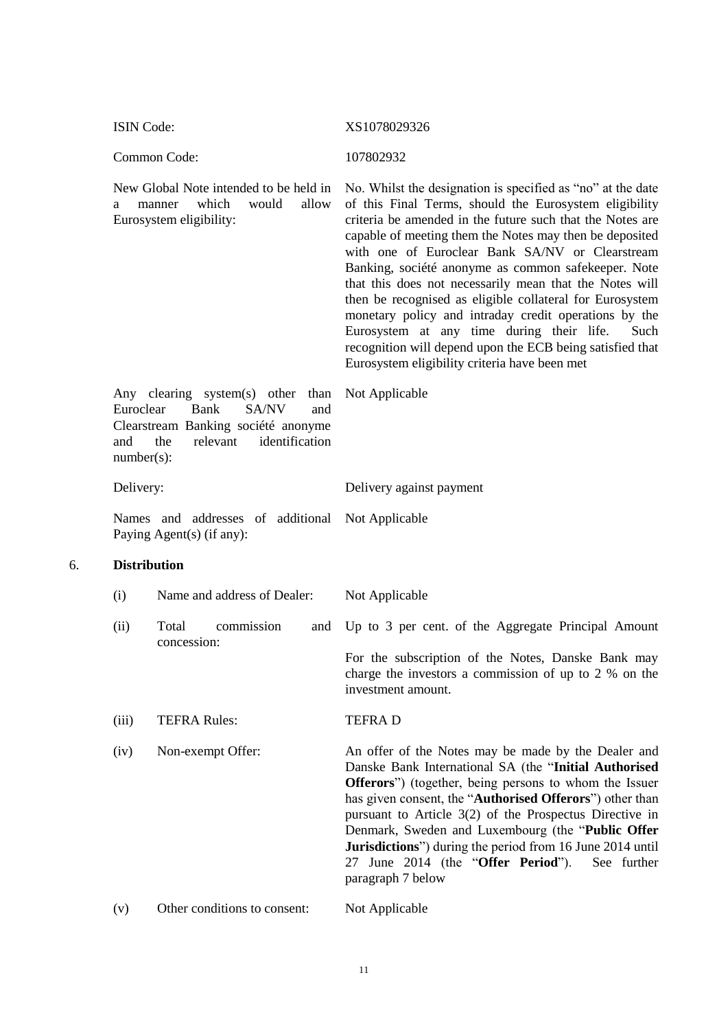| | |
|---|---|
| ISIN Code: | XS1078029326 |
| Common Code: | 107802932 |
| New Global Note intended to be held in a manner which would allow Eurosystem eligibility: | No. Whilst the designation is specified as "no" at the date of this Final Terms, should the Eurosystem eligibility criteria be amended in the future such that the Notes are capable of meeting them the Notes may then be deposited with one of Euroclear Bank SA/NV or Clearstream Banking, société anonyme as common safekeeper. Note that this does not necessarily mean that the Notes will then be recognised as eligible collateral for Eurosystem monetary policy and intraday credit operations by the Eurosystem at any time during their life. Such recognition will depend upon the ECB being satisfied that Eurosystem eligibility criteria have been met |
| Any clearing system(s) other than Euroclear Bank SA/NV and Clearstream Banking société anonyme and the relevant identification number(s): | Not Applicable |
| Delivery: | Delivery against payment |
| Names and addresses of additional Paying Agent(s) (if any): | Not Applicable |

6. **Distribution**

| | | |
|---|---|---|
| (i) | Name and address of Dealer: | Not Applicable |
| (ii) | Total commission and concession: | Up to 3 per cent. of the Aggregate Principal Amount<br><br>For the subscription of the Notes, Danske Bank may charge the investors a commission of up to 2 % on the investment amount. |
| (iii) | TEFRA Rules: | TEFRA D |
| (iv) | Non-exempt Offer: | An offer of the Notes may be made by the Dealer and Danske Bank International SA (the "**Initial Authorised Offerors**") (together, being persons to whom the Issuer has given consent, the "**Authorised Offerors**") other than pursuant to Article 3(2) of the Prospectus Directive in Denmark, Sweden and Luxembourg (the "**Public Offer Jurisdictions**") during the period from 16 June 2014 until 27 June 2014 (the "**Offer Period**"). See further paragraph 7 below |
| (v) | Other conditions to consent: | Not Applicable |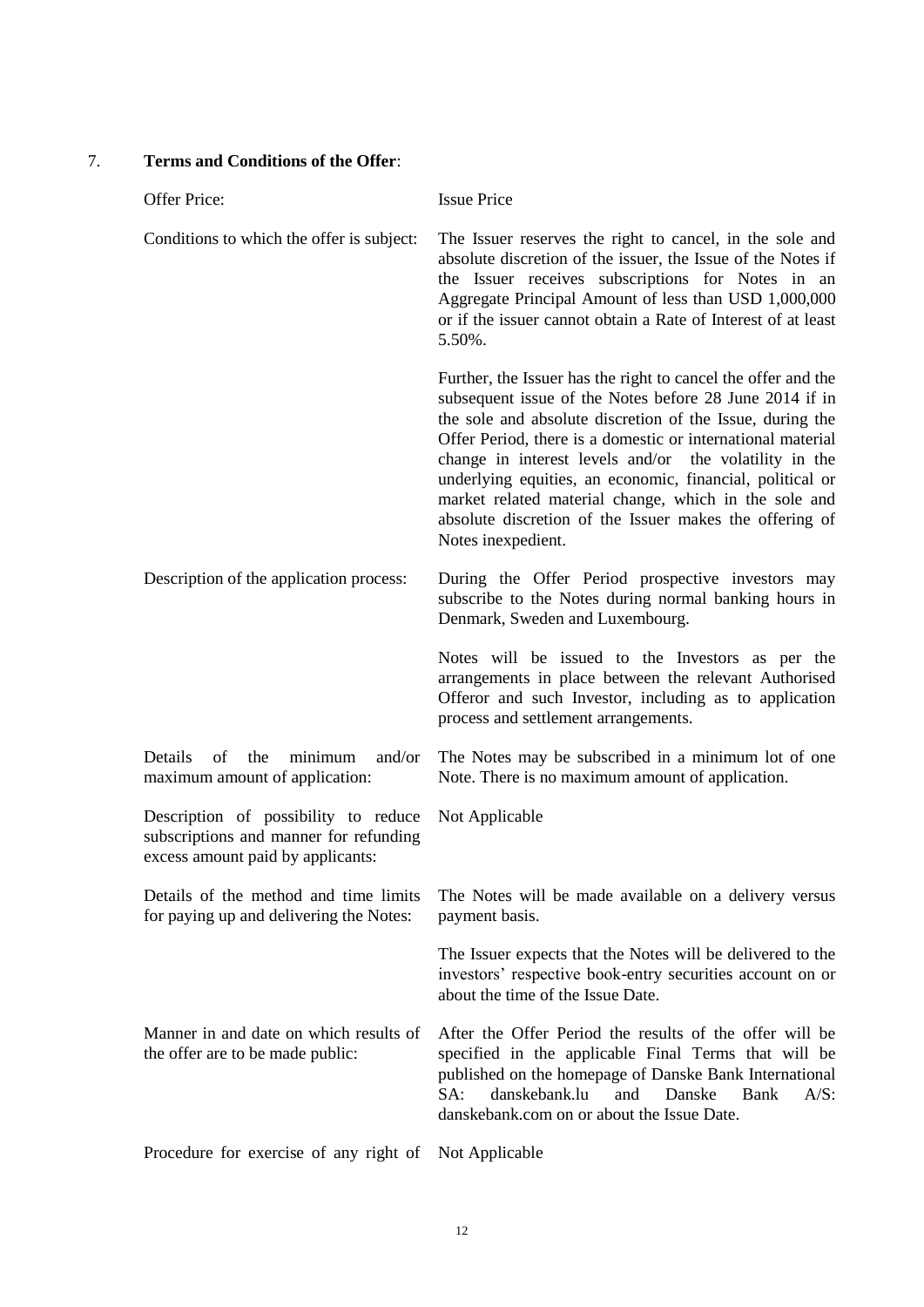7. **Terms and Conditions of the Offer**:

| | |
|---|---|
| Offer Price: | Issue Price |
| Conditions to which the offer is subject: | The Issuer reserves the right to cancel, in the sole and absolute discretion of the issuer, the Issue of the Notes if the Issuer receives subscriptions for Notes in an Aggregate Principal Amount of less than USD 1,000,000 or if the issuer cannot obtain a Rate of Interest of at least 5.50%.<br><br>Further, the Issuer has the right to cancel the offer and the subsequent issue of the Notes before 28 June 2014 if in the sole and absolute discretion of the Issue, during the Offer Period, there is a domestic or international material change in interest levels and/or the volatility in the underlying equities, an economic, financial, political or market related material change, which in the sole and absolute discretion of the Issuer makes the offering of Notes inexpedient. |
| Description of the application process: | During the Offer Period prospective investors may subscribe to the Notes during normal banking hours in Denmark, Sweden and Luxembourg.<br><br>Notes will be issued to the Investors as per the arrangements in place between the relevant Authorised Offeror and such Investor, including as to application process and settlement arrangements. |
| Details of the minimum and/or maximum amount of application: | The Notes may be subscribed in a minimum lot of one Note. There is no maximum amount of application. |
| Description of possibility to reduce subscriptions and manner for refunding excess amount paid by applicants: | Not Applicable |
| Details of the method and time limits for paying up and delivering the Notes: | The Notes will be made available on a delivery versus payment basis.<br><br>The Issuer expects that the Notes will be delivered to the investors' respective book-entry securities account on or about the time of the Issue Date. |
| Manner in and date on which results of the offer are to be made public: | After the Offer Period the results of the offer will be specified in the applicable Final Terms that will be published on the homepage of Danske Bank International SA: danskebank.lu and Danske Bank A/S: danskebank.com on or about the Issue Date. |
| Procedure for exercise of any right of | Not Applicable |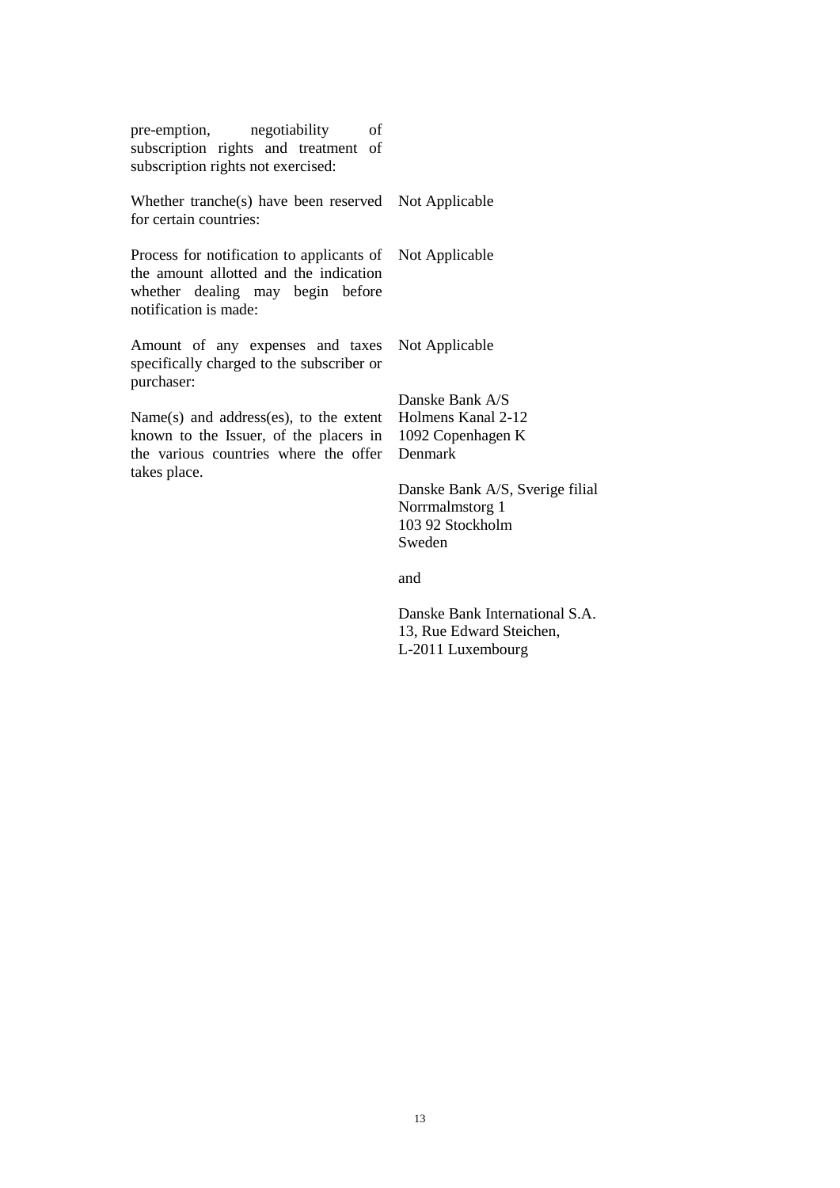| | |
|---|---|
| pre-emption, negotiability of subscription rights and treatment of subscription rights not exercised: | |
| Whether tranche(s) have been reserved for certain countries: | Not Applicable |
| Process for notification to applicants of the amount allotted and the indication whether dealing may begin before notification is made: | Not Applicable |
| Amount of any expenses and taxes specifically charged to the subscriber or purchaser: | Not Applicable |
| Name(s) and address(es), to the extent known to the Issuer, of the placers in the various countries where the offer takes place. | Danske Bank A/S<br>Holmens Kanal 2-12<br>1092 Copenhagen K<br>Denmark<br><br>Danske Bank A/S, Sverige filial<br>Norrmalmstorg 1<br>103 92 Stockholm<br>Sweden<br><br>and<br><br>Danske Bank International S.A.<br>13, Rue Edward Steichen,<br>L-2011 Luxembourg |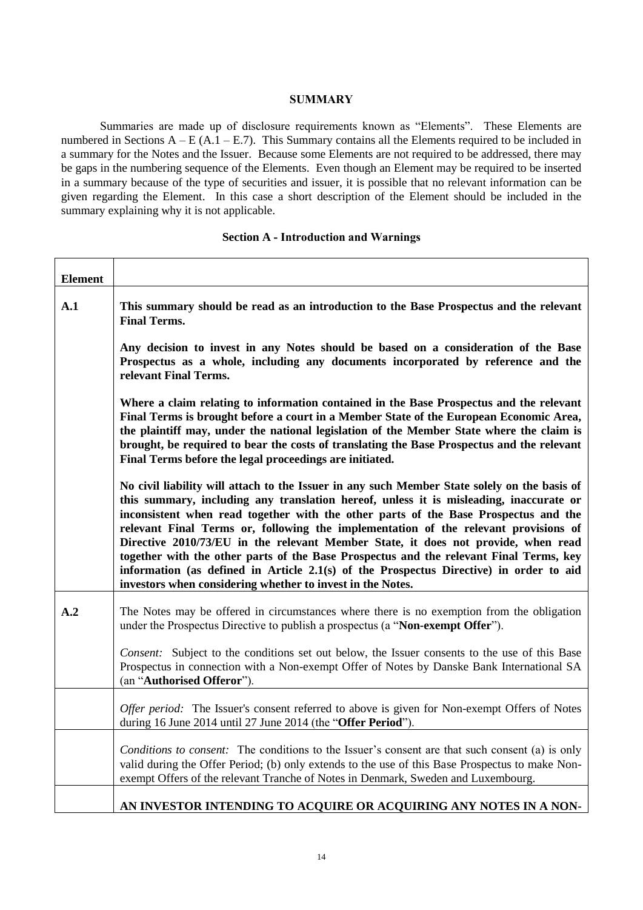## SUMMARY

Summaries are made up of disclosure requirements known as "Elements". These Elements are numbered in Sections A – E (A.1 – E.7). This Summary contains all the Elements required to be included in a summary for the Notes and the Issuer. Because some Elements are not required to be addressed, there may be gaps in the numbering sequence of the Elements. Even though an Element may be required to be inserted in a summary because of the type of securities and issuer, it is possible that no relevant information can be given regarding the Element. In this case a short description of the Element should be included in the summary explaining why it is not applicable.

### Section A - Introduction and Warnings

| Element | |
|---|---|
| **A.1** | **This summary should be read as an introduction to the Base Prospectus and the relevant Final Terms.**<br><br>**Any decision to invest in any Notes should be based on a consideration of the Base Prospectus as a whole, including any documents incorporated by reference and the relevant Final Terms.**<br><br>**Where a claim relating to information contained in the Base Prospectus and the relevant Final Terms is brought before a court in a Member State of the European Economic Area, the plaintiff may, under the national legislation of the Member State where the claim is brought, be required to bear the costs of translating the Base Prospectus and the relevant Final Terms before the legal proceedings are initiated.**<br><br>**No civil liability will attach to the Issuer in any such Member State solely on the basis of this summary, including any translation hereof, unless it is misleading, inaccurate or inconsistent when read together with the other parts of the Base Prospectus and the relevant Final Terms or, following the implementation of the relevant provisions of Directive 2010/73/EU in the relevant Member State, it does not provide, when read together with the other parts of the Base Prospectus and the relevant Final Terms, key information (as defined in Article 2.1(s) of the Prospectus Directive) in order to aid investors when considering whether to invest in the Notes.** |
| **A.2** | The Notes may be offered in circumstances where there is no exemption from the obligation under the Prospectus Directive to publish a prospectus (a "**Non-exempt Offer**").<br><br>*Consent:* Subject to the conditions set out below, the Issuer consents to the use of this Base Prospectus in connection with a Non-exempt Offer of Notes by Danske Bank International SA (an "**Authorised Offeror**"). |
| | *Offer period:* The Issuer's consent referred to above is given for Non-exempt Offers of Notes during 16 June 2014 until 27 June 2014 (the "**Offer Period**"). |
| | *Conditions to consent:* The conditions to the Issuer's consent are that such consent (a) is only valid during the Offer Period; (b) only extends to the use of this Base Prospectus to make Non-exempt Offers of the relevant Tranche of Notes in Denmark, Sweden and Luxembourg. |
| | **AN INVESTOR INTENDING TO ACQUIRE OR ACQUIRING ANY NOTES IN A NON-** |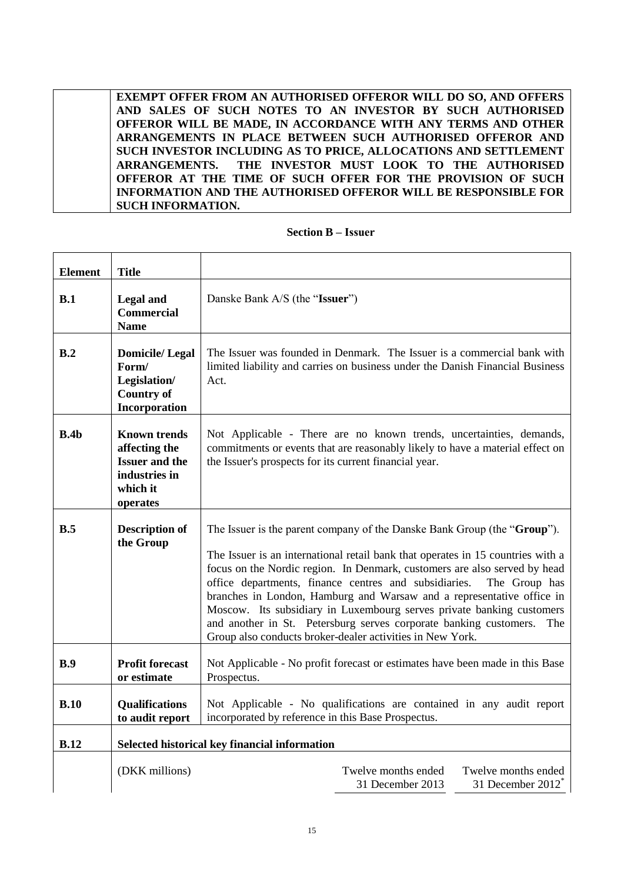| | EXEMPT OFFER FROM AN AUTHORISED OFFEROR WILL DO SO, AND OFFERS AND SALES OF SUCH NOTES TO AN INVESTOR BY SUCH AUTHORISED OFFEROR WILL BE MADE, IN ACCORDANCE WITH ANY TERMS AND OTHER ARRANGEMENTS IN PLACE BETWEEN SUCH AUTHORISED OFFEROR AND SUCH INVESTOR INCLUDING AS TO PRICE, ALLOCATIONS AND SETTLEMENT ARRANGEMENTS. THE INVESTOR MUST LOOK TO THE AUTHORISED OFFEROR AT THE TIME OF SUCH OFFER FOR THE PROVISION OF SUCH INFORMATION AND THE AUTHORISED OFFEROR WILL BE RESPONSIBLE FOR SUCH INFORMATION. |
|---|---|

**Section B – Issuer**

| Element | Title | |
|---|---|---|
| **B.1** | **Legal and Commercial Name** | Danske Bank A/S (the "**Issuer**") |
| **B.2** | **Domicile/ Legal Form/ Legislation/ Country of Incorporation** | The Issuer was founded in Denmark. The Issuer is a commercial bank with limited liability and carries on business under the Danish Financial Business Act. |
| **B.4b** | **Known trends affecting the Issuer and the industries in which it operates** | Not Applicable - There are no known trends, uncertainties, demands, commitments or events that are reasonably likely to have a material effect on the Issuer's prospects for its current financial year. |
| **B.5** | **Description of the Group** | The Issuer is the parent company of the Danske Bank Group (the "**Group**").<br><br>The Issuer is an international retail bank that operates in 15 countries with a focus on the Nordic region. In Denmark, customers are also served by head office departments, finance centres and subsidiaries. The Group has branches in London, Hamburg and Warsaw and a representative office in Moscow. Its subsidiary in Luxembourg serves private banking customers and another in St. Petersburg serves corporate banking customers. The Group also conducts broker-dealer activities in New York. |
| **B.9** | **Profit forecast or estimate** | Not Applicable - No profit forecast or estimates have been made in this Base Prospectus. |
| **B.10** | **Qualifications to audit report** | Not Applicable - No qualifications are contained in any audit report incorporated by reference in this Base Prospectus. |
| **B.12** | **Selected historical key financial information** | |

| | (DKK millions) | Twelve months ended 31 December 2013 | Twelve months ended 31 December 2012* |
|---|---|---|---|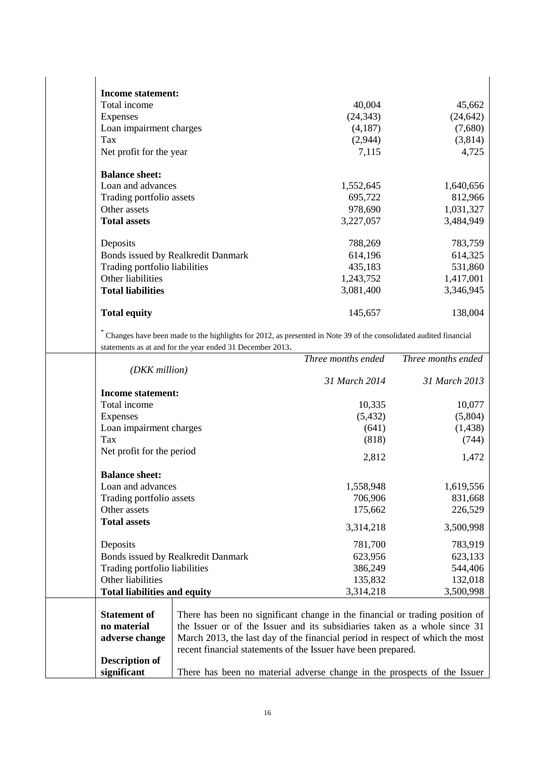| | | |
|---|---|---|
| **Income statement:** | | |
| Total income | 40,004 | 45,662 |
| Expenses | (24,343) | (24,642) |
| Loan impairment charges | (4,187) | (7,680) |
| Tax | (2,944) | (3,814) |
| Net profit for the year | 7,115 | 4,725 |
| **Balance sheet:** | | |
| Loan and advances | 1,552,645 | 1,640,656 |
| Trading portfolio assets | 695,722 | 812,966 |
| Other assets | 978,690 | 1,031,327 |
| **Total assets** | 3,227,057 | 3,484,949 |
| Deposits | 788,269 | 783,759 |
| Bonds issued by Realkredit Danmark | 614,196 | 614,325 |
| Trading portfolio liabilities | 435,183 | 531,860 |
| Other liabilities | 1,243,752 | 1,417,001 |
| **Total liabilities** | 3,081,400 | 3,346,945 |
| **Total equity** | 145,657 | 138,004 |

\* Changes have been made to the highlights for 2012, as presented in Note 39 of the consolidated audited financial statements as at and for the year ended 31 December 2013.

| *(DKK million)* | *Three months ended* *31 March 2014* | *Three months ended* *31 March 2013* |
|---|---|---|
| **Income statement:** | | |
| Total income | 10,335 | 10,077 |
| Expenses | (5,432) | (5,804) |
| Loan impairment charges | (641) | (1,438) |
| Tax | (818) | (744) |
| Net profit for the period | 2,812 | 1,472 |
| **Balance sheet:** | | |
| Loan and advances | 1,558,948 | 1,619,556 |
| Trading portfolio assets | 706,906 | 831,668 |
| Other assets | 175,662 | 226,529 |
| **Total assets** | 3,314,218 | 3,500,998 |
| Deposits | 781,700 | 783,919 |
| Bonds issued by Realkredit Danmark | 623,956 | 623,133 |
| Trading portfolio liabilities | 386,249 | 544,406 |
| Other liabilities | 135,832 | 132,018 |
| **Total liabilities and equity** | 3,314,218 | 3,500,998 |

| | |
|---|---|
| **Statement of no material adverse change** | There has been no significant change in the financial or trading position of the Issuer or of the Issuer and its subsidiaries taken as a whole since 31 March 2013, the last day of the financial period in respect of which the most recent financial statements of the Issuer have been prepared. |
| **Description of significant** | There has been no material adverse change in the prospects of the Issuer |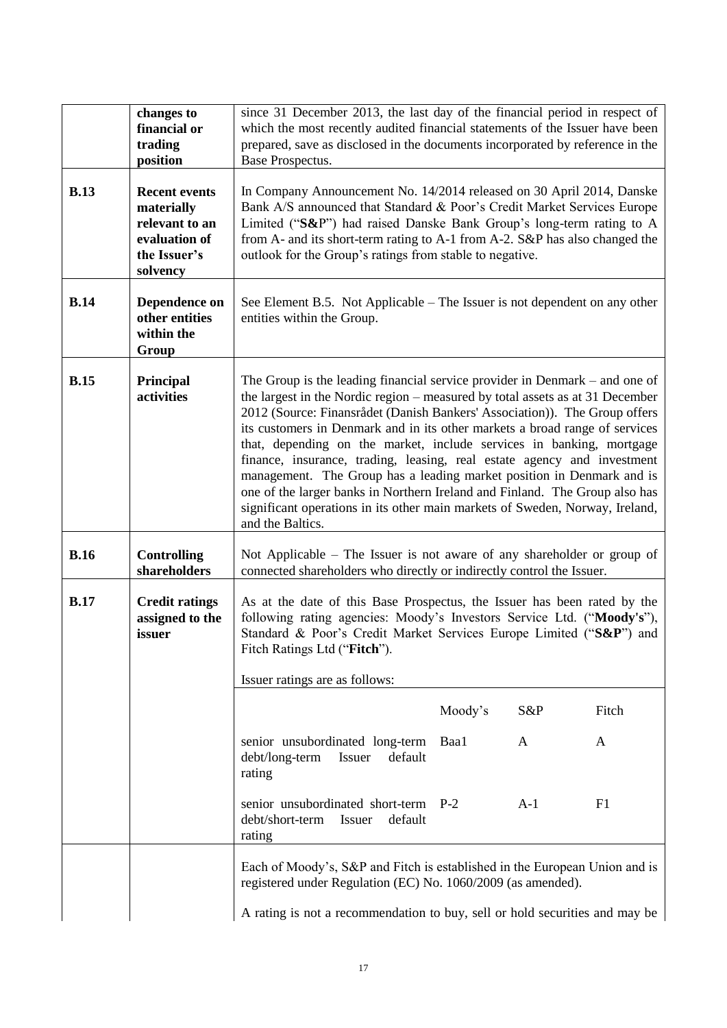| | | |
|---|---|---|
| | **changes to financial or trading position** | since 31 December 2013, the last day of the financial period in respect of which the most recently audited financial statements of the Issuer have been prepared, save as disclosed in the documents incorporated by reference in the Base Prospectus. |
| **B.13** | **Recent events materially relevant to an evaluation of the Issuer's solvency** | In Company Announcement No. 14/2014 released on 30 April 2014, Danske Bank A/S announced that Standard & Poor's Credit Market Services Europe Limited ("**S&**P") had raised Danske Bank Group's long-term rating to A from A- and its short-term rating to A-1 from A-2. S&P has also changed the outlook for the Group's ratings from stable to negative. |
| **B.14** | **Dependence on other entities within the Group** | See Element B.5. Not Applicable – The Issuer is not dependent on any other entities within the Group. |
| **B.15** | **Principal activities** | The Group is the leading financial service provider in Denmark – and one of the largest in the Nordic region – measured by total assets as at 31 December 2012 (Source: Finansrådet (Danish Bankers' Association)). The Group offers its customers in Denmark and in its other markets a broad range of services that, depending on the market, include services in banking, mortgage finance, insurance, trading, leasing, real estate agency and investment management. The Group has a leading market position in Denmark and is one of the larger banks in Northern Ireland and Finland. The Group also has significant operations in its other main markets of Sweden, Norway, Ireland, and the Baltics. |
| **B.16** | **Controlling shareholders** | Not Applicable – The Issuer is not aware of any shareholder or group of connected shareholders who directly or indirectly control the Issuer. |
| **B.17** | **Credit ratings assigned to the issuer** | As at the date of this Base Prospectus, the Issuer has been rated by the following rating agencies: Moody's Investors Service Ltd. ("**Moody's**"), Standard & Poor's Credit Market Services Europe Limited ("**S&P**") and Fitch Ratings Ltd ("**Fitch**").<br><br>Issuer ratings are as follows: |

| | Moody's | S&P | Fitch |
|---|---|---|---|
| senior unsubordinated long-term debt/long-term Issuer default rating | Baa1 | A | A |
| senior unsubordinated short-term debt/short-term Issuer default rating | P-2 | A-1 | F1 |

Each of Moody's, S&P and Fitch is established in the European Union and is registered under Regulation (EC) No. 1060/2009 (as amended).

A rating is not a recommendation to buy, sell or hold securities and may be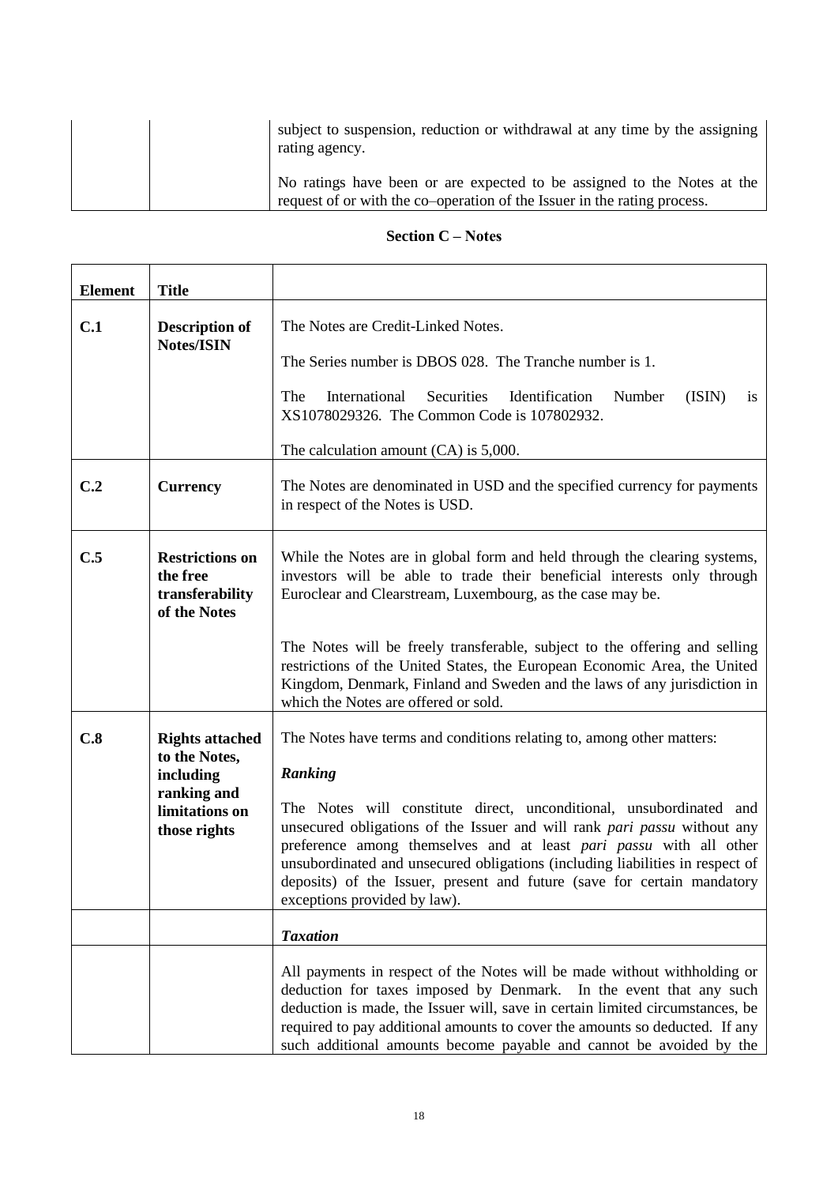| | | |
|---|---|---|
| | | subject to suspension, reduction or withdrawal at any time by the assigning rating agency.<br><br>No ratings have been or are expected to be assigned to the Notes at the request of or with the co–operation of the Issuer in the rating process. |

## Section C – Notes

| Element | Title | |
|---|---|---|
| **C.1** | **Description of Notes/ISIN** | The Notes are Credit-Linked Notes.<br><br>The Series number is DBOS 028. The Tranche number is 1.<br><br>The International Securities Identification Number (ISIN) is XS1078029326. The Common Code is 107802932.<br><br>The calculation amount (CA) is 5,000. |
| **C.2** | **Currency** | The Notes are denominated in USD and the specified currency for payments in respect of the Notes is USD. |
| **C.5** | **Restrictions on the free transferability of the Notes** | While the Notes are in global form and held through the clearing systems, investors will be able to trade their beneficial interests only through Euroclear and Clearstream, Luxembourg, as the case may be.<br><br>The Notes will be freely transferable, subject to the offering and selling restrictions of the United States, the European Economic Area, the United Kingdom, Denmark, Finland and Sweden and the laws of any jurisdiction in which the Notes are offered or sold. |
| **C.8** | **Rights attached to the Notes, including ranking and limitations on those rights** | The Notes have terms and conditions relating to, among other matters:<br><br>***Ranking***<br><br>The Notes will constitute direct, unconditional, unsubordinated and unsecured obligations of the Issuer and will rank *pari passu* without any preference among themselves and at least *pari passu* with all other unsubordinated and unsecured obligations (including liabilities in respect of deposits) of the Issuer, present and future (save for certain mandatory exceptions provided by law). |
| | | ***Taxation*** |
| | | All payments in respect of the Notes will be made without withholding or deduction for taxes imposed by Denmark. In the event that any such deduction is made, the Issuer will, save in certain limited circumstances, be required to pay additional amounts to cover the amounts so deducted. If any such additional amounts become payable and cannot be avoided by the |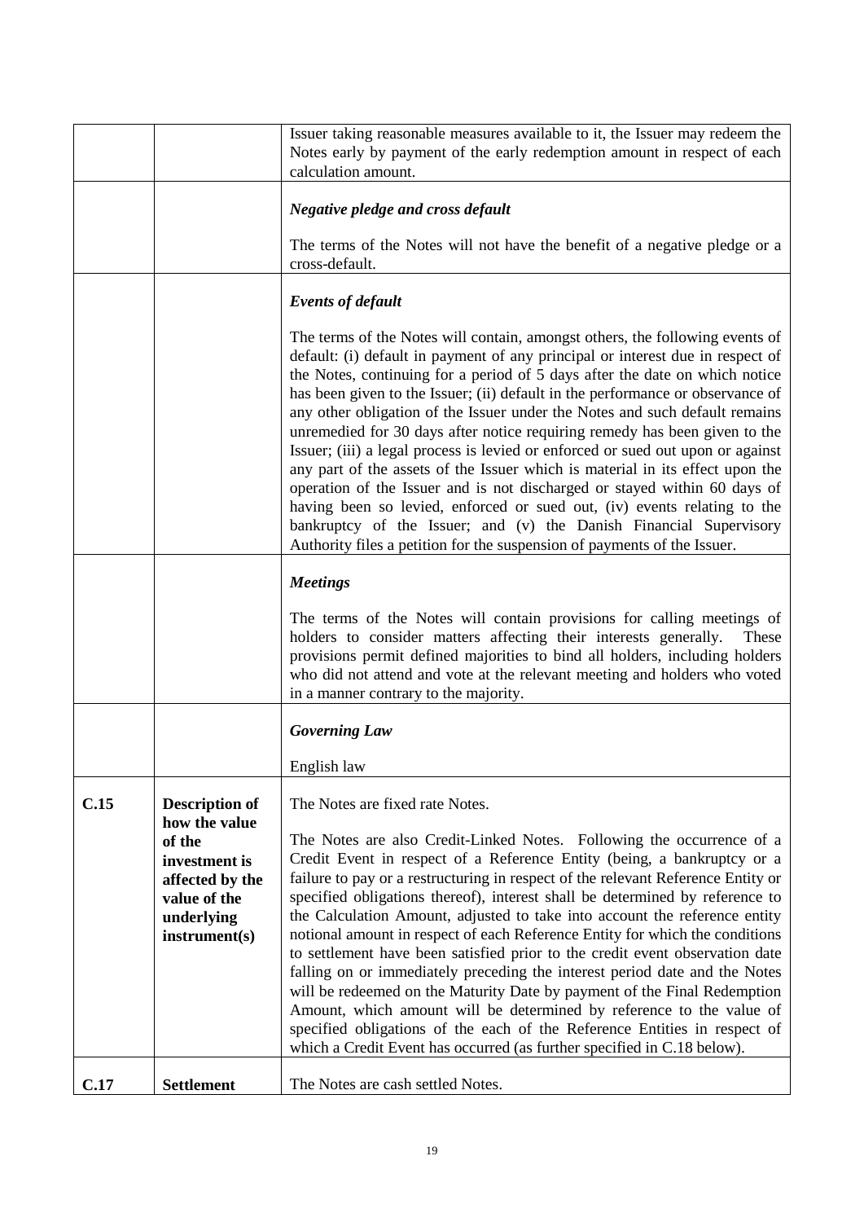| | | |
|---|---|---|
| | | Issuer taking reasonable measures available to it, the Issuer may redeem the Notes early by payment of the early redemption amount in respect of each calculation amount. |
| | | ***Negative pledge and cross default***<br><br>The terms of the Notes will not have the benefit of a negative pledge or a cross-default. |
| | | ***Events of default***<br><br>The terms of the Notes will contain, amongst others, the following events of default: (i) default in payment of any principal or interest due in respect of the Notes, continuing for a period of 5 days after the date on which notice has been given to the Issuer; (ii) default in the performance or observance of any other obligation of the Issuer under the Notes and such default remains unremedied for 30 days after notice requiring remedy has been given to the Issuer; (iii) a legal process is levied or enforced or sued out upon or against any part of the assets of the Issuer which is material in its effect upon the operation of the Issuer and is not discharged or stayed within 60 days of having been so levied, enforced or sued out, (iv) events relating to the bankruptcy of the Issuer; and (v) the Danish Financial Supervisory Authority files a petition for the suspension of payments of the Issuer. |
| | | ***Meetings***<br><br>The terms of the Notes will contain provisions for calling meetings of holders to consider matters affecting their interests generally. These provisions permit defined majorities to bind all holders, including holders who did not attend and vote at the relevant meeting and holders who voted in a manner contrary to the majority. |
| | | ***Governing Law***<br><br>English law |
| **C.15** | **Description of how the value of the investment is affected by the value of the underlying instrument(s)** | The Notes are fixed rate Notes.<br><br>The Notes are also Credit-Linked Notes. Following the occurrence of a Credit Event in respect of a Reference Entity (being, a bankruptcy or a failure to pay or a restructuring in respect of the relevant Reference Entity or specified obligations thereof), interest shall be determined by reference to the Calculation Amount, adjusted to take into account the reference entity notional amount in respect of each Reference Entity for which the conditions to settlement have been satisfied prior to the credit event observation date falling on or immediately preceding the interest period date and the Notes will be redeemed on the Maturity Date by payment of the Final Redemption Amount, which amount will be determined by reference to the value of specified obligations of the each of the Reference Entities in respect of which a Credit Event has occurred (as further specified in C.18 below). |
| **C.17** | **Settlement** | The Notes are cash settled Notes. |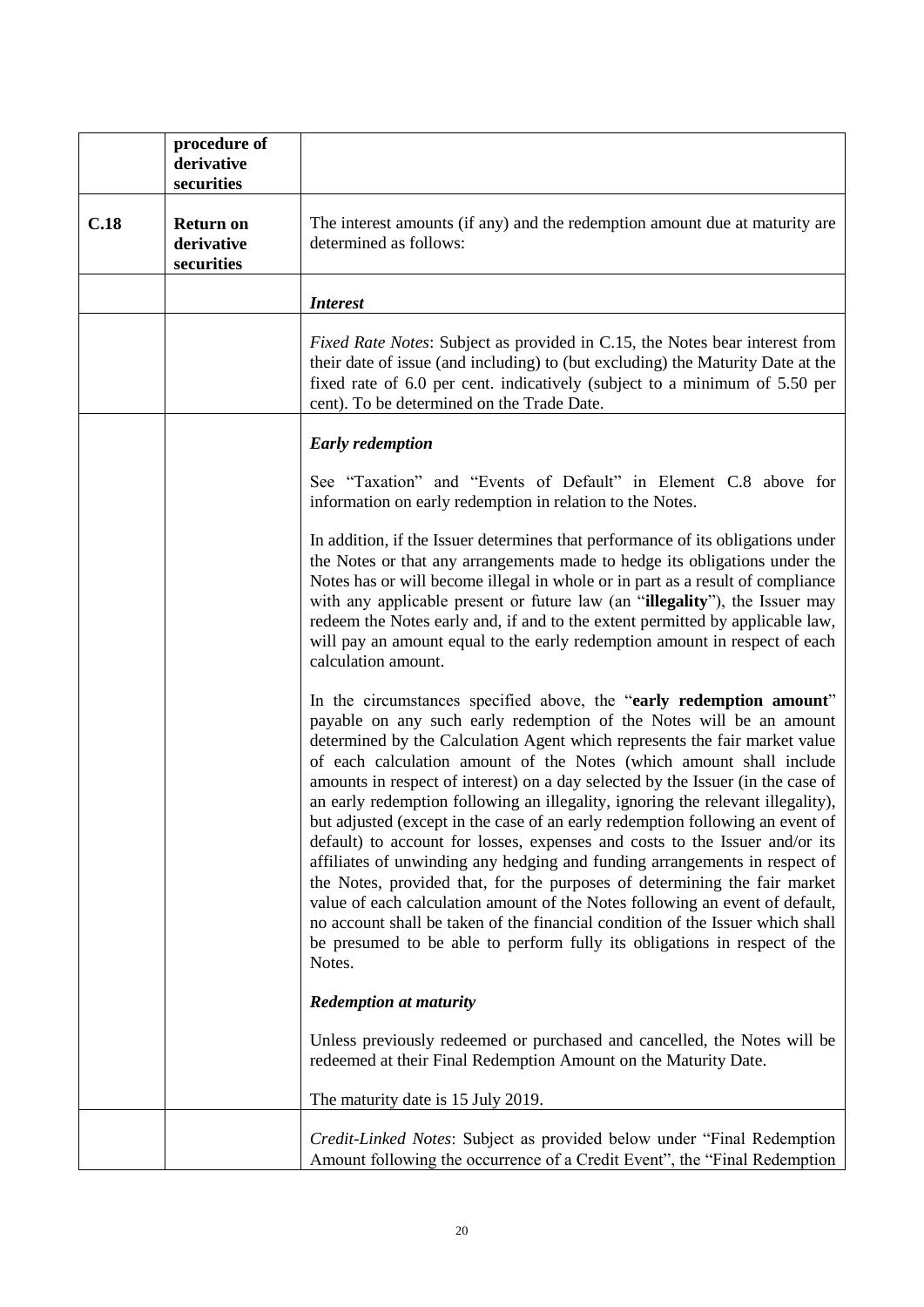|  | procedure of derivative securities |  |
|---|---|---|
| **C.18** | **Return on derivative securities** | The interest amounts (if any) and the redemption amount due at maturity are determined as follows: |
|  |  | ***Interest*** |
|  |  | *Fixed Rate Notes*: Subject as provided in C.15, the Notes bear interest from their date of issue (and including) to (but excluding) the Maturity Date at the fixed rate of 6.0 per cent. indicatively (subject to a minimum of 5.50 per cent). To be determined on the Trade Date. |
|  |  | ***Early redemption***<br><br>See "Taxation" and "Events of Default" in Element C.8 above for information on early redemption in relation to the Notes.<br><br>In addition, if the Issuer determines that performance of its obligations under the Notes or that any arrangements made to hedge its obligations under the Notes has or will become illegal in whole or in part as a result of compliance with any applicable present or future law (an "**illegality**"), the Issuer may redeem the Notes early and, if and to the extent permitted by applicable law, will pay an amount equal to the early redemption amount in respect of each calculation amount.<br><br>In the circumstances specified above, the "**early redemption amount**" payable on any such early redemption of the Notes will be an amount determined by the Calculation Agent which represents the fair market value of each calculation amount of the Notes (which amount shall include amounts in respect of interest) on a day selected by the Issuer (in the case of an early redemption following an illegality, ignoring the relevant illegality), but adjusted (except in the case of an early redemption following an event of default) to account for losses, expenses and costs to the Issuer and/or its affiliates of unwinding any hedging and funding arrangements in respect of the Notes, provided that, for the purposes of determining the fair market value of each calculation amount of the Notes following an event of default, no account shall be taken of the financial condition of the Issuer which shall be presumed to be able to perform fully its obligations in respect of the Notes.<br><br>***Redemption at maturity***<br><br>Unless previously redeemed or purchased and cancelled, the Notes will be redeemed at their Final Redemption Amount on the Maturity Date.<br><br>The maturity date is 15 July 2019. |
|  |  | *Credit-Linked Notes*: Subject as provided below under "Final Redemption Amount following the occurrence of a Credit Event", the "Final Redemption |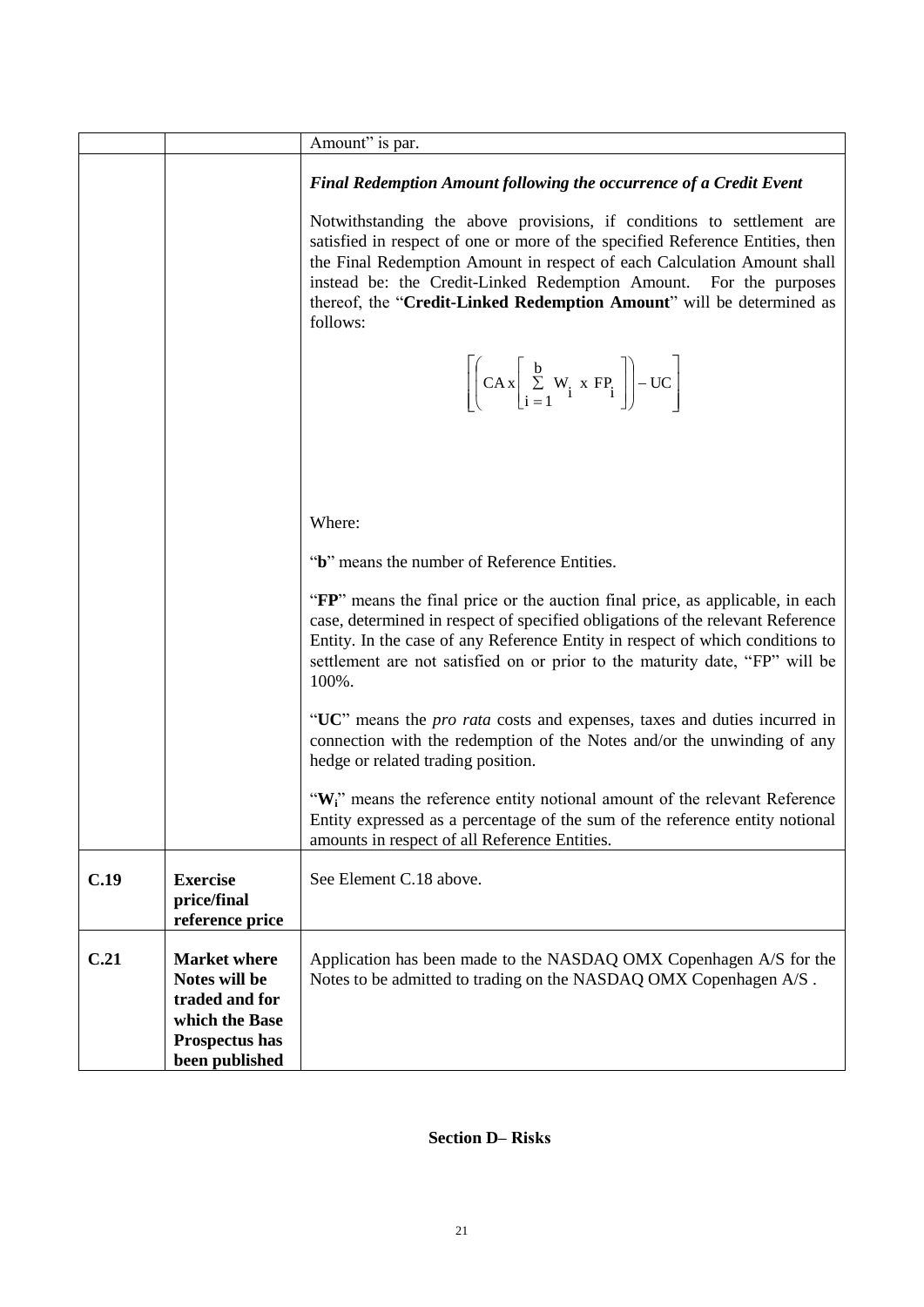| | | |
|---|---|---|
| | | Amount" is par. |
| | | ***Final Redemption Amount following the occurrence of a Credit Event***<br><br>Notwithstanding the above provisions, if conditions to settlement are satisfied in respect of one or more of the specified Reference Entities, then the Final Redemption Amount in respect of each Calculation Amount shall instead be: the Credit-Linked Redemption Amount. For the purposes thereof, the "**Credit-Linked Redemption Amount**" will be determined as follows:<br><br>$$\left[\left(CA \, x \left[\sum_{i=1}^{b} W_i \text{ x } FP_i\right]\right) - UC\right]$$<br><br>Where:<br><br>"**b**" means the number of Reference Entities.<br><br>"**FP**" means the final price or the auction final price, as applicable, in each case, determined in respect of specified obligations of the relevant Reference Entity. In the case of any Reference Entity in respect of which conditions to settlement are not satisfied on or prior to the maturity date, "FP" will be 100%.<br><br>"**UC**" means the *pro rata* costs and expenses, taxes and duties incurred in connection with the redemption of the Notes and/or the unwinding of any hedge or related trading position.<br><br>"$\mathbf{W_i}$" means the reference entity notional amount of the relevant Reference Entity expressed as a percentage of the sum of the reference entity notional amounts in respect of all Reference Entities. |
| **C.19** | **Exercise price/final reference price** | See Element C.18 above. |
| **C.21** | **Market where Notes will be traded and for which the Base Prospectus has been published** | Application has been made to the NASDAQ OMX Copenhagen A/S for the Notes to be admitted to trading on the NASDAQ OMX Copenhagen A/S . |

**Section D– Risks**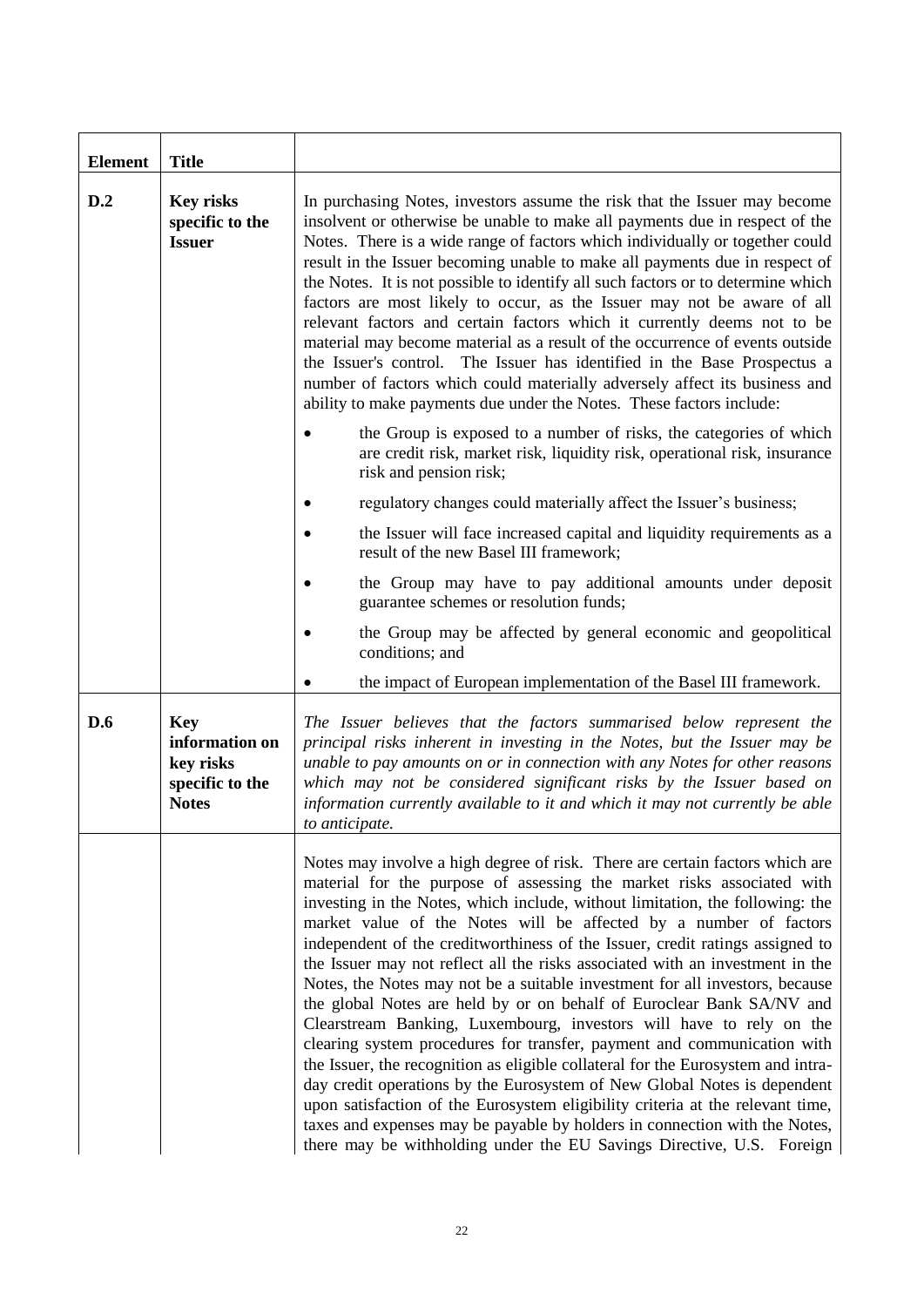| Element | Title | |
|---|---|---|
| **D.2** | **Key risks specific to the Issuer** | In purchasing Notes, investors assume the risk that the Issuer may become insolvent or otherwise be unable to make all payments due in respect of the Notes. There is a wide range of factors which individually or together could result in the Issuer becoming unable to make all payments due in respect of the Notes. It is not possible to identify all such factors or to determine which factors are most likely to occur, as the Issuer may not be aware of all relevant factors and certain factors which it currently deems not to be material may become material as a result of the occurrence of events outside the Issuer's control. The Issuer has identified in the Base Prospectus a number of factors which could materially adversely affect its business and ability to make payments due under the Notes. These factors include:<br><br>• the Group is exposed to a number of risks, the categories of which are credit risk, market risk, liquidity risk, operational risk, insurance risk and pension risk;<br><br>• regulatory changes could materially affect the Issuer's business;<br><br>• the Issuer will face increased capital and liquidity requirements as a result of the new Basel III framework;<br><br>• the Group may have to pay additional amounts under deposit guarantee schemes or resolution funds;<br><br>• the Group may be affected by general economic and geopolitical conditions; and<br><br>• the impact of European implementation of the Basel III framework. |
| **D.6** | **Key information on key risks specific to the Notes** | *The Issuer believes that the factors summarised below represent the principal risks inherent in investing in the Notes, but the Issuer may be unable to pay amounts on or in connection with any Notes for other reasons which may not be considered significant risks by the Issuer based on information currently available to it and which it may not currently be able to anticipate.* |
| | | Notes may involve a high degree of risk. There are certain factors which are material for the purpose of assessing the market risks associated with investing in the Notes, which include, without limitation, the following: the market value of the Notes will be affected by a number of factors independent of the creditworthiness of the Issuer, credit ratings assigned to the Issuer may not reflect all the risks associated with an investment in the Notes, the Notes may not be a suitable investment for all investors, because the global Notes are held by or on behalf of Euroclear Bank SA/NV and Clearstream Banking, Luxembourg, investors will have to rely on the clearing system procedures for transfer, payment and communication with the Issuer, the recognition as eligible collateral for the Eurosystem and intra-day credit operations by the Eurosystem of New Global Notes is dependent upon satisfaction of the Eurosystem eligibility criteria at the relevant time, taxes and expenses may be payable by holders in connection with the Notes, there may be withholding under the EU Savings Directive, U.S. Foreign |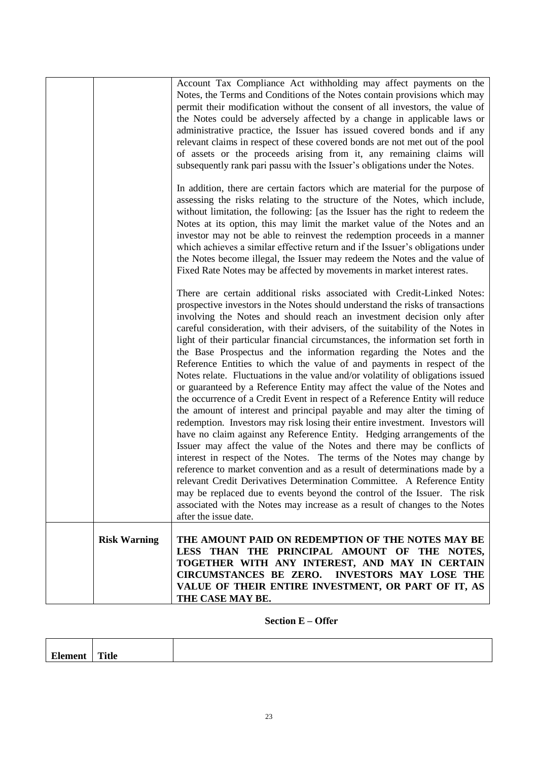| | | |
|---|---|---|
| | | Account Tax Compliance Act withholding may affect payments on the Notes, the Terms and Conditions of the Notes contain provisions which may permit their modification without the consent of all investors, the value of the Notes could be adversely affected by a change in applicable laws or administrative practice, the Issuer has issued covered bonds and if any relevant claims in respect of these covered bonds are not met out of the pool of assets or the proceeds arising from it, any remaining claims will subsequently rank pari passu with the Issuer's obligations under the Notes.<br><br>In addition, there are certain factors which are material for the purpose of assessing the risks relating to the structure of the Notes, which include, without limitation, the following: [as the Issuer has the right to redeem the Notes at its option, this may limit the market value of the Notes and an investor may not be able to reinvest the redemption proceeds in a manner which achieves a similar effective return and if the Issuer's obligations under the Notes become illegal, the Issuer may redeem the Notes and the value of Fixed Rate Notes may be affected by movements in market interest rates.<br><br>There are certain additional risks associated with Credit-Linked Notes: prospective investors in the Notes should understand the risks of transactions involving the Notes and should reach an investment decision only after careful consideration, with their advisers, of the suitability of the Notes in light of their particular financial circumstances, the information set forth in the Base Prospectus and the information regarding the Notes and the Reference Entities to which the value of and payments in respect of the Notes relate. Fluctuations in the value and/or volatility of obligations issued or guaranteed by a Reference Entity may affect the value of the Notes and the occurrence of a Credit Event in respect of a Reference Entity will reduce the amount of interest and principal payable and may alter the timing of redemption. Investors may risk losing their entire investment. Investors will have no claim against any Reference Entity. Hedging arrangements of the Issuer may affect the value of the Notes and there may be conflicts of interest in respect of the Notes. The terms of the Notes may change by reference to market convention and as a result of determinations made by a relevant Credit Derivatives Determination Committee. A Reference Entity may be replaced due to events beyond the control of the Issuer. The risk associated with the Notes may increase as a result of changes to the Notes after the issue date. |
| | **Risk Warning** | **THE AMOUNT PAID ON REDEMPTION OF THE NOTES MAY BE LESS THAN THE PRINCIPAL AMOUNT OF THE NOTES, TOGETHER WITH ANY INTEREST, AND MAY IN CERTAIN CIRCUMSTANCES BE ZERO. INVESTORS MAY LOSE THE VALUE OF THEIR ENTIRE INVESTMENT, OR PART OF IT, AS THE CASE MAY BE.** |

## Section E – Offer

| Element | Title | |
|---|---|---|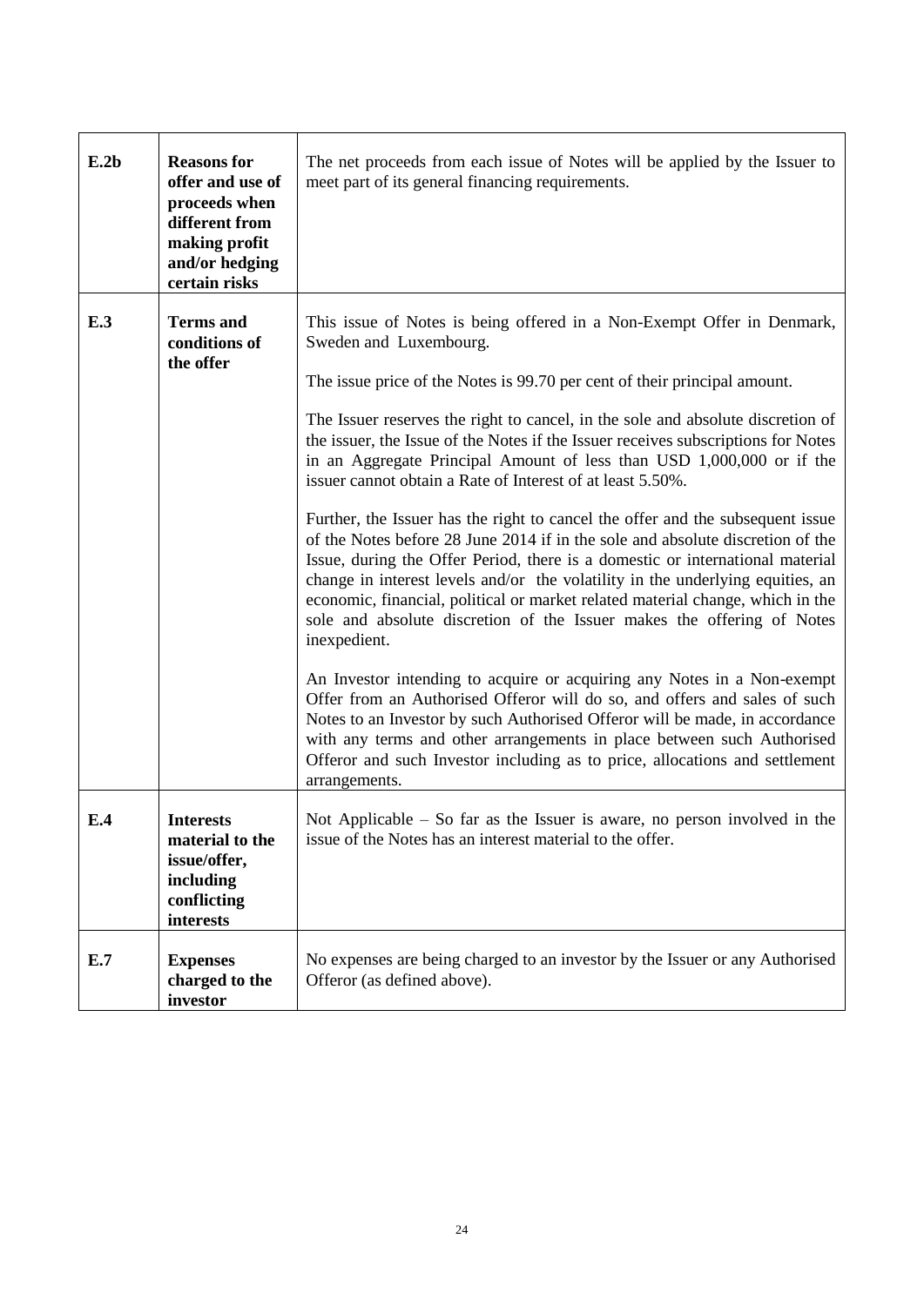| | | |
|---|---|---|
| **E.2b** | **Reasons for offer and use of proceeds when different from making profit and/or hedging certain risks** | The net proceeds from each issue of Notes will be applied by the Issuer to meet part of its general financing requirements. |
| **E.3** | **Terms and conditions of the offer** | This issue of Notes is being offered in a Non-Exempt Offer in Denmark, Sweden and Luxembourg.<br><br>The issue price of the Notes is 99.70 per cent of their principal amount.<br><br>The Issuer reserves the right to cancel, in the sole and absolute discretion of the issuer, the Issue of the Notes if the Issuer receives subscriptions for Notes in an Aggregate Principal Amount of less than USD 1,000,000 or if the issuer cannot obtain a Rate of Interest of at least 5.50%.<br><br>Further, the Issuer has the right to cancel the offer and the subsequent issue of the Notes before 28 June 2014 if in the sole and absolute discretion of the Issue, during the Offer Period, there is a domestic or international material change in interest levels and/or the volatility in the underlying equities, an economic, financial, political or market related material change, which in the sole and absolute discretion of the Issuer makes the offering of Notes inexpedient.<br><br>An Investor intending to acquire or acquiring any Notes in a Non-exempt Offer from an Authorised Offeror will do so, and offers and sales of such Notes to an Investor by such Authorised Offeror will be made, in accordance with any terms and other arrangements in place between such Authorised Offeror and such Investor including as to price, allocations and settlement arrangements. |
| **E.4** | **Interests material to the issue/offer, including conflicting interests** | Not Applicable – So far as the Issuer is aware, no person involved in the issue of the Notes has an interest material to the offer. |
| **E.7** | **Expenses charged to the investor** | No expenses are being charged to an investor by the Issuer or any Authorised Offeror (as defined above). |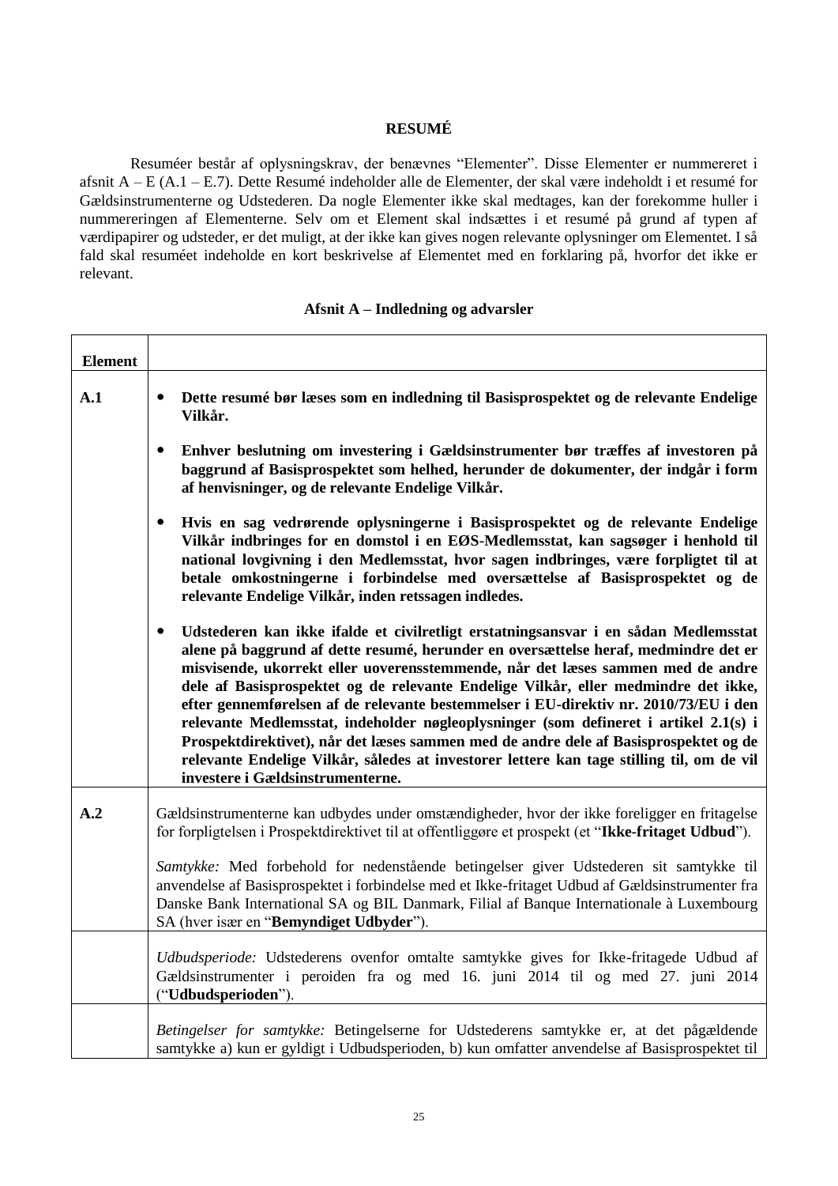**RESUMÉ**

Resuméer består af oplysningskrav, der benævnes "Elementer". Disse Elementer er nummereret i afsnit A – E (A.1 – E.7). Dette Resumé indeholder alle de Elementer, der skal være indeholdt i et resumé for Gældsinstrumenterne og Udstederen. Da nogle Elementer ikke skal medtages, kan der forekomme huller i nummereringen af Elementerne. Selv om et Element skal indsættes i et resumé på grund af typen af værdipapirer og udsteder, er det muligt, at der ikke kan gives nogen relevante oplysninger om Elementet. I så fald skal resuméet indeholde en kort beskrivelse af Elementet med en forklaring på, hvorfor det ikke er relevant.

**Afsnit A – Indledning og advarsler**

| Element | |
|---|---|
| **A.1** | • **Dette resumé bør læses som en indledning til Basisprospektet og de relevante Endelige Vilkår.**<br><br>• **Enhver beslutning om investering i Gældsinstrumenter bør træffes af investoren på baggrund af Basisprospektet som helhed, herunder de dokumenter, der indgår i form af henvisninger, og de relevante Endelige Vilkår.**<br><br>• **Hvis en sag vedrørende oplysningerne i Basisprospektet og de relevante Endelige Vilkår indbringes for en domstol i en EØS-Medlemsstat, kan sagsøger i henhold til national lovgivning i den Medlemsstat, hvor sagen indbringes, være forpligtet til at betale omkostningerne i forbindelse med oversættelse af Basisprospektet og de relevante Endelige Vilkår, inden retssagen indledes.**<br><br>• **Udstederen kan ikke ifalde et civilretligt erstatningsansvar i en sådan Medlemsstat alene på baggrund af dette resumé, herunder en oversættelse heraf, medmindre det er misvisende, ukorrekt eller uoverensstemmende, når det læses sammen med de andre dele af Basisprospektet og de relevante Endelige Vilkår, eller medmindre det ikke, efter gennemførelsen af de relevante bestemmelser i EU-direktiv nr. 2010/73/EU i den relevante Medlemsstat, indeholder nøgleoplysninger (som defineret i artikel 2.1(s) i Prospektdirektivet), når det læses sammen med de andre dele af Basisprospektet og de relevante Endelige Vilkår, således at investorer lettere kan tage stilling til, om de vil investere i Gældsinstrumenterne.** |
| **A.2** | Gældsinstrumenterne kan udbydes under omstændigheder, hvor der ikke foreligger en fritagelse for forpligtelsen i Prospektdirektivet til at offentliggøre et prospekt (et "**Ikke-fritaget Udbud**").<br><br>*Samtykke:* Med forbehold for nedenstående betingelser giver Udstederen sit samtykke til anvendelse af Basisprospektet i forbindelse med et Ikke-fritaget Udbud af Gældsinstrumenter fra Danske Bank International SA og BIL Danmark, Filial af Banque Internationale à Luxembourg SA (hver især en "**Bemyndiget Udbyder**"). |
| | *Udbudsperiode:* Udstederens ovenfor omtalte samtykke gives for Ikke-fritagede Udbud af Gældsinstrumenter i peroiden fra og med 16. juni 2014 til og med 27. juni 2014 ("**Udbudsperioden**"). |
| | *Betingelser for samtykke:* Betingelserne for Udstederens samtykke er, at det pågældende samtykke a) kun er gyldigt i Udbudsperioden, b) kun omfatter anvendelse af Basisprospektet til |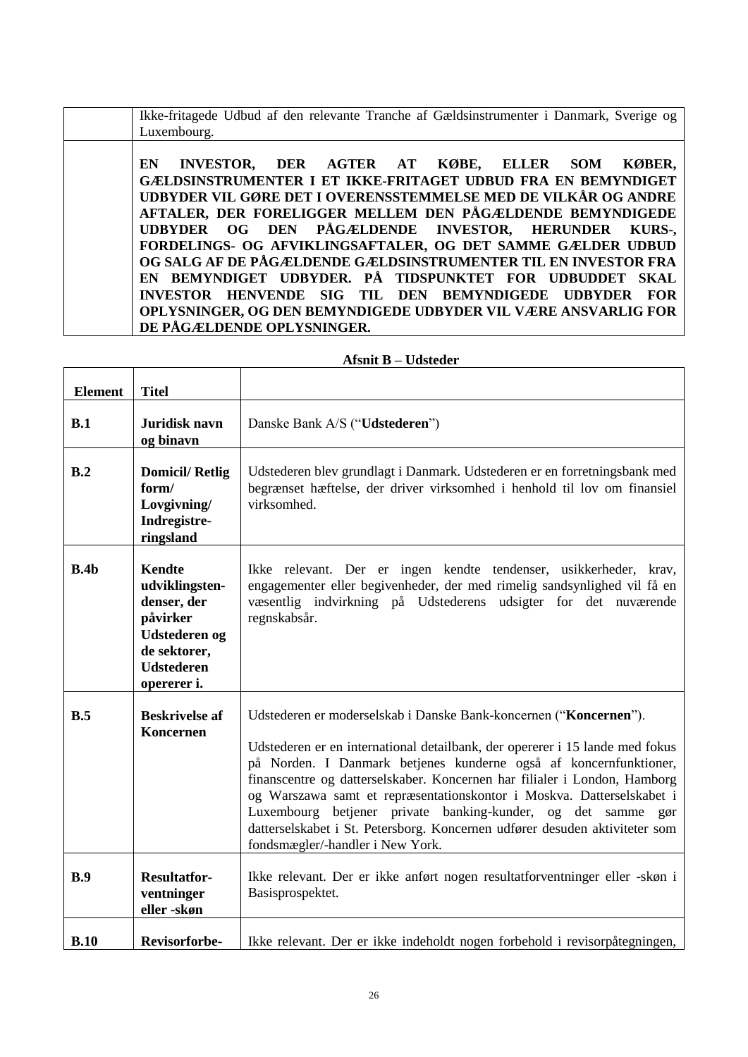| | |
|---|---|
| | Ikke-fritagede Udbud af den relevante Tranche af Gældsinstrumenter i Danmark, Sverige og Luxembourg. |
| | **EN INVESTOR, DER AGTER AT KØBE, ELLER SOM KØBER, GÆLDSINSTRUMENTER I ET IKKE-FRITAGET UDBUD FRA EN BEMYNDIGET UDBYDER VIL GØRE DET I OVERENSSTEMMELSE MED DE VILKÅR OG ANDRE AFTALER, DER FORELIGGER MELLEM DEN PÅGÆLDENDE BEMYNDIGEDE UDBYDER OG DEN PÅGÆLDENDE INVESTOR, HERUNDER KURS-, FORDELINGS- OG AFVIKLINGSAFTALER, OG DET SAMME GÆLDER UDBUD OG SALG AF DE PÅGÆLDENDE GÆLDSINSTRUMENTER TIL EN INVESTOR FRA EN BEMYNDIGET UDBYDER. PÅ TIDSPUNKTET FOR UDBUDDET SKAL INVESTOR HENVENDE SIG TIL DEN BEMYNDIGEDE UDBYDER FOR OPLYSNINGER, OG DEN BEMYNDIGEDE UDBYDER VIL VÆRE ANSVARLIG FOR DE PÅGÆLDENDE OPLYSNINGER.** |

**Afsnit B – Udsteder**

| Element | Titel | |
|---|---|---|
| **B.1** | **Juridisk navn og binavn** | Danske Bank A/S ("**Udstederen**") |
| **B.2** | **Domicil/ Retlig form/ Lovgivning/ Indregistre-ringsland** | Udstederen blev grundlagt i Danmark. Udstederen er en forretningsbank med begrænset hæftelse, der driver virksomhed i henhold til lov om finansiel virksomhed. |
| **B.4b** | **Kendte udviklingsten-denser, der påvirker Udstederen og de sektorer, Udstederen opererer i.** | Ikke relevant. Der er ingen kendte tendenser, usikkerheder, krav, engagementer eller begivenheder, der med rimelig sandsynlighed vil få en væsentlig indvirkning på Udstederens udsigter for det nuværende regnskabsår. |
| **B.5** | **Beskrivelse af Koncernen** | Udstederen er moderselskab i Danske Bank-koncernen ("**Koncernen**").<br><br>Udstederen er en international detailbank, der opererer i 15 lande med fokus på Norden. I Danmark betjenes kunderne også af koncernfunktioner, finanscentre og datterselskaber. Koncernen har filialer i London, Hamborg og Warszawa samt et repræsentationskontor i Moskva. Datterselskabet i Luxembourg betjener private banking-kunder, og det samme gør datterselskabet i St. Petersborg. Koncernen udfører desuden aktiviteter som fondsmægler/-handler i New York. |
| **B.9** | **Resultatfor-ventninger eller -skøn** | Ikke relevant. Der er ikke anført nogen resultatforventninger eller -skøn i Basisprospektet. |
| **B.10** | **Revisorforbe-** | Ikke relevant. Der er ikke indeholdt nogen forbehold i revisorpåtegningen, |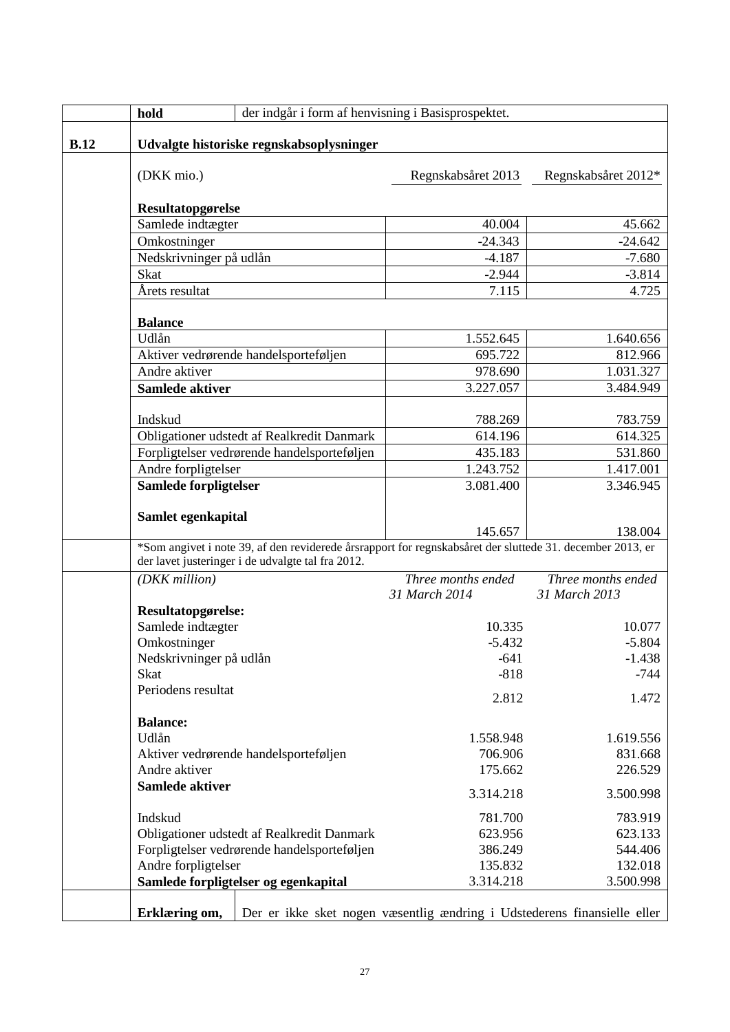| | | | | |
|---|---|---|---|---|
| | **hold** | der indgår i form af henvisning i Basisprospektet. | | |
| **B.12** | **Udvalgte historiske regnskabsoplysninger** | | | |
| | (DKK mio.) | | Regnskabsåret 2013 | Regnskabsåret 2012* |
| | **Resultatopgørelse** | | | |
| | Samlede indtægter | | 40.004 | 45.662 |
| | Omkostninger | | -24.343 | -24.642 |
| | Nedskrivninger på udlån | | -4.187 | -7.680 |
| | Skat | | -2.944 | -3.814 |
| | Årets resultat | | 7.115 | 4.725 |
| | **Balance** | | | |
| | Udlån | | 1.552.645 | 1.640.656 |
| | Aktiver vedrørende handelsporteføljen | | 695.722 | 812.966 |
| | Andre aktiver | | 978.690 | 1.031.327 |
| | **Samlede aktiver** | | 3.227.057 | 3.484.949 |
| | Indskud | | 788.269 | 783.759 |
| | Obligationer udstedt af Realkredit Danmark | | 614.196 | 614.325 |
| | Forpligtelser vedrørende handelsporteføljen | | 435.183 | 531.860 |
| | Andre forpligtelser | | 1.243.752 | 1.417.001 |
| | **Samlede forpligtelser** | | 3.081.400 | 3.346.945 |
| | **Samlet egenkapital** | | 145.657 | 138.004 |
| | *Som angivet i note 39, af den reviderede årsrapport for regnskabsåret der sluttede 31. december 2013, er der lavet justeringer i de udvalgte tal fra 2012. | | | |
| | *(DKK million)* | | *Three months ended 31 March 2014* | *Three months ended 31 March 2013* |
| | **Resultatopgørelse:** | | | |
| | Samlede indtægter | | 10.335 | 10.077 |
| | Omkostninger | | -5.432 | -5.804 |
| | Nedskrivninger på udlån | | -641 | -1.438 |
| | Skat | | -818 | -744 |
| | Periodens resultat | | 2.812 | 1.472 |
| | **Balance:** | | | |
| | Udlån | | 1.558.948 | 1.619.556 |
| | Aktiver vedrørende handelsporteføljen | | 706.906 | 831.668 |
| | Andre aktiver | | 175.662 | 226.529 |
| | **Samlede aktiver** | | 3.314.218 | 3.500.998 |
| | Indskud | | 781.700 | 783.919 |
| | Obligationer udstedt af Realkredit Danmark | | 623.956 | 623.133 |
| | Forpligtelser vedrørende handelsporteføljen | | 386.249 | 544.406 |
| | Andre forpligtelser | | 135.832 | 132.018 |
| | **Samlede forpligtelser og egenkapital** | | 3.314.218 | 3.500.998 |
| | **Erklæring om,** | Der er ikke sket nogen væsentlig ændring i Udstederens finansielle eller | | |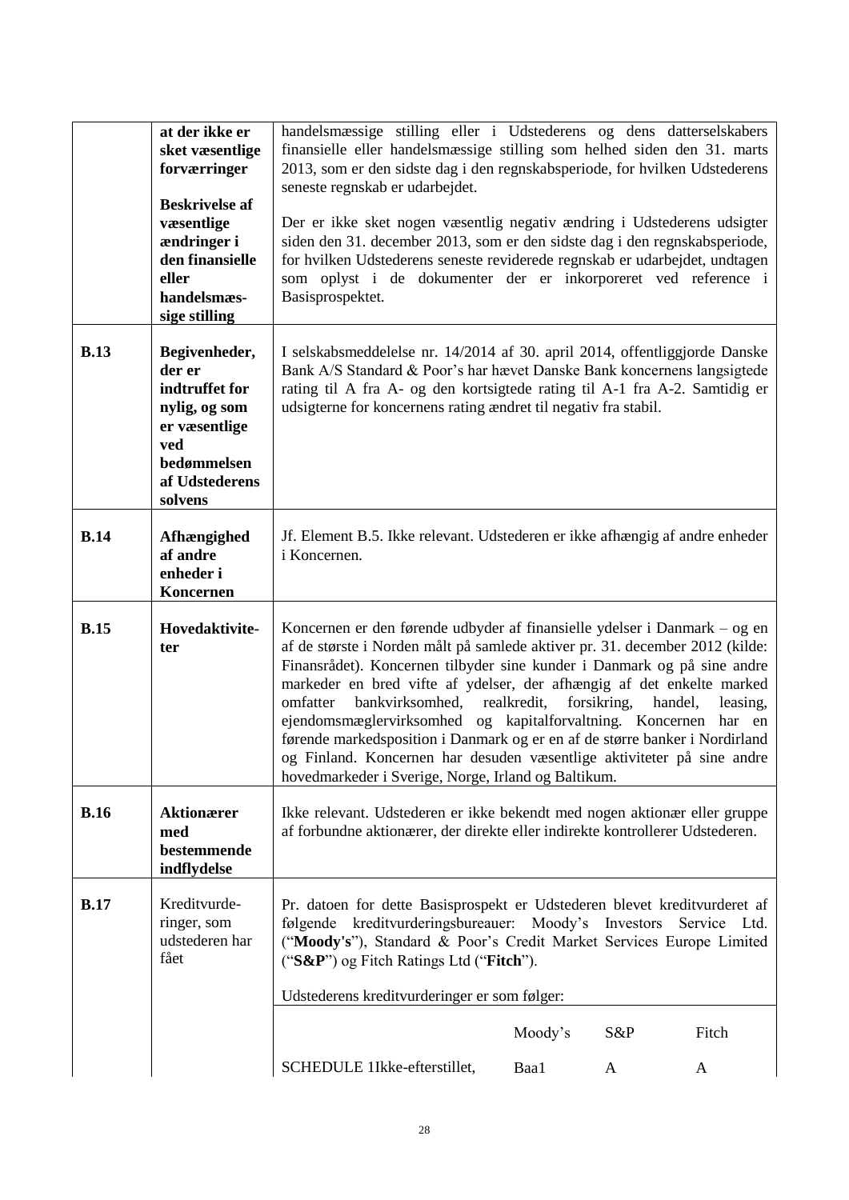| | | |
|---|---|---|
| | **at der ikke er sket væsentlige forværringer**<br><br>**Beskrivelse af væsentlige ændringer i den finansielle eller handelsmæssige stilling** | handelsmæssige stilling eller i Udstederens og dens datterselskabers finansielle eller handelsmæssige stilling som helhed siden den 31. marts 2013, som er den sidste dag i den regnskabsperiode, for hvilken Udstederens seneste regnskab er udarbejdet.<br><br>Der er ikke sket nogen væsentlig negativ ændring i Udstederens udsigter siden den 31. december 2013, som er den sidste dag i den regnskabsperiode, for hvilken Udstederens seneste reviderede regnskab er udarbejdet, undtagen som oplyst i de dokumenter der er inkorporeret ved reference i Basisprospektet. |
| **B.13** | **Begivenheder, der er indtruffet for nylig, og som er væsentlige ved bedømmelsen af Udstederens solvens** | I selskabsmeddelelse nr. 14/2014 af 30. april 2014, offentliggjorde Danske Bank A/S Standard & Poor's har hævet Danske Bank koncernens langsigtede rating til A fra A- og den kortsigtede rating til A-1 fra A-2. Samtidig er udsigterne for koncernens rating ændret til negativ fra stabil. |
| **B.14** | **Afhængighed af andre enheder i Koncernen** | Jf. Element B.5. Ikke relevant. Udstederen er ikke afhængig af andre enheder i Koncernen. |
| **B.15** | **Hovedaktiviteter** | Koncernen er den førende udbyder af finansielle ydelser i Danmark – og en af de største i Norden målt på samlede aktiver pr. 31. december 2012 (kilde: Finansrådet). Koncernen tilbyder sine kunder i Danmark og på sine andre markeder en bred vifte af ydelser, der afhængig af det enkelte marked omfatter bankvirksomhed, realkredit, forsikring, handel, leasing, ejendomsmæglervirksomhed og kapitalforvaltning. Koncernen har en førende markedsposition i Danmark og er en af de større banker i Nordirland og Finland. Koncernen har desuden væsentlige aktiviteter på sine andre hovedmarkeder i Sverige, Norge, Irland og Baltikum. |
| **B.16** | **Aktionærer med bestemmende indflydelse** | Ikke relevant. Udstederen er ikke bekendt med nogen aktionær eller gruppe af forbundne aktionærer, der direkte eller indirekte kontrollerer Udstederen. |
| **B.17** | Kreditvurderinger, som udstederen har fået | Pr. datoen for dette Basisprospekt er Udstederen blevet kreditvurderet af følgende kreditvurderingsbureauer: Moody's Investors Service Ltd. ("**Moody's**"), Standard & Poor's Credit Market Services Europe Limited ("**S&P**") og Fitch Ratings Ltd ("**Fitch**").<br><br>Udstederens kreditvurderinger er som følger: |

| | Moody's | S&P | Fitch |
|---|---|---|---|
| SCHEDULE 1Ikke-efterstillet, | Baa1 | A | A |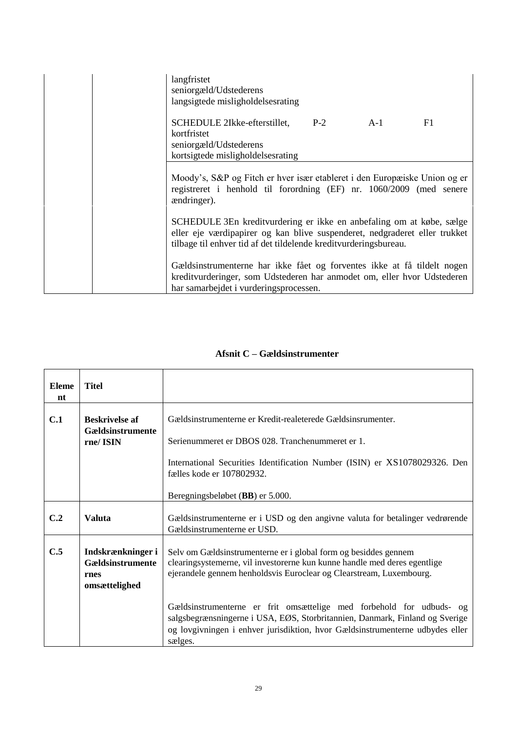| | | langfristet seniorgæld/Udstederens langsigtede misligholdelsesrating | | | |
|---|---|---|---|---|---|
| | | SCHEDULE 2Ikke-efterstillet, kortfristet seniorgæld/Udstederens kortsigtede misligholdelsesrating | P-2 | A-1 | F1 |
| | | Moody's, S&P og Fitch er hver især etableret i den Europæiske Union og er registreret i henhold til forordning (EF) nr. 1060/2009 (med senere ændringer). | | | |
| | | SCHEDULE 3En kreditvurdering er ikke en anbefaling om at købe, sælge eller eje værdipapirer og kan blive suspenderet, nedgraderet eller trukket tilbage til enhver tid af det tildelende kreditvurderingsbureau.<br><br>Gældsinstrumenterne har ikke fået og forventes ikke at få tildelt nogen kreditvurderinger, som Udstederen har anmodet om, eller hvor Udstederen har samarbejdet i vurderingsprocessen. | | | |

**Afsnit C – Gældsinstrumenter**

| Element | Titel | |
|---|---|---|
| **C.1** | **Beskrivelse af Gældsinstrumenterne/ ISIN** | Gældsinstrumenterne er Kredit-realeterede Gældsinsrumenter.<br><br>Serienummeret er DBOS 028. Tranchenummeret er 1.<br><br>International Securities Identification Number (ISIN) er XS1078029326. Den fælles kode er 107802932.<br><br>Beregningsbeløbet (**BB**) er 5.000. |
| **C.2** | **Valuta** | Gældsinstrumenterne er i USD og den angivne valuta for betalinger vedrørende Gældsinstrumenterne er USD. |
| **C.5** | **Indskrænkninger i Gældsinstrumenternes omsættelighed** | Selv om Gældsinstrumenterne er i global form og besiddes gennem clearingsystemerne, vil investorerne kun kunne handle med deres egentlige ejerandele gennem henholdsvis Euroclear og Clearstream, Luxembourg.<br><br>Gældsinstrumenterne er frit omsættelige med forbehold for udbuds- og salgsbegrænsningerne i USA, EØS, Storbritannien, Danmark, Finland og Sverige og lovgivningen i enhver jurisdiktion, hvor Gældsinstrumenterne udbydes eller sælges. |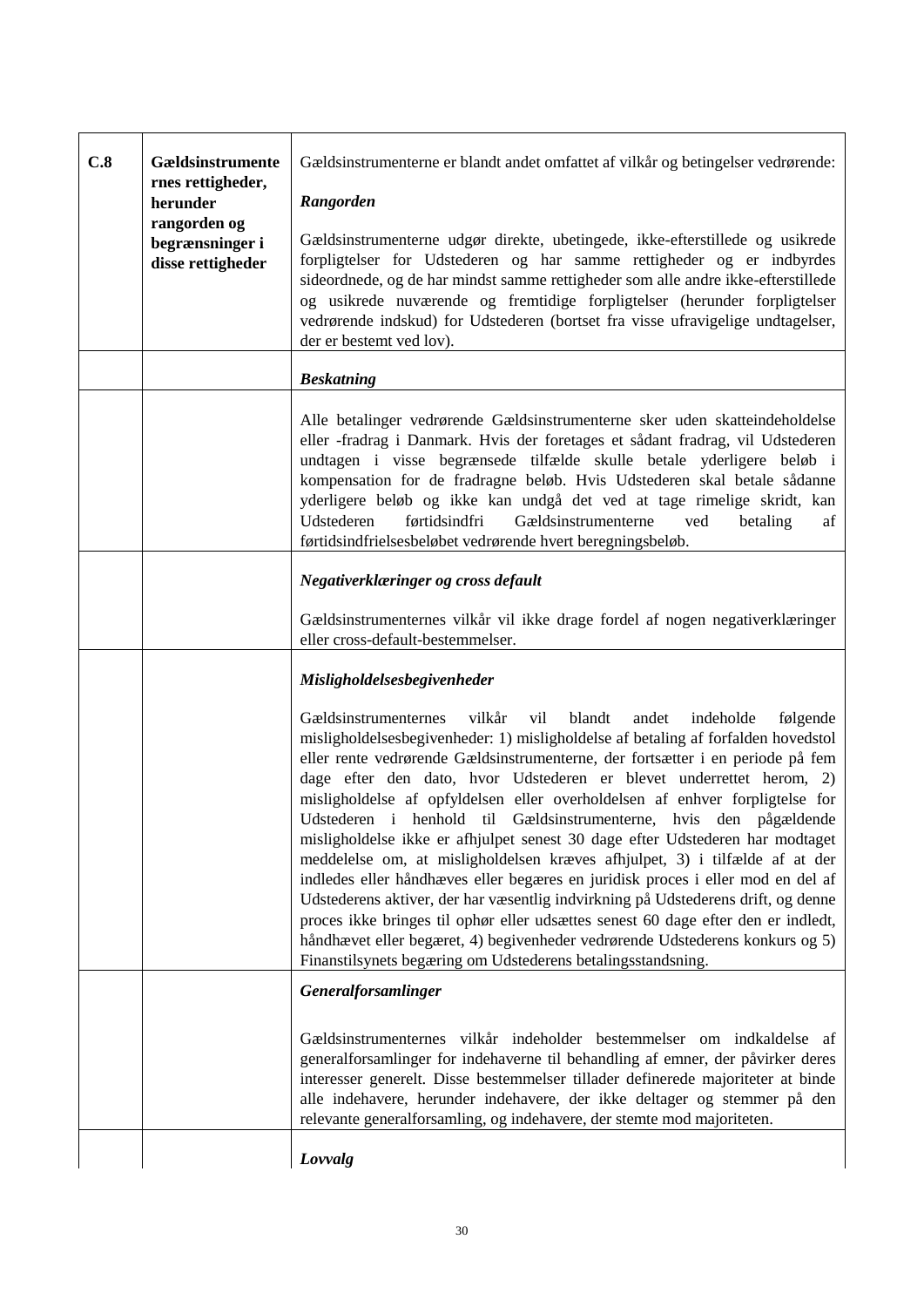| C.8 | Gældsinstrumenternes rettigheder, herunder rangorden og begrænsninger i disse rettigheder | Gældsinstrumenterne er blandt andet omfattet af vilkår og betingelser vedrørende:<br><br>***Rangorden***<br><br>Gældsinstrumenterne udgør direkte, ubetingede, ikke-efterstillede og usikrede forpligtelser for Udstederen og har samme rettigheder og er indbyrdes sideordnede, og de har mindst samme rettigheder som alle andre ikke-efterstillede og usikrede nuværende og fremtidige forpligtelser (herunder forpligtelser vedrørende indskud) for Udstederen (bortset fra visse ufravigelige undtagelser, der er bestemt ved lov). |
|---|---|---|
| | | ***Beskatning*** |
| | | Alle betalinger vedrørende Gældsinstrumenterne sker uden skatteindeholdelse eller -fradrag i Danmark. Hvis der foretages et sådant fradrag, vil Udstederen undtagen i visse begrænsede tilfælde skulle betale yderligere beløb i kompensation for de fradragne beløb. Hvis Udstederen skal betale sådanne yderligere beløb og ikke kan undgå det ved at tage rimelige skridt, kan Udstederen førtidsindfri Gældsinstrumenterne ved betaling af førtidsindfrielsesbeløbet vedrørende hvert beregningsbeløb. |
| | | ***Negativerklæringer og cross default***<br><br>Gældsinstrumenternes vilkår vil ikke drage fordel af nogen negativerklæringer eller cross-default-bestemmelser. |
| | | ***Misligholdelsesbegivenheder***<br><br>Gældsinstrumenternes vilkår vil blandt andet indeholde følgende misligholdelsesbegivenheder: 1) misligholdelse af betaling af forfalden hovedstol eller rente vedrørende Gældsinstrumenterne, der fortsætter i en periode på fem dage efter den dato, hvor Udstederen er blevet underrettet herom, 2) misligholdelse af opfyldelsen eller overholdelsen af enhver forpligtelse for Udstederen i henhold til Gældsinstrumenterne, hvis den pågældende misligholdelse ikke er afhjulpet senest 30 dage efter Udstederen har modtaget meddelelse om, at misligholdelsen kræves afhjulpet, 3) i tilfælde af at der indledes eller håndhæves eller begæres en juridisk proces i eller mod en del af Udstederens aktiver, der har væsentlig indvirkning på Udstederens drift, og denne proces ikke bringes til ophør eller udsættes senest 60 dage efter den er indledt, håndhævet eller begæret, 4) begivenheder vedrørende Udstederens konkurs og 5) Finanstilsynets begæring om Udstederens betalingsstandsning. |
| | | ***Generalforsamlinger***<br><br>Gældsinstrumenternes vilkår indeholder bestemmelser om indkaldelse af generalforsamlinger for indehaverne til behandling af emner, der påvirker deres interesser generelt. Disse bestemmelser tillader definerede majoriteter at binde alle indehavere, herunder indehavere, der ikke deltager og stemmer på den relevante generalforsamling, og indehavere, der stemte mod majoriteten. |
| | | ***Lovvalg*** |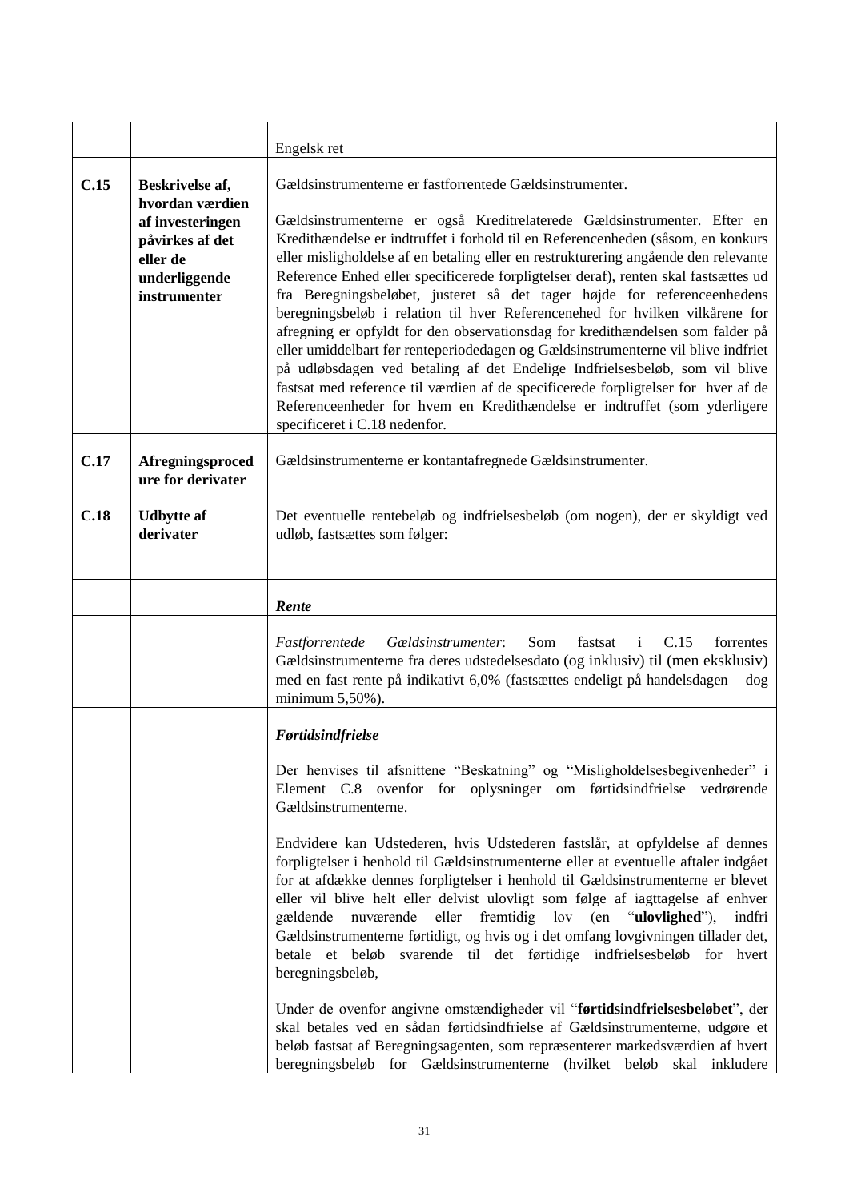| | | |
|---|---|---|
| | | Engelsk ret |
| **C.15** | **Beskrivelse af, hvordan værdien af investeringen påvirkes af det eller de underliggende instrumenter** | Gældsinstrumenterne er fastforrentede Gældsinstrumenter.<br><br>Gældsinstrumenterne er også Kreditrelaterede Gældsinstrumenter. Efter en Kredithændelse er indtruffet i forhold til en Referencenheden (såsom, en konkurs eller misligholdelse af en betaling eller en restrukturering angående den relevante Reference Enhed eller specificerede forpligtelser deraf), renten skal fastsættes ud fra Beregningsbeløbet, justeret så det tager højde for referenceenhedens beregningsbeløb i relation til hver Referencenehed for hvilken vilkårene for afregning er opfyldt for den observationsdag for kredithændelsen som falder på eller umiddelbart før renteperiodedagen og Gældsinstrumenterne vil blive indfriet på udløbsdagen ved betaling af det Endelige Indfrielsesbeløb, som vil blive fastsat med reference til værdien af de specificerede forpligtelser for hver af de Referenceenheder for hvem en Kredithændelse er indtruffet (som yderligere specificeret i C.18 nedenfor. |
| **C.17** | **Afregningsprocedure for derivater** | Gældsinstrumenterne er kontantafregnede Gældsinstrumenter. |
| **C.18** | **Udbytte af derivater** | Det eventuelle rentebeløb og indfrielsesbeløb (om nogen), der er skyldigt ved udløb, fastsættes som følger: |
| | | ***Rente*** |
| | | *Fastforrentede Gældsinstrumenter*: Som fastsat i C.15 forrentes Gældsinstrumenterne fra deres udstedelsesdato (og inklusiv) til (men eksklusiv) med en fast rente på indikativt 6,0% (fastsættes endeligt på handelsdagen – dog minimum 5,50%). |
| | | ***Førtidsindfrielse***<br><br>Der henvises til afsnittene "Beskatning" og "Misligholdelsesbegivenheder" i Element C.8 ovenfor for oplysninger om førtidsindfrielse vedrørende Gældsinstrumenterne.<br><br>Endvidere kan Udstederen, hvis Udstederen fastslår, at opfyldelse af dennes forpligtelser i henhold til Gældsinstrumenterne eller at eventuelle aftaler indgået for at afdække dennes forpligtelser i henhold til Gældsinstrumenterne er blevet eller vil blive helt eller delvist ulovligt som følge af iagttagelse af enhver gældende nuværende eller fremtidig lov (en "**ulovlighed**"), indfri Gældsinstrumenterne førtidigt, og hvis og i det omfang lovgivningen tillader det, betale et beløb svarende til det førtidige indfrielsesbeløb for hvert beregningsbeløb,<br><br>Under de ovenfor angivne omstændigheder vil "**førtidsindfrielsesbeløbet**", der skal betales ved en sådan førtidsindfrielse af Gældsinstrumenterne, udgøre et beløb fastsat af Beregningsagenten, som repræsenterer markedsværdien af hvert beregningsbeløb for Gældsinstrumenterne (hvilket beløb skal inkludere |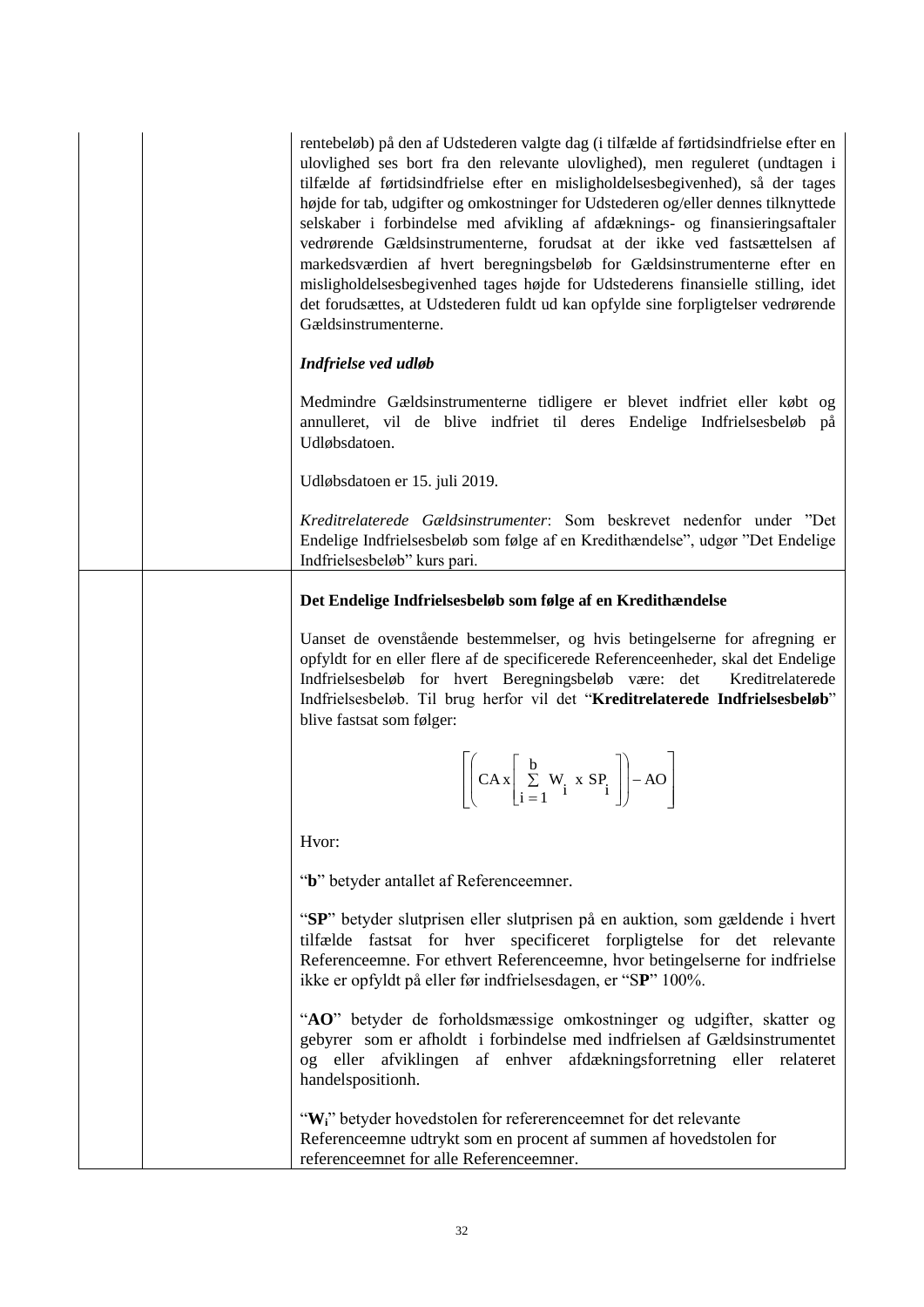rentebeløb) på den af Udstederen valgte dag (i tilfælde af førtidsindfrielse efter en ulovlighed ses bort fra den relevante ulovlighed), men reguleret (undtagen i tilfælde af førtidsindfrielse efter en misligholdelsesbegivenhed), så der tages højde for tab, udgifter og omkostninger for Udstederen og/eller dennes tilknyttede selskaber i forbindelse med afvikling af afdæknings- og finansieringsaftaler vedrørende Gældsinstrumenterne, forudsat at der ikke ved fastsættelsen af markedsværdien af hvert beregningsbeløb for Gældsinstrumenterne efter en misligholdelsesbegivenhed tages højde for Udstederens finansielle stilling, idet det forudsættes, at Udstederen fuldt ud kan opfylde sine forpligtelser vedrørende Gældsinstrumenterne.

***Indfrielse ved udløb***

Medmindre Gældsinstrumenterne tidligere er blevet indfriet eller købt og annulleret, vil de blive indfriet til deres Endelige Indfrielsesbeløb på Udløbsdatoen.

Udløbsdatoen er 15. juli 2019.

*Kreditrelaterede Gældsinstrumenter*: Som beskrevet nedenfor under "Det Endelige Indfrielsesbeløb som følge af en Kredithændelse", udgør "Det Endelige Indfrielsesbeløb" kurs pari.

**Det Endelige Indfrielsesbeløb som følge af en Kredithændelse**

Uanset de ovenstående bestemmelser, og hvis betingelserne for afregning er opfyldt for en eller flere af de specificerede Referenceenheder, skal det Endelige Indfrielsesbeløb for hvert Beregningsbeløb være: det Kreditrelaterede Indfrielsesbeløb. Til brug herfor vil det "**Kreditrelaterede Indfrielsesbeløb**" blive fastsat som følger:

$$\left[\left(CA \times \left[\sum_{i=1}^{b} W_i \times SP_i\right]\right) - AO\right]$$

Hvor:

"**b**" betyder antallet af Referenceemner.

"**SP**" betyder slutprisen eller slutprisen på en auktion, som gældende i hvert tilfælde fastsat for hver specificeret forpligtelse for det relevante Referenceemne. For ethvert Referenceemne, hvor betingelserne for indfrielse ikke er opfyldt på eller før indfrielsesdagen, er "S**P**" 100%.

"**AO**" betyder de forholdsmæssige omkostninger og udgifter, skatter og gebyrer som er afholdt i forbindelse med indfrielsen af Gældsinstrumentet og eller afviklingen af enhver afdækningsforretning eller relateret handelspositionh.

"$\mathbf{W_i}$" betyder hovedstolen for refererenceemnet for det relevante Referenceemne udtrykt som en procent af summen af hovedstolen for referenceemnet for alle Referenceemner.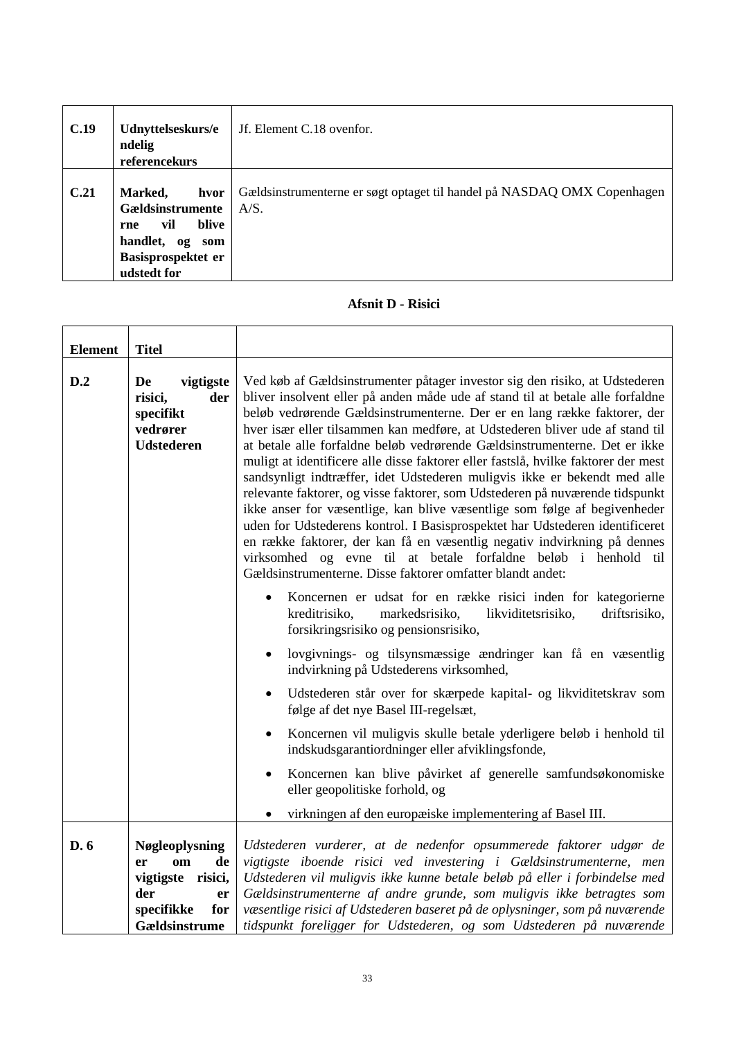| C.19 | **Udnyttelseskurs/endelig referencekurs** | Jf. Element C.18 ovenfor. |
|---|---|---|
| **C.21** | **Marked, hvor Gældsinstrumenterne vil blive handlet, og som Basisprospektet er udstedt for** | Gældsinstrumenterne er søgt optaget til handel på NASDAQ OMX Copenhagen A/S. |

**Afsnit D - Risici**

| Element | Titel | |
|---|---|---|
| **D.2** | **De vigtigste risici, der specifikt vedrører Udstederen** | Ved køb af Gældsinstrumenter påtager investor sig den risiko, at Udstederen bliver insolvent eller på anden måde ude af stand til at betale alle forfaldne beløb vedrørende Gældsinstrumenterne. Der er en lang række faktorer, der hver især eller tilsammen kan medføre, at Udstederen bliver ude af stand til at betale alle forfaldne beløb vedrørende Gældsinstrumenterne. Det er ikke muligt at identificere alle disse faktorer eller fastslå, hvilke faktorer der mest sandsynligt indtræffer, idet Udstederen muligvis ikke er bekendt med alle relevante faktorer, og visse faktorer, som Udstederen på nuværende tidspunkt ikke anser for væsentlige, kan blive væsentlige som følge af begivenheder uden for Udstederens kontrol. I Basisprospektet har Udstederen identificeret en række faktorer, der kan få en væsentlig negativ indvirkning på dennes virksomhed og evne til at betale forfaldne beløb i henhold til Gældsinstrumenterne. Disse faktorer omfatter blandt andet:<br><br>• Koncernen er udsat for en række risici inden for kategorierne kreditrisiko, markedsrisiko, likviditetsrisiko, driftsrisiko, forsikringsrisiko og pensionsrisiko,<br><br>• lovgivnings- og tilsynsmæssige ændringer kan få en væsentlig indvirkning på Udstederens virksomhed,<br><br>• Udstederen står over for skærpede kapital- og likviditetskrav som følge af det nye Basel III-regelsæt,<br><br>• Koncernen vil muligvis skulle betale yderligere beløb i henhold til indskudsgarantiordninger eller afviklingsfonde,<br><br>• Koncernen kan blive påvirket af generelle samfundsøkonomiske eller geopolitiske forhold, og<br><br>• virkningen af den europæiske implementering af Basel III. |
| **D. 6** | **Nøgleoplysninger om de vigtigste risici, der er specifikke for Gældsinstrume** | *Udstederen vurderer, at de nedenfor opsummerede faktorer udgør de vigtigste iboende risici ved investering i Gældsinstrumenterne, men Udstederen vil muligvis ikke kunne betale beløb på eller i forbindelse med Gældsinstrumenterne af andre grunde, som muligvis ikke betragtes som væsentlige risici af Udstederen baseret på de oplysninger, som på nuværende tidspunkt foreligger for Udstederen, og som Udstederen på nuværende* |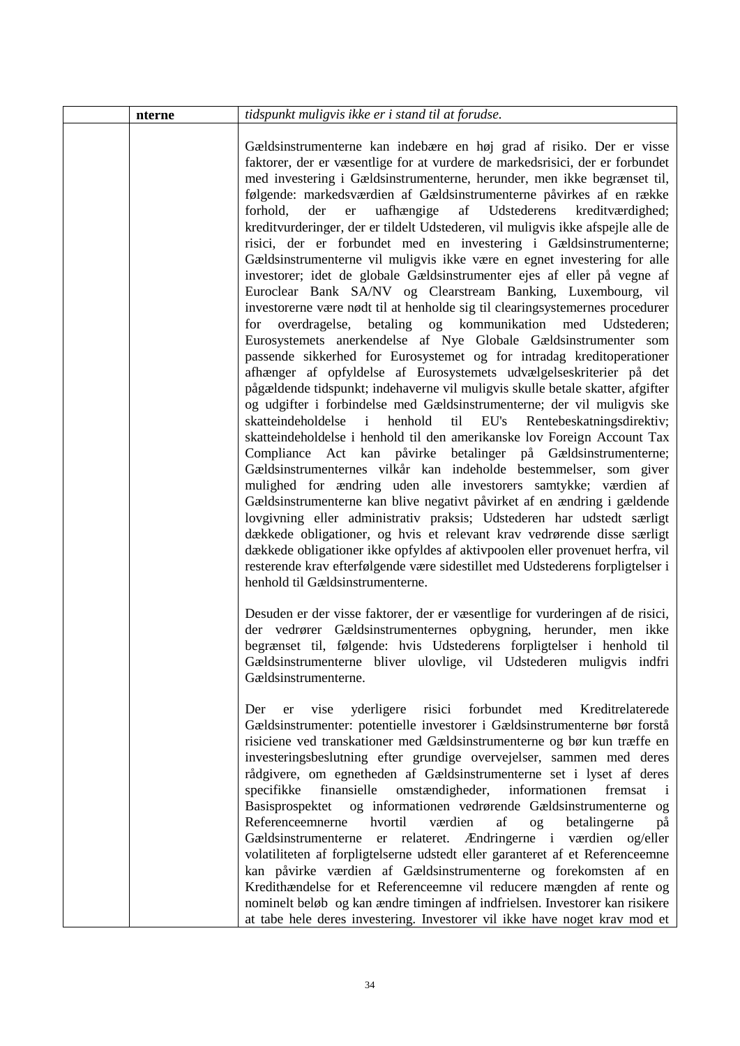|  | nterne | *tidspunkt muligvis ikke er i stand til at forudse.* |
|---|---|---|
|  |  | Gældsinstrumenterne kan indebære en høj grad af risiko. Der er visse faktorer, der er væsentlige for at vurdere de markedsrisici, der er forbundet med investering i Gældsinstrumenterne, herunder, men ikke begrænset til, følgende: markedsværdien af Gældsinstrumenterne påvirkes af en række forhold, der er uafhængige af Udstederens kreditværdighed; kreditvurderinger, der er tildelt Udstederen, vil muligvis ikke afspejle alle de risici, der er forbundet med en investering i Gældsinstrumenterne; Gældsinstrumenterne vil muligvis ikke være en egnet investering for alle investorer; idet de globale Gældsinstrumenter ejes af eller på vegne af Euroclear Bank SA/NV og Clearstream Banking, Luxembourg, vil investorerne være nødt til at henholde sig til clearingsystemernes procedurer for overdragelse, betaling og kommunikation med Udstederen; Eurosystemets anerkendelse af Nye Globale Gældsinstrumenter som passende sikkerhed for Eurosystemet og for intradag kreditoperationer afhænger af opfyldelse af Eurosystemets udvælgelseskriterier på det pågældende tidspunkt; indehaverne vil muligvis skulle betale skatter, afgifter og udgifter i forbindelse med Gældsinstrumenterne; der vil muligvis ske skatteindeholdelse i henhold til EU's Rentebeskatningsdirektiv; skatteindeholdelse i henhold til den amerikanske lov Foreign Account Tax Compliance Act kan påvirke betalinger på Gældsinstrumenterne; Gældsinstrumenternes vilkår kan indeholde bestemmelser, som giver mulighed for ændring uden alle investorers samtykke; værdien af Gældsinstrumenterne kan blive negativt påvirket af en ændring i gældende lovgivning eller administrativ praksis; Udstederen har udstedt særligt dækkede obligationer, og hvis et relevant krav vedrørende disse særligt dækkede obligationer ikke opfyldes af aktivpoolen eller provenuet herfra, vil resterende krav efterfølgende være sidestillet med Udstederens forpligtelser i henhold til Gældsinstrumenterne.<br><br>Desuden er der visse faktorer, der er væsentlige for vurderingen af de risici, der vedrører Gældsinstrumenternes opbygning, herunder, men ikke begrænset til, følgende: hvis Udstederens forpligtelser i henhold til Gældsinstrumenterne bliver ulovlige, vil Udstederen muligvis indfri Gældsinstrumenterne.<br><br>Der er vise yderligere risici forbundet med Kreditrelaterede Gældsinstrumenter: potentielle investorer i Gældsinstrumenterne bør forstå risiciene ved transaktioner med Gældsinstrumenterne og bør kun træffe en investeringsbeslutning efter grundige overvejelser, sammen med deres rådgivere, om egnetheden af Gældsinstrumenterne set i lyset af deres specifikke finansielle omstændigheder, informationen fremsat i Basisprospektet og informationen vedrørende Gældsinstrumenterne og Referenceemnerne hvortil værdien af og betalingerne på Gældsinstrumenterne er relateret. Ændringerne i værdien og/eller volatiliteten af forpligtelserne udstedt eller garanteret af et Referenceemne kan påvirke værdien af Gældsinstrumenterne og forekomsten af en Kredithændelse for et Referenceemne vil reducere mængden af rente og nominelt beløb og kan ændre timingen af indfrielsen. Investorer kan risikere at tabe hele deres investering. Investorer vil ikke have noget krav mod et |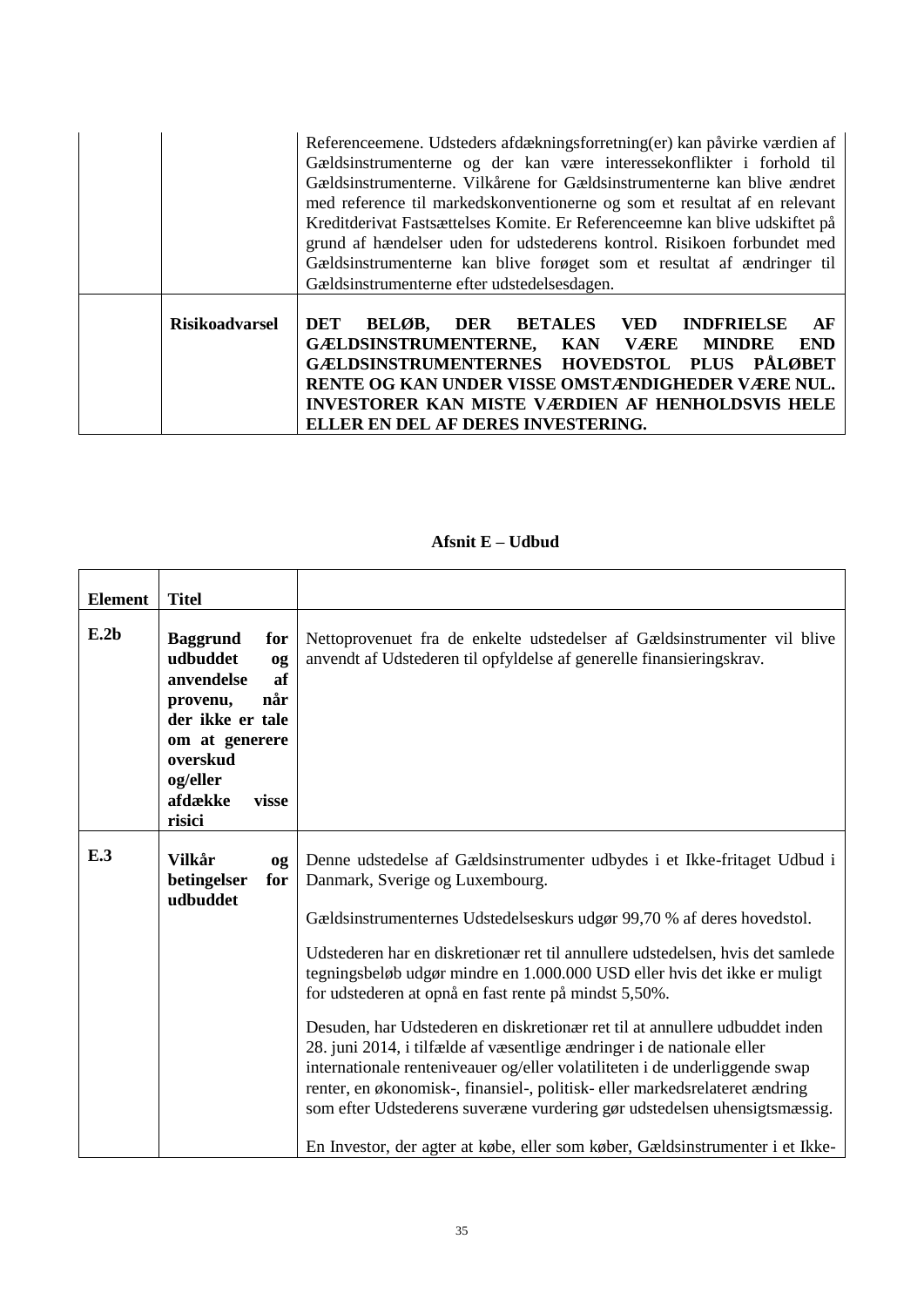| | | |
|---|---|---|
| | | Referenceemene. Udsteders afdækningsforretning(er) kan påvirke værdien af Gældsinstrumenterne og der kan være interessekonflikter i forhold til Gældsinstrumenterne. Vilkårene for Gældsinstrumenterne kan blive ændret med reference til markedskonventionerne og som et resultat af en relevant Kreditderivat Fastsættelses Komite. Er Referenceemne kan blive udskiftet på grund af hændelser uden for udstederens kontrol. Risikoen forbundet med Gældsinstrumenterne kan blive forøget som et resultat af ændringer til Gældsinstrumenterne efter udstedelsesdagen. |
| | **Risikoadvarsel** | **DET BELØB, DER BETALES VED INDFRIELSE AF GÆLDSINSTRUMENTERNE, KAN VÆRE MINDRE END GÆLDSINSTRUMENTERNES HOVEDSTOL PLUS PÅLØBET RENTE OG KAN UNDER VISSE OMSTÆNDIGHEDER VÆRE NUL. INVESTORER KAN MISTE VÆRDIEN AF HENHOLDSVIS HELE ELLER EN DEL AF DERES INVESTERING.** |

## Afsnit E – Udbud

| Element | Titel | |
|---|---|---|
| **E.2b** | **Baggrund for udbuddet og anvendelse af provenu, når der ikke er tale om at generere overskud og/eller afdække visse risici** | Nettoprovenuet fra de enkelte udstedelser af Gældsinstrumenter vil blive anvendt af Udstederen til opfyldelse af generelle finansieringskrav. |
| **E.3** | **Vilkår og betingelser for udbuddet** | Denne udstedelse af Gældsinstrumenter udbydes i et Ikke-fritaget Udbud i Danmark, Sverige og Luxembourg.<br><br>Gældsinstrumenternes Udstedelseskurs udgør 99,70 % af deres hovedstol.<br><br>Udstederen har en diskretionær ret til annullere udstedelsen, hvis det samlede tegningsbeløb udgør mindre en 1.000.000 USD eller hvis det ikke er muligt for udstederen at opnå en fast rente på mindst 5,50%.<br><br>Desuden, har Udstederen en diskretionær ret til at annullere udbuddet inden 28. juni 2014, i tilfælde af væsentlige ændringer i de nationale eller internationale renteniveauer og/eller volatiliteten i de underliggende swap renter, en økonomisk-, finansiel-, politisk- eller markedsrelateret ændring som efter Udstederens suveræne vurdering gør udstedelsen uhensigtsmæssig.<br><br>En Investor, der agter at købe, eller som køber, Gældsinstrumenter i et Ikke- |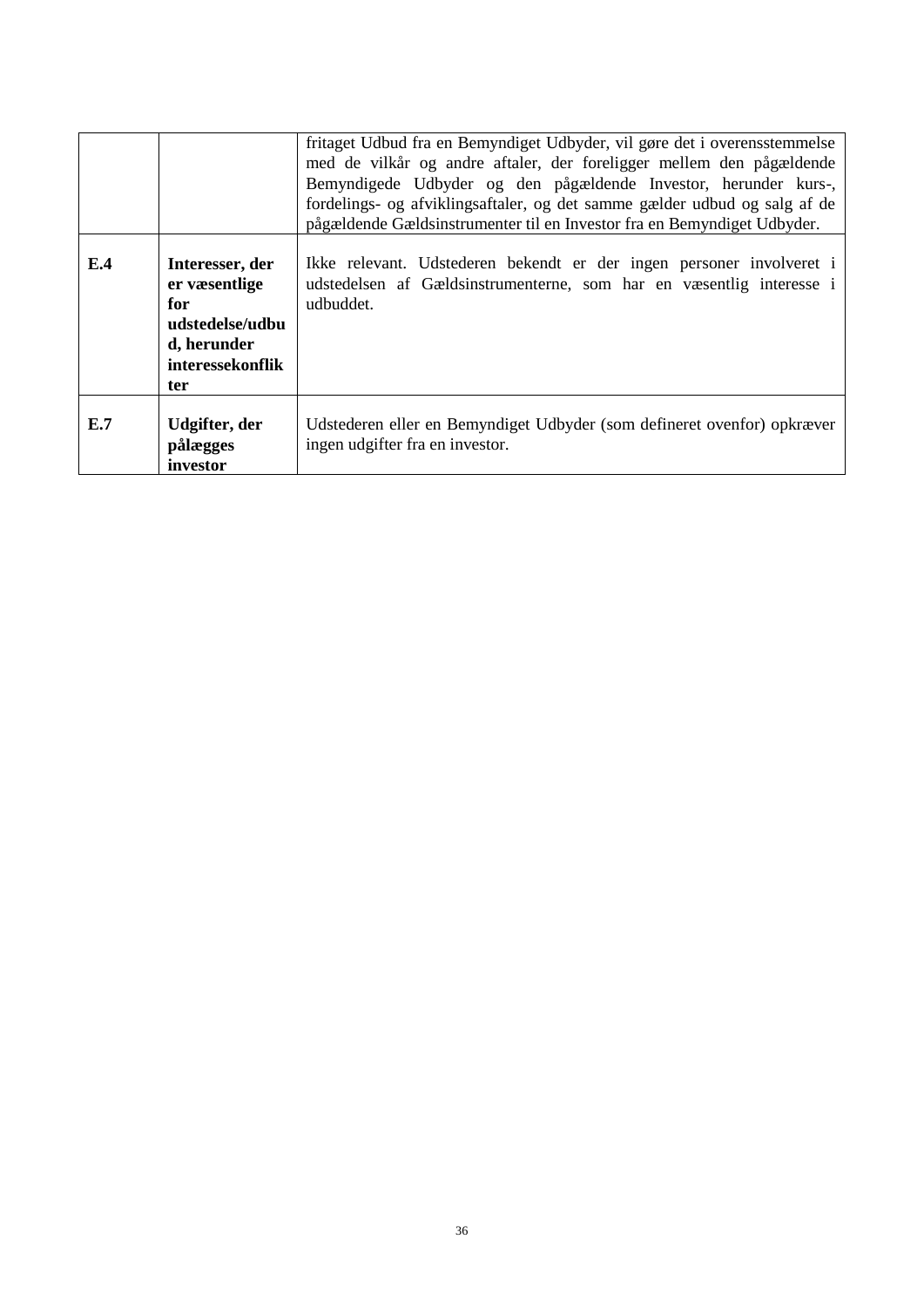| | | |
|---|---|---|
| | | fritaget Udbud fra en Bemyndiget Udbyder, vil gøre det i overensstemmelse med de vilkår og andre aftaler, der foreligger mellem den pågældende Bemyndigede Udbyder og den pågældende Investor, herunder kurs-, fordelings- og afviklingsaftaler, og det samme gælder udbud og salg af de pågældende Gældsinstrumenter til en Investor fra en Bemyndiget Udbyder. |
| **E.4** | **Interesser, der er væsentlige for udstedelse/udbud, herunder interessekonflikter** | Ikke relevant. Udstederen bekendt er der ingen personer involveret i udstedelsen af Gældsinstrumenterne, som har en væsentlig interesse i udbuddet. |
| **E.7** | **Udgifter, der pålægges investor** | Udstederen eller en Bemyndiget Udbyder (som defineret ovenfor) opkræver ingen udgifter fra en investor. |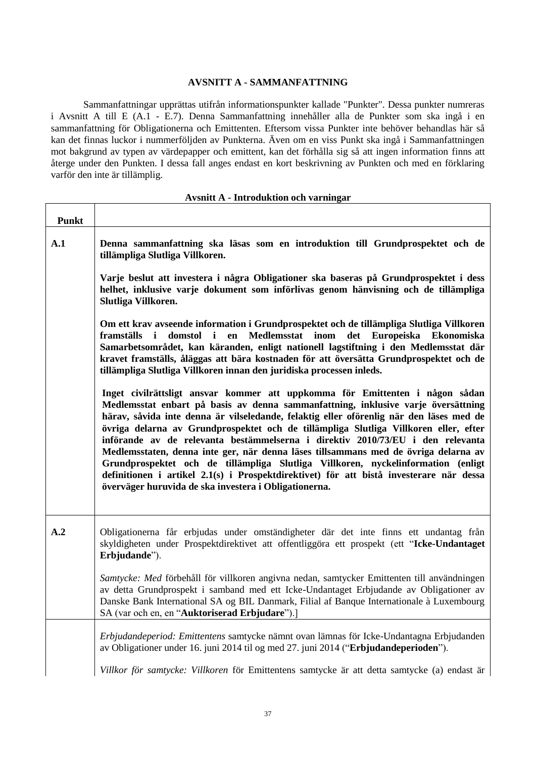## AVSNITT A - SAMMANFATTNING

Sammanfattningar upprättas utifrån informationspunkter kallade "Punkter". Dessa punkter numreras i Avsnitt A till E (A.1 - E.7). Denna Sammanfattning innehåller alla de Punkter som ska ingå i en sammanfattning för Obligationerna och Emittenten. Eftersom vissa Punkter inte behöver behandlas här så kan det finnas luckor i nummerföljden av Punkterna. Även om en viss Punkt ska ingå i Sammanfattningen mot bakgrund av typen av värdepapper och emittent, kan det förhålla sig så att ingen information finns att återge under den Punkten. I dessa fall anges endast en kort beskrivning av Punkten och med en förklaring varför den inte är tillämplig.

**Avsnitt A - Introduktion och varningar**

| Punkt | |
|---|---|
| **A.1** | **Denna sammanfattning ska läsas som en introduktion till Grundprospektet och de tillämpliga Slutliga Villkoren.**<br><br>**Varje beslut att investera i några Obligationer ska baseras på Grundprospektet i dess helhet, inklusive varje dokument som införlivas genom hänvisning och de tillämpliga Slutliga Villkoren.**<br><br>**Om ett krav avseende information i Grundprospektet och de tillämpliga Slutliga Villkoren framställs i domstol i en Medlemsstat inom det Europeiska Ekonomiska Samarbetsområdet, kan käranden, enligt nationell lagstiftning i den Medlemsstat där kravet framställs, åläggas att bära kostnaden för att översätta Grundprospektet och de tillämpliga Slutliga Villkoren innan den juridiska processen inleds.**<br><br>**Inget civilrättsligt ansvar kommer att uppkomma för Emittenten i någon sådan Medlemsstat enbart på basis av denna sammanfattning, inklusive varje översättning härav, såvida inte denna är vilseledande, felaktig eller oförenlig när den läses med de övriga delarna av Grundprospektet och de tillämpliga Slutliga Villkoren eller, efter införande av de relevanta bestämmelserna i direktiv 2010/73/EU i den relevanta Medlemsstaten, denna inte ger, när denna läses tillsammans med de övriga delarna av Grundprospektet och de tillämpliga Slutliga Villkoren, nyckelinformation (enligt definitionen i artikel 2.1(s) i Prospektdirektivet) för att bistå investerare när dessa överväger huruvida de ska investera i Obligationerna.** |
| **A.2** | Obligationerna får erbjudas under omständigheter där det inte finns ett undantag från skyldigheten under Prospektdirektivet att offentliggöra ett prospekt (ett "**Icke-Undantaget Erbjudande**").<br><br>*Samtycke: Med* förbehåll för villkoren angivna nedan, samtycker Emittenten till användningen av detta Grundprospekt i samband med ett Icke-Undantaget Erbjudande av Obligationer av Danske Bank International SA og BIL Danmark, Filial af Banque Internationale à Luxembourg SA (var och en, en "**Auktoriserad Erbjudare**").] |
| | *Erbjudandeperiod: Emittentens* samtycke nämnt ovan lämnas för Icke-Undantagna Erbjudanden av Obligationer under 16. juni 2014 til og med 27. juni 2014 ("**Erbjudandeperioden**").<br><br>*Villkor för samtycke: Villkoren* för Emittentens samtycke är att detta samtycke (a) endast är |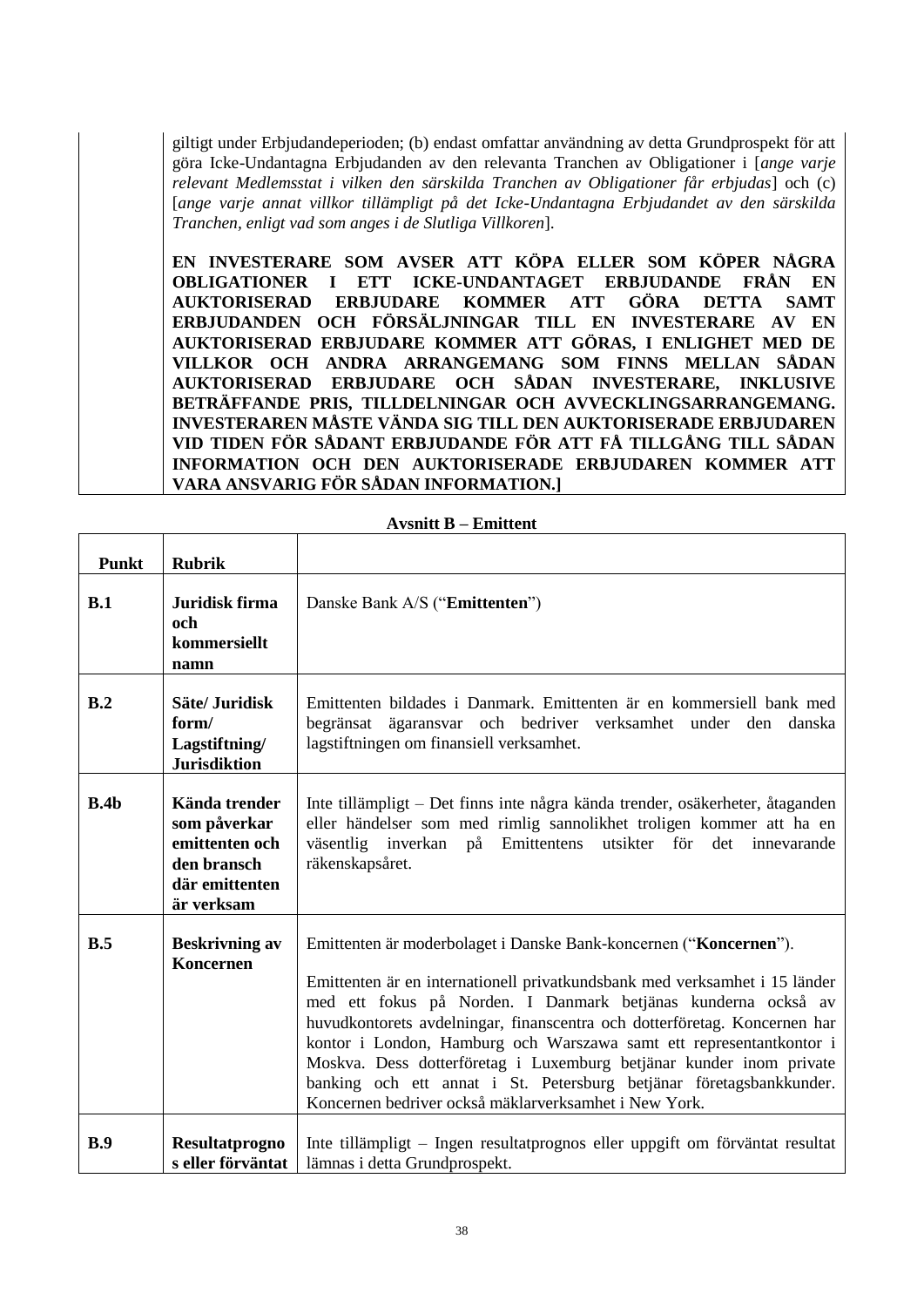| | giltigt under Erbjudandeperioden; (b) endast omfattar användning av detta Grundprospekt för att göra Icke-Undantagna Erbjudanden av den relevanta Tranchen av Obligationer i [*ange varje relevant Medlemsstat i vilken den särskilda Tranchen av Obligationer får erbjudas*] och (c) [*ange varje annat villkor tillämpligt på det Icke-Undantagna Erbjudandet av den särskilda Tranchen, enligt vad som anges i de Slutliga Villkoren*].<br><br>**EN INVESTERARE SOM AVSER ATT KÖPA ELLER SOM KÖPER NÅGRA OBLIGATIONER I ETT ICKE-UNDANTAGET ERBJUDANDE FRÅN EN AUKTORISERAD ERBJUDARE KOMMER ATT GÖRA DETTA SAMT ERBJUDANDEN OCH FÖRSÄLJNINGAR TILL EN INVESTERARE AV EN AUKTORISERAD ERBJUDARE KOMMER ATT GÖRAS, I ENLIGHET MED DE VILLKOR OCH ANDRA ARRANGEMANG SOM FINNS MELLAN SÅDAN AUKTORISERAD ERBJUDARE OCH SÅDAN INVESTERARE, INKLUSIVE BETRÄFFANDE PRIS, TILLDELNINGAR OCH AVVECKLINGSARRANGEMANG. INVESTERAREN MÅSTE VÄNDA SIG TILL DEN AUKTORISERADE ERBJUDAREN VID TIDEN FÖR SÅDANT ERBJUDANDE FÖR ATT FÅ TILLGÅNG TILL SÅDAN INFORMATION OCH DEN AUKTORISERADE ERBJUDAREN KOMMER ATT VARA ANSVARIG FÖR SÅDAN INFORMATION.]** |
|---|---|

**Avsnitt B – Emittent**

| Punkt | Rubrik | |
|---|---|---|
| **B.1** | **Juridisk firma och kommersiellt namn** | Danske Bank A/S ("**Emittenten**") |
| **B.2** | **Säte/ Juridisk form/ Lagstiftning/ Jurisdiktion** | Emittenten bildades i Danmark. Emittenten är en kommersiell bank med begränsat ägaransvar och bedriver verksamhet under den danska lagstiftningen om finansiell verksamhet. |
| **B.4b** | **Kända trender som påverkar emittenten och den bransch där emittenten är verksam** | Inte tillämpligt – Det finns inte några kända trender, osäkerheter, åtaganden eller händelser som med rimlig sannolikhet troligen kommer att ha en väsentlig inverkan på Emittentens utsikter för det innevarande räkenskapsåret. |
| **B.5** | **Beskrivning av Koncernen** | Emittenten är moderbolaget i Danske Bank-koncernen ("**Koncernen**").<br><br>Emittenten är en internationell privatkundsbank med verksamhet i 15 länder med ett fokus på Norden. I Danmark betjänas kunderna också av huvudkontorets avdelningar, finanscentra och dotterföretag. Koncernen har kontor i London, Hamburg och Warszawa samt ett representantkontor i Moskva. Dess dotterföretag i Luxemburg betjänar kunder inom private banking och ett annat i St. Petersburg betjänar företagsbankkunder. Koncernen bedriver också mäklarverksamhet i New York. |
| **B.9** | **Resultatprognos eller förväntat** | Inte tillämpligt – Ingen resultatprognos eller uppgift om förväntat resultat lämnas i detta Grundprospekt. |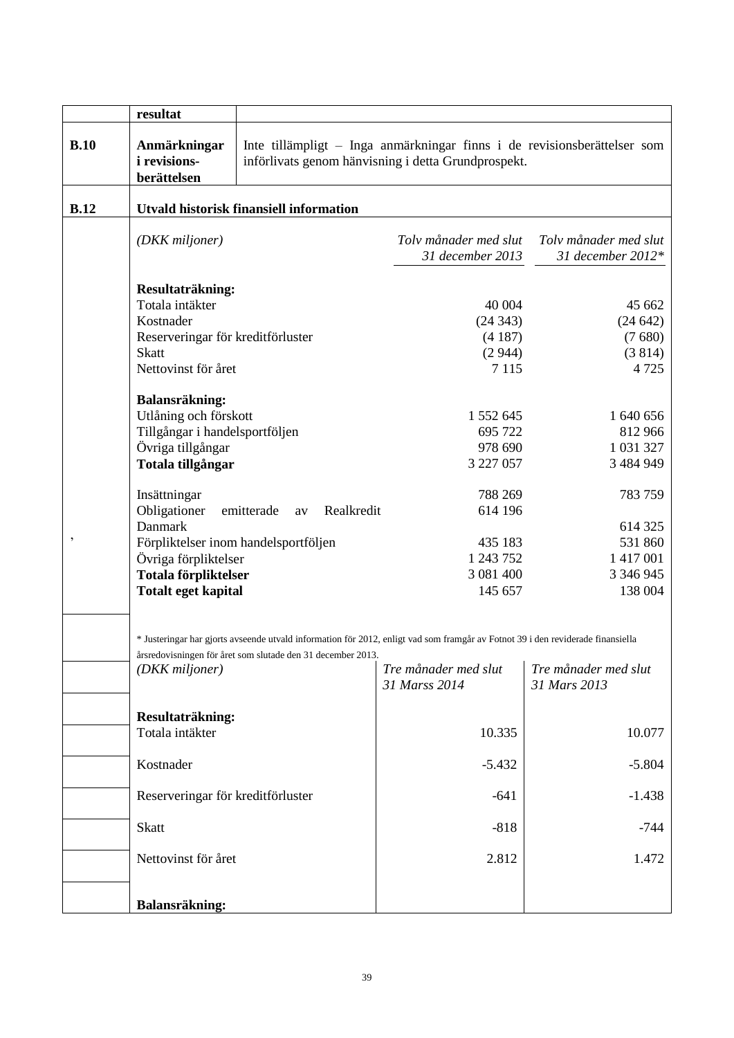| | resultat | |
|---|---|---|
| **B.10** | **Anmärkningar i revisions-berättelsen** | Inte tillämpligt – Inga anmärkningar finns i de revisionsberättelser som införlivats genom hänvisning i detta Grundprospekt. |

**B.12** **Utvald historisk finansiell information**

| *(DKK miljoner)* | *Tolv månader med slut 31 december 2013* | *Tolv månader med slut 31 december 2012\** |
|---|---|---|
| **Resultaträkning:** | | |
| Totala intäkter | 40 004 | 45 662 |
| Kostnader | (24 343) | (24 642) |
| Reserveringar för kreditförluster | (4 187) | (7 680) |
| Skatt | (2 944) | (3 814) |
| Nettovinst för året | 7 115 | 4 725 |
| **Balansräkning:** | | |
| Utlåning och förskott | 1 552 645 | 1 640 656 |
| Tillgångar i handelsportföljen | 695 722 | 812 966 |
| Övriga tillgångar | 978 690 | 1 031 327 |
| **Totala tillgångar** | 3 227 057 | 3 484 949 |
| Insättningar | 788 269 | 783 759 |
| Obligationer emitterade av Realkredit Danmark | 614 196 | 614 325 |
| Förpliktelser inom handelsportföljen | 435 183 | 531 860 |
| Övriga förpliktelser | 1 243 752 | 1 417 001 |
| **Totala förpliktelser** | 3 081 400 | 3 346 945 |
| **Totalt eget kapital** | 145 657 | 138 004 |

\* Justeringar har gjorts avseende utvald information för 2012, enligt vad som framgår av Fotnot 39 i den reviderade finansiella årsredovisningen för året som slutade den 31 december 2013.

| *(DKK miljoner)* | *Tre månader med slut 31 Marss 2014* | *Tre månader med slut 31 Mars 2013* |
|---|---|---|
| **Resultaträkning:** | | |
| Totala intäkter | 10.335 | 10.077 |
| Kostnader | -5.432 | -5.804 |
| Reserveringar för kreditförluster | -641 | -1.438 |
| Skatt | -818 | -744 |
| Nettovinst för året | 2.812 | 1.472 |
| **Balansräkning:** | | |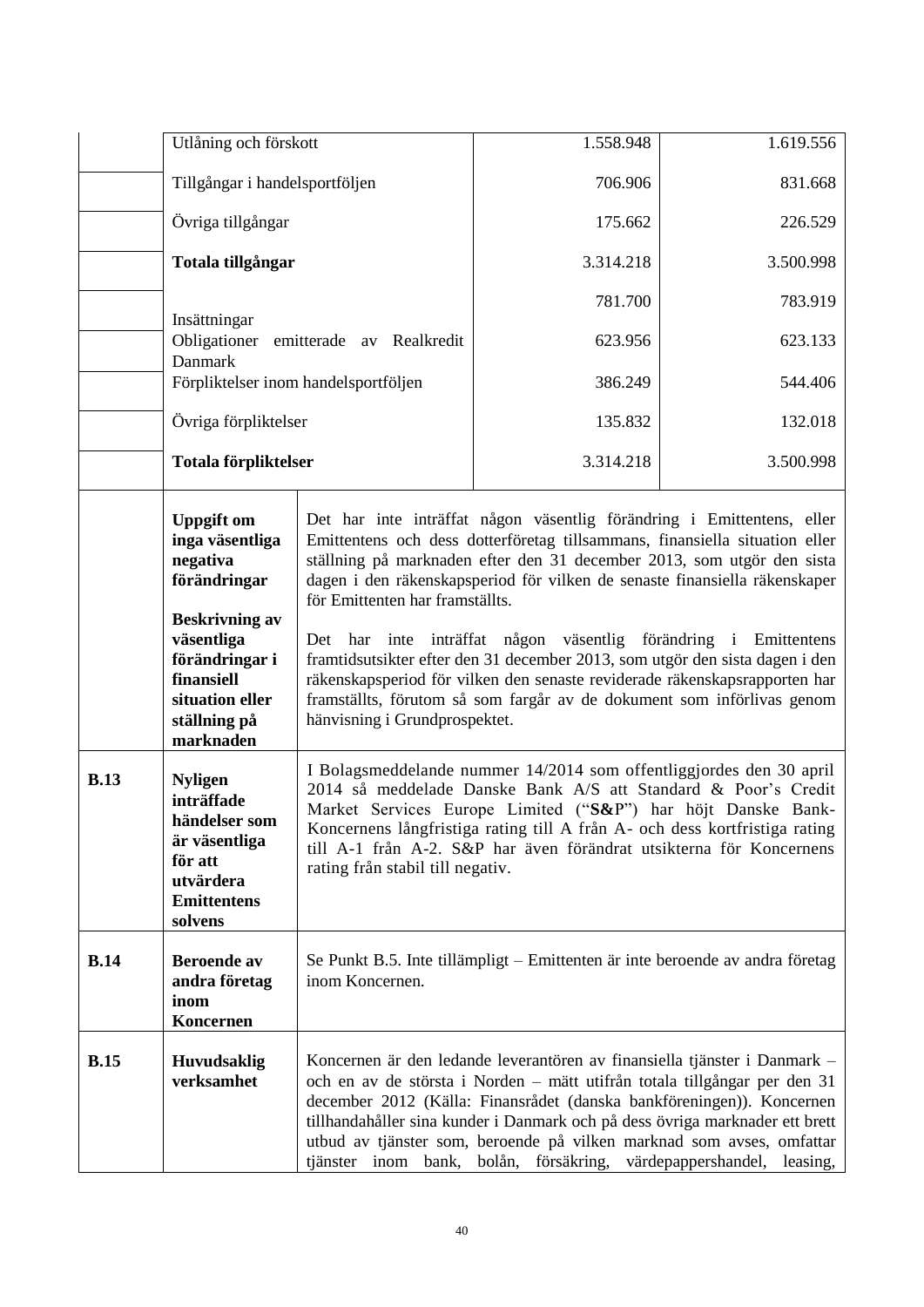| | | | |
|---|---|---|---|
| | Utlåning och förskott | 1.558.948 | 1.619.556 |
| | Tillgångar i handelsportföljen | 706.906 | 831.668 |
| | Övriga tillgångar | 175.662 | 226.529 |
| | **Totala tillgångar** | 3.314.218 | 3.500.998 |
| | Insättningar | 781.700 | 783.919 |
| | Obligationer emitterade av Realkredit Danmark | 623.956 | 623.133 |
| | Förpliktelser inom handelsportföljen | 386.249 | 544.406 |
| | Övriga förpliktelser | 135.832 | 132.018 |
| | **Totala förpliktelser** | 3.314.218 | 3.500.998 |

| | | |
|---|---|---|
| | **Uppgift om inga väsentliga negativa förändringar**<br><br>**Beskrivning av väsentliga förändringar i finansiell situation eller ställning på marknaden** | Det har inte inträffat någon väsentlig förändring i Emittentens, eller Emittentens och dess dotterföretag tillsammans, finansiella situation eller ställning på marknaden efter den 31 december 2013, som utgör den sista dagen i den räkenskapsperiod för vilken de senaste finansiella räkenskaper för Emittenten har framställts.<br><br>Det har inte inträffat någon väsentlig förändring i Emittentens framtidsutsikter efter den 31 december 2013, som utgör den sista dagen i den räkenskapsperiod för vilken den senaste reviderade räkenskapsrapporten har framställts, förutom så som fargår av de dokument som införlivas genom hänvisning i Grundprospektet. |
| **B.13** | **Nyligen inträffade händelser som är väsentliga för att utvärdera Emittentens solvens** | I Bolagsmeddelande nummer 14/2014 som offentliggjordes den 30 april 2014 så meddelade Danske Bank A/S att Standard & Poor's Credit Market Services Europe Limited ("**S&P**") har höjt Danske Bank-Koncernens långfristiga rating till A från A- och dess kortfristiga rating till A-1 från A-2. S&P har även förändrat utsikterna för Koncernens rating från stabil till negativ. |
| **B.14** | **Beroende av andra företag inom Koncernen** | Se Punkt B.5. Inte tillämpligt – Emittenten är inte beroende av andra företag inom Koncernen. |
| **B.15** | **Huvudsaklig verksamhet** | Koncernen är den ledande leverantören av finansiella tjänster i Danmark – och en av de största i Norden – mätt utifrån totala tillgångar per den 31 december 2012 (Källa: Finansrådet (danska bankföreningen)). Koncernen tillhandahåller sina kunder i Danmark och på dess övriga marknader ett brett utbud av tjänster som, beroende på vilken marknad som avses, omfattar tjänster inom bank, bolån, försäkring, värdepappershandel, leasing, |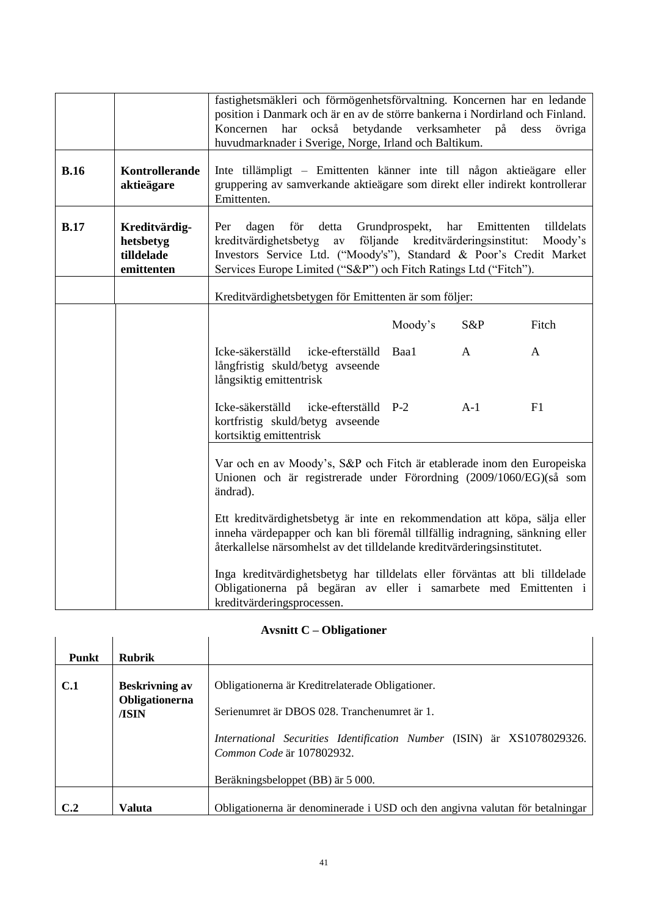| | | |
|---|---|---|
| | | fastighetsmäkleri och förmögenhetsförvaltning. Koncernen har en ledande position i Danmark och är en av de större bankerna i Nordirland och Finland. Koncernen har också betydande verksamheter på dess övriga huvudmarknader i Sverige, Norge, Irland och Baltikum. |
| **B.16** | **Kontrollerande aktieägare** | Inte tillämpligt – Emittenten känner inte till någon aktieägare eller gruppering av samverkande aktieägare som direkt eller indirekt kontrollerar Emittenten. |
| **B.17** | **Kreditvärdig-hetsbetyg tilldelade emittenten** | Per dagen för detta Grundprospekt, har Emittenten tilldelats kreditvärdighetsbetyg av följande kreditvärderingsinstitut: Moody's Investors Service Ltd. ("Moody's"), Standard & Poor's Credit Market Services Europe Limited ("S&P") och Fitch Ratings Ltd ("Fitch"). |
| | | Kreditvärdighetsbetygen för Emittenten är som följer: |

| | Moody's | S&P | Fitch |
|---|---|---|---|
| Icke-säkerställd icke-efterställd långfristig skuld/betyg avseende långsiktig emittentrisk | Baa1 | A | A |
| Icke-säkerställd icke-efterställd kortfristig skuld/betyg avseende kortsiktig emittentrisk | P-2 | A-1 | F1 |

Var och en av Moody's, S&P och Fitch är etablerade inom den Europeiska Unionen och är registrerade under Förordning (2009/1060/EG)(så som ändrad).

Ett kreditvärdighetsbetyg är inte en rekommendation att köpa, sälja eller inneha värdepapper och kan bli föremål tillfällig indragning, sänkning eller återkallelse närsomhelst av det tilldelande kreditvärderingsinstitutet.

Inga kreditvärdighetsbetyg har tilldelats eller förväntas att bli tilldelade Obligationerna på begäran av eller i samarbete med Emittenten i kreditvärderingsprocessen.

## Avsnitt C – Obligationer

| Punkt | Rubrik | |
|---|---|---|
| **C.1** | **Beskrivning av Obligationerna /ISIN** | Obligationerna är Kreditrelaterade Obligationer.<br><br>Serienumret är DBOS 028. Tranchenumret är 1.<br><br>*International Securities Identification Number* (ISIN) är XS1078029326. *Common Code* är 107802932.<br><br>Beräkningsbeloppet (BB) är 5 000. |
| **C.2** | **Valuta** | Obligationerna är denominerade i USD och den angivna valutan för betalningar |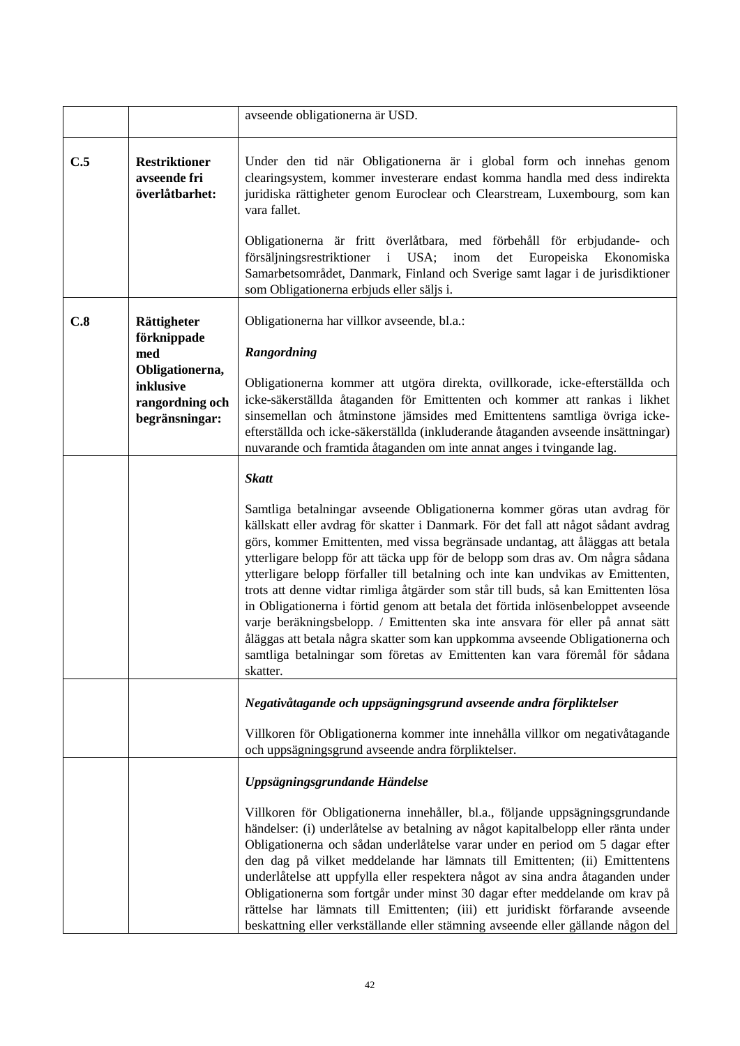| | | |
|---|---|---|
| | | avseende obligationerna är USD. |
| **C.5** | **Restriktioner avseende fri överlåtbarhet:** | Under den tid när Obligationerna är i global form och innehas genom clearingsystem, kommer investerare endast komma handla med dess indirekta juridiska rättigheter genom Euroclear och Clearstream, Luxembourg, som kan vara fallet.<br><br>Obligationerna är fritt överlåtbara, med förbehåll för erbjudande- och försäljningsrestriktioner i USA; inom det Europeiska Ekonomiska Samarbetsområdet, Danmark, Finland och Sverige samt lagar i de jurisdiktioner som Obligationerna erbjuds eller säljs i. |
| **C.8** | **Rättigheter förknippade med Obligationerna, inklusive rangordning och begränsningar:** | Obligationerna har villkor avseende, bl.a.:<br><br>***Rangordning***<br><br>Obligationerna kommer att utgöra direkta, ovillkorade, icke-efterställda och icke-säkerställda åtaganden för Emittenten och kommer att rankas i likhet sinsemellan och åtminstone jämsides med Emittentens samtliga övriga icke-efterställda och icke-säkerställda (inkluderande åtaganden avseende insättningar) nuvarande och framtida åtaganden om inte annat anges i tvingande lag. |
| | | ***Skatt***<br><br>Samtliga betalningar avseende Obligationerna kommer göras utan avdrag för källskatt eller avdrag för skatter i Danmark. För det fall att något sådant avdrag görs, kommer Emittenten, med vissa begränsade undantag, att åläggas att betala ytterligare belopp för att täcka upp för de belopp som dras av. Om några sådana ytterligare belopp förfaller till betalning och inte kan undvikas av Emittenten, trots att denne vidtar rimliga åtgärder som står till buds, så kan Emittenten lösa in Obligationerna i förtid genom att betala det förtida inlösenbeloppet avseende varje beräkningsbelopp. / Emittenten ska inte ansvara för eller på annat sätt åläggas att betala några skatter som kan uppkomma avseende Obligationerna och samtliga betalningar som företas av Emittenten kan vara föremål för sådana skatter. |
| | | ***Negativåtagande och uppsägningsgrund avseende andra förpliktelser***<br><br>Villkoren för Obligationerna kommer inte innehålla villkor om negativåtagande och uppsägningsgrund avseende andra förpliktelser. |
| | | ***Uppsägningsgrundande Händelse***<br><br>Villkoren för Obligationerna innehåller, bl.a., följande uppsägningsgrundande händelser: (i) underlåtelse av betalning av något kapitalbelopp eller ränta under Obligationerna och sådan underlåtelse varar under en period om 5 dagar efter den dag på vilket meddelande har lämnats till Emittenten; (ii) Emittentens underlåtelse att uppfylla eller respektera något av sina andra åtaganden under Obligationerna som fortgår under minst 30 dagar efter meddelande om krav på rättelse har lämnats till Emittenten; (iii) ett juridiskt förfarande avseende beskattning eller verkställande eller stämning avseende eller gällande någon del |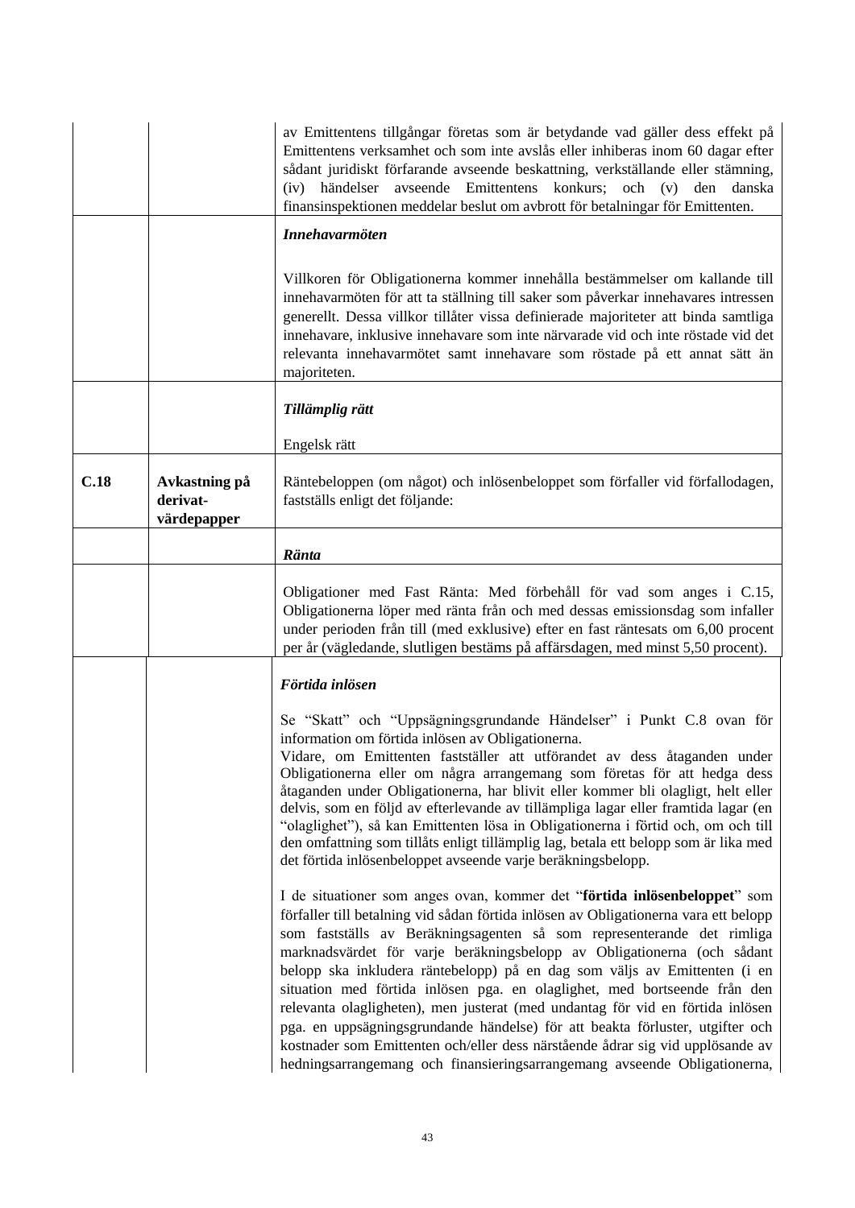| | | |
|---|---|---|
| | | av Emittentens tillgångar företas som är betydande vad gäller dess effekt på Emittentens verksamhet och som inte avslås eller inhiberas inom 60 dagar efter sådant juridiskt förfarande avseende beskattning, verkställande eller stämning, (iv) händelser avseende Emittentens konkurs; och (v) den danska finansinspektionen meddelar beslut om avbrott för betalningar för Emittenten. |
| | | ***Innehavarmöten***<br><br>Villkoren för Obligationerna kommer innehålla bestämmelser om kallande till innehavarmöten för att ta ställning till saker som påverkar innehavares intressen generellt. Dessa villkor tillåter vissa definierade majoriteter att binda samtliga innehavare, inklusive innehavare som inte närvarade vid och inte röstade vid det relevanta innehavarmötet samt innehavare som röstade på ett annat sätt än majoriteten. |
| | | ***Tillämplig rätt***<br><br>Engelsk rätt |
| **C.18** | **Avkastning på derivat-värdepapper** | Räntebeloppen (om något) och inlösenbeloppet som förfaller vid förfallodagen, fastställs enligt det följande: |
| | | ***Ränta*** |
| | | Obligationer med Fast Ränta: Med förbehåll för vad som anges i C.15, Obligationerna löper med ränta från och med dessas emissionsdag som infaller under perioden från till (med exklusive) efter en fast räntesats om 6,00 procent per år (vägledande, slutligen bestäms på affärsdagen, med minst 5,50 procent). |
| | | ***Förtida inlösen***<br><br>Se "Skatt" och "Uppsägningsgrundande Händelser" i Punkt C.8 ovan för information om förtida inlösen av Obligationerna.<br>Vidare, om Emittenten fastställer att utförandet av dess åtaganden under Obligationerna eller om några arrangemang som företas för att hedga dess åtaganden under Obligationerna, har blivit eller kommer bli olagligt, helt eller delvis, som en följd av efterlevande av tillämpliga lagar eller framtida lagar (en "olaglighet"), så kan Emittenten lösa in Obligationerna i förtid och, om och till den omfattning som tillåts enligt tillämplig lag, betala ett belopp som är lika med det förtida inlösenbeloppet avseende varje beräkningsbelopp.<br><br>I de situationer som anges ovan, kommer det "**förtida inlösenbeloppet**" som förfaller till betalning vid sådan förtida inlösen av Obligationerna vara ett belopp som fastställs av Beräkningsagenten så som representerande det rimliga marknadsvärdet för varje beräkningsbelopp av Obligationerna (och sådant belopp ska inkludera räntebelopp) på en dag som väljs av Emittenten (i en situation med förtida inlösen pga. en olaglighet, med bortseende från den relevanta olagligheten), men justerat (med undantag för vid en förtida inlösen pga. en uppsägningsgrundande händelse) för att beakta förluster, utgifter och kostnader som Emittenten och/eller dess närstående ådrar sig vid upplösande av hedningsarrangemang och finansieringsarrangemang avseende Obligationerna, |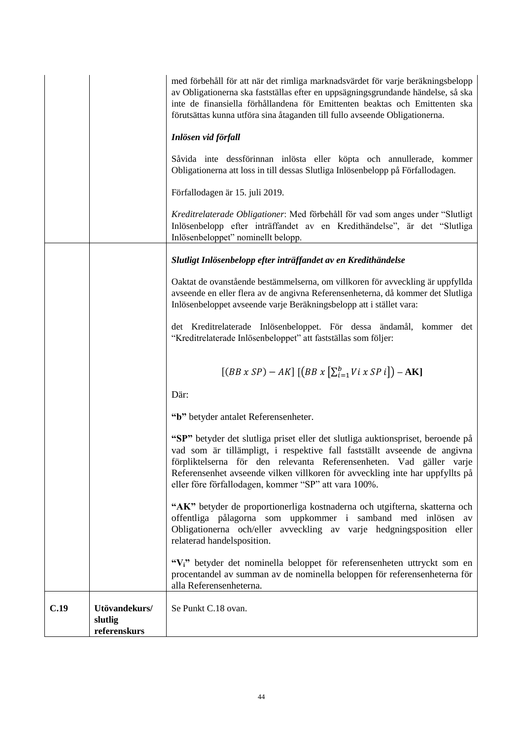| | | |
|---|---|---|
| | | med förbehåll för att när det rimliga marknadsvärdet för varje beräkningsbelopp av Obligationerna ska fastställas efter en uppsägningsgrundande händelse, så ska inte de finansiella förhållandena för Emittenten beaktas och Emittenten ska förutsättas kunna utföra sina åtaganden till fullo avseende Obligationerna.<br><br>***Inlösen vid förfall***<br><br>Såvida inte dessförinnan inlösta eller köpta och annullerade, kommer Obligationerna att loss in till dessas Slutliga Inlösenbelopp på Förfallodagen.<br><br>Förfallodagen är 15. juli 2019.<br><br>*Kreditrelaterade Obligationer*: Med förbehåll för vad som anges under "Slutligt Inlösenbelopp efter inträffandet av en Kredithändelse", är det "Slutliga Inlösenbeloppet" nominellt belopp. |
| | | ***Slutligt Inlösenbelopp efter inträffandet av en Kredithändelse***<br><br>Oaktat de ovanstående bestämmelserna, om villkoren för avveckling är uppfyllda avseende en eller flera av de angivna Referensenheterna, då kommer det Slutliga Inlösenbeloppet avseende varje Beräkningsbelopp att i stället vara:<br><br>det Kreditrelaterade Inlösenbeloppet. För dessa ändamål, kommer det "Kreditrelaterade Inlösenbeloppet" att fastställas som följer:<br><br>$$[(BB \ x \ SP) - AK] \ [(BB \ x \ [\sum_{i=1}^{b} Vi \ x \ SP \ i]) - \mathbf{AK}]$$<br><br>Där:<br><br>**"b"** betyder antalet Referensenheter.<br><br>**"SP"** betyder det slutliga priset eller det slutliga auktionspriset, beroende på vad som är tillämpligt, i respektive fall fastställt avseende de angivna förpliktelserna för den relevanta Referensenheten. Vad gäller varje Referensenhet avseende vilken villkoren för avveckling inte har uppfyllts på eller före förfallodagen, kommer "SP" att vara 100%.<br><br>**"AK"** betyder de proportionerliga kostnaderna och utgifterna, skatterna och offentliga pålagorna som uppkommer i samband med inlösen av Obligationerna och/eller avveckling av varje hedgningsposition eller relaterad handelsposition.<br><br>**"$V_i$"** betyder det nominella beloppet för referensenheten uttryckt som en procentandel av summan av de nominella beloppen för referensenheterna för alla Referensenheterna. |
| **C.19** | **Utövandekurs/ slutlig referenskurs** | Se Punkt C.18 ovan. |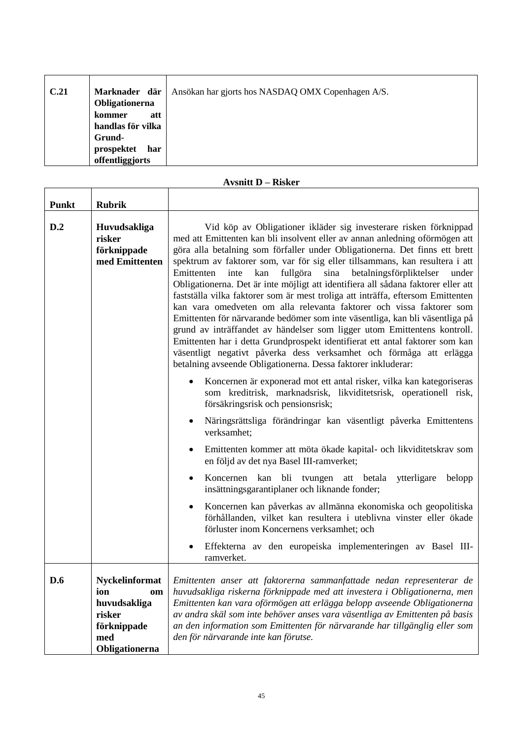| C.21 | **Marknader där Obligationerna kommer att handlas för vilka Grund-prospektet har offentliggjorts** | Ansökan har gjorts hos NASDAQ OMX Copenhagen A/S. |
|---|---|---|

**Avsnitt D – Risker**

| Punkt | Rubrik | |
|---|---|---|
| **D.2** | **Huvudsakliga risker förknippade med Emittenten** | Vid köp av Obligationer ikläder sig investerare risken förknippad med att Emittenten kan bli insolvent eller av annan anledning oförmögen att göra alla betalning som förfaller under Obligationerna. Det finns ett brett spektrum av faktorer som, var för sig eller tillsammans, kan resultera i att Emittenten inte kan fullgöra sina betalningsförpliktelser under Obligationerna. Det är inte möjligt att identifiera all sådana faktorer eller att fastställa vilka faktorer som är mest troliga att inträffa, eftersom Emittenten kan vara omedveten om alla relevanta faktorer och vissa faktorer som Emittenten för närvarande bedömer som inte väsentliga, kan bli väsentliga på grund av inträffandet av händelser som ligger utom Emittentens kontroll. Emittenten har i detta Grundprospekt identifierat ett antal faktorer som kan väsentligt negativt påverka dess verksamhet och förmåga att erlägga betalning avseende Obligationerna. Dessa faktorer inkluderar:<br><br>• Koncernen är exponerad mot ett antal risker, vilka kan kategoriseras som kreditrisk, marknadsrisk, likviditetsrisk, operationell risk, försäkringsrisk och pensionsrisk;<br><br>• Näringsrättsliga förändringar kan väsentligt påverka Emittentens verksamhet;<br><br>• Emittenten kommer att möta ökade kapital- och likviditetskrav som en följd av det nya Basel III-ramverket;<br><br>• Koncernen kan bli tvungen att betala ytterligare belopp insättningsgarantiplaner och liknande fonder;<br><br>• Koncernen kan påverkas av allmänna ekonomiska och geopolitiska förhållanden, vilket kan resultera i uteblivna vinster eller ökade förluster inom Koncernens verksamhet; och<br><br>• Effekterna av den europeiska implementeringen av Basel III-ramverket. |
| **D.6** | **Nyckelinformation om huvudsakliga risker förknippade med Obligationerna** | *Emittenten anser att faktorerna sammanfattade nedan representerar de huvudsakliga riskerna förknippade med att investera i Obligationerna, men Emittenten kan vara oförmögen att erlägga belopp avseende Obligationerna av andra skäl som inte behöver anses vara väsentliga av Emittenten på basis an den information som Emittenten för närvarande har tillgänglig eller som den för närvarande inte kan förutse.* |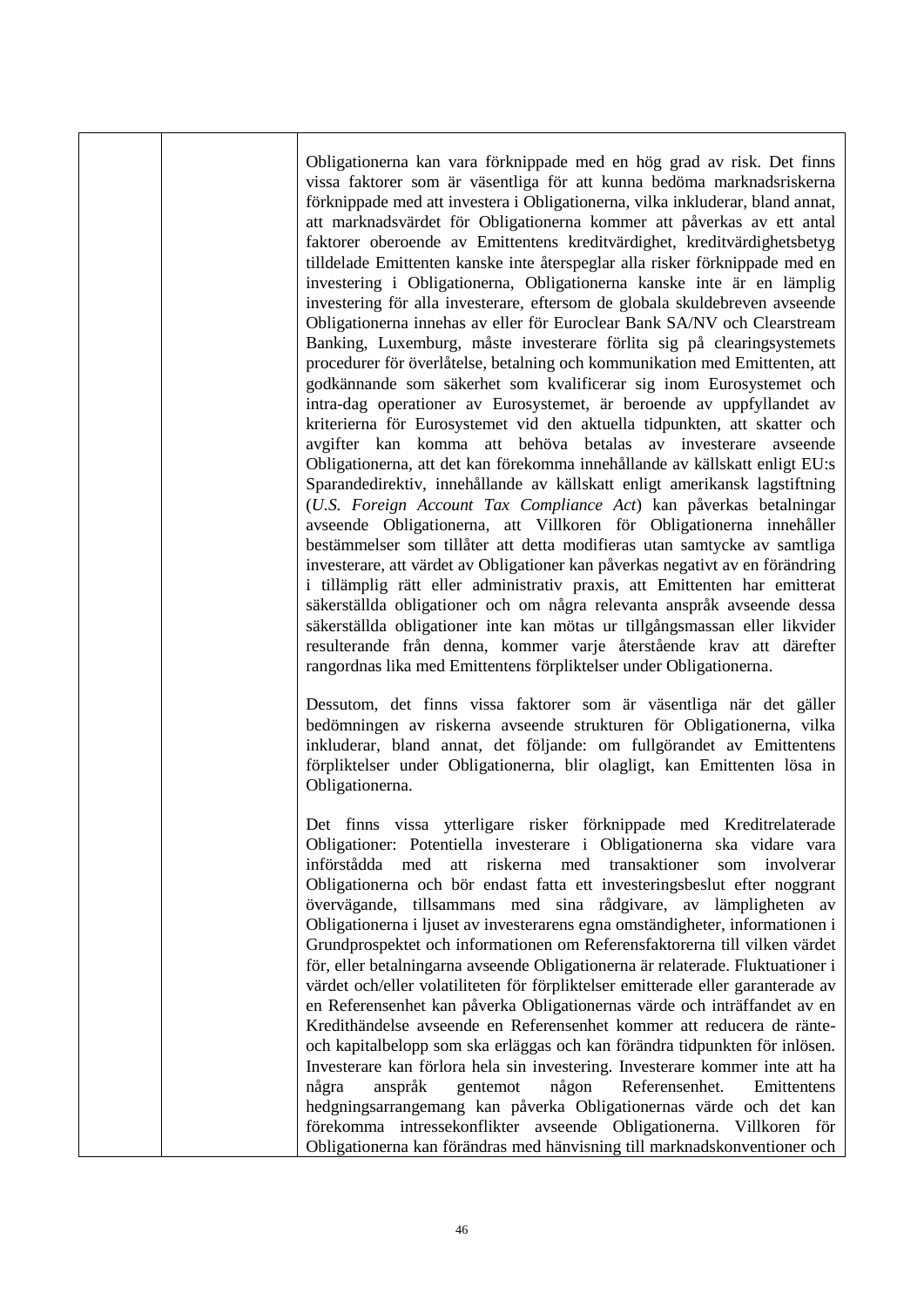| | | |
|---|---|---|
| | | Obligationerna kan vara förknippade med en hög grad av risk. Det finns vissa faktorer som är väsentliga för att kunna bedöma marknadsriskerna förknippade med att investera i Obligationerna, vilka inkluderar, bland annat, att marknadsvärdet för Obligationerna kommer att påverkas av ett antal faktorer oberoende av Emittentens kreditvärdighet, kreditvärdighetsbetyg tilldelade Emittenten kanske inte återspeglar alla risker förknippade med en investering i Obligationerna, Obligationerna kanske inte är en lämplig investering för alla investerare, eftersom de globala skuldebreven avseende Obligationerna innehas av eller för Euroclear Bank SA/NV och Clearstream Banking, Luxemburg, måste investerare förlita sig på clearingsystemets procedurer för överlåtelse, betalning och kommunikation med Emittenten, att godkännande som säkerhet som kvalificerar sig inom Eurosystemet och intra-dag operationer av Eurosystemet, är beroende av uppfyllandet av kriterierna för Eurosystemet vid den aktuella tidpunkten, att skatter och avgifter kan komma att behöva betalas av investerare avseende Obligationerna, att det kan förekomma innehållande av källskatt enligt EU:s Sparandedirektiv, innehållande av källskatt enligt amerikansk lagstiftning (*U.S. Foreign Account Tax Compliance Act*) kan påverkas betalningar avseende Obligationerna, att Villkoren för Obligationerna innehåller bestämmelser som tillåter att detta modifieras utan samtycke av samtliga investerare, att värdet av Obligationer kan påverkas negativt av en förändring i tillämplig rätt eller administrativ praxis, att Emittenten har emitterat säkerställda obligationer och om några relevanta anspråk avseende dessa säkerställda obligationer inte kan mötas ur tillgångsmassan eller likvider resulterande från denna, kommer varje återstående krav att därefter rangordnas lika med Emittentens förpliktelser under Obligationerna.<br><br>Dessutom, det finns vissa faktorer som är väsentliga när det gäller bedömningen av riskerna avseende strukturen för Obligationerna, vilka inkluderar, bland annat, det följande: om fullgörandet av Emittentens förpliktelser under Obligationerna, blir olagligt, kan Emittenten lösa in Obligationerna.<br><br>Det finns vissa ytterligare risker förknippade med Kreditrelaterade Obligationer: Potentiella investerare i Obligationerna ska vidare vara införstådda med att riskerna med transaktioner som involverar Obligationerna och bör endast fatta ett investeringsbeslut efter noggrant övervägande, tillsammans med sina rådgivare, av lämpligheten av Obligationerna i ljuset av investerarens egna omständigheter, informationen i Grundprospektet och informationen om Referensfaktorerna till vilken värdet för, eller betalningarna avseende Obligationerna är relaterade. Fluktuationer i värdet och/eller volatiliteten för förpliktelser emitterade eller garanterade av en Referensenhet kan påverka Obligationernas värde och inträffandet av en Kredithändelse avseende en Referensenhet kommer att reducera de ränte- och kapitalbelopp som ska erläggas och kan förändra tidpunkten för inlösen. Investerare kan förlora hela sin investering. Investerare kommer inte att ha några anspråk gentemot någon Referensenhet. Emittentens hedgningsarrangemang kan påverka Obligationernas värde och det kan förekomma intressekonflikter avseende Obligationerna. Villkoren för Obligationerna kan förändras med hänvisning till marknadskonventioner och |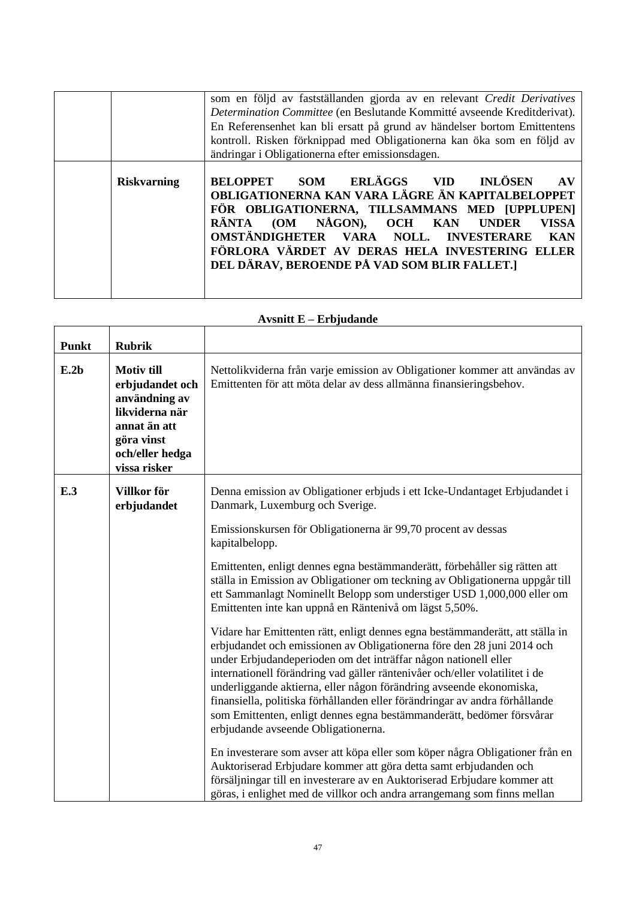| | | |
|---|---|---|
| | | som en följd av fastställanden gjorda av en relevant *Credit Derivatives Determination Committee* (en Beslutande Kommitté avseende Kreditderivat). En Referensenhet kan bli ersatt på grund av händelser bortom Emittentens kontroll. Risken förknippad med Obligationerna kan öka som en följd av ändringar i Obligationerna efter emissionsdagen. |
| | **Riskvarning** | **BELOPPET SOM ERLÄGGS VID INLÖSEN AV OBLIGATIONERNA KAN VARA LÄGRE ÄN KAPITALBELOPPET FÖR OBLIGATIONERNA, TILLSAMMANS MED [UPPLUPEN] RÄNTA (OM NÅGON), OCH KAN UNDER VISSA OMSTÄNDIGHETER VARA NOLL. INVESTERARE KAN FÖRLORA VÄRDET AV DERAS HELA INVESTERING ELLER DEL DÄRAV, BEROENDE PÅ VAD SOM BLIR FALLET.]** |

**Avsnitt E – Erbjudande**

| Punkt | Rubrik | |
|---|---|---|
| **E.2b** | **Motiv till erbjudandet och användning av likviderna när annat än att göra vinst och/eller hedga vissa risker** | Nettolikviderna från varje emission av Obligationer kommer att användas av Emittenten för att möta delar av dess allmänna finansieringsbehov. |
| **E.3** | **Villkor för erbjudandet** | Denna emission av Obligationer erbjuds i ett Icke-Undantaget Erbjudandet i Danmark, Luxemburg och Sverige.<br><br>Emissionskursen för Obligationerna är 99,70 procent av dessas kapitalbelopp.<br><br>Emittenten, enligt dennes egna bestämmanderätt, förbehåller sig rätten att ställa in Emission av Obligationer om teckning av Obligationerna uppgår till ett Sammanlagt Nominellt Belopp som understiger USD 1,000,000 eller om Emittenten inte kan uppnå en Räntenivå om lägst 5,50%.<br><br>Vidare har Emittenten rätt, enligt dennes egna bestämmanderätt, att ställa in erbjudandet och emissionen av Obligationerna före den 28 juni 2014 och under Erbjudandeperioden om det inträffar någon nationell eller internationell förändring vad gäller räntenivåer och/eller volatilitet i de underliggande aktierna, eller någon förändring avseende ekonomiska, finansiella, politiska förhållanden eller förändringar av andra förhållande som Emittenten, enligt dennes egna bestämmanderätt, bedömer försvårar erbjudande avseende Obligationerna.<br><br>En investerare som avser att köpa eller som köper några Obligationer från en Auktoriserad Erbjudare kommer att göra detta samt erbjudanden och försäljningar till en investerare av en Auktoriserad Erbjudare kommer att göras, i enlighet med de villkor och andra arrangemang som finns mellan |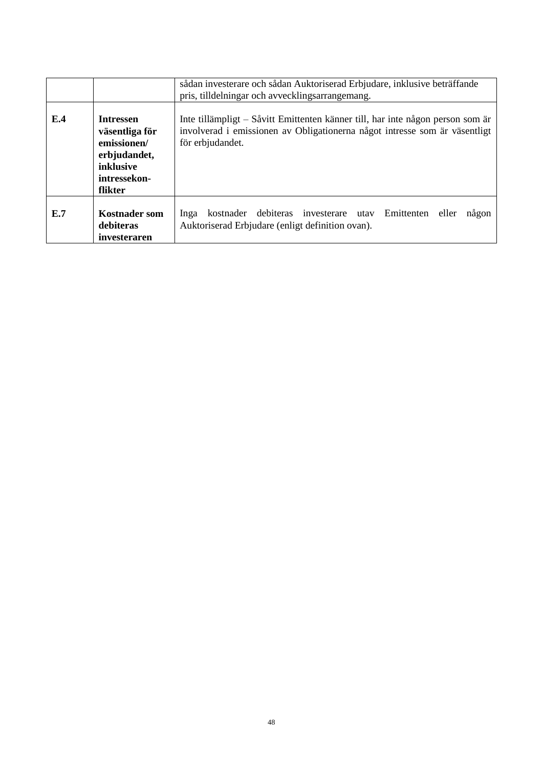| | | |
|---|---|---|
| | | sådan investerare och sådan Auktoriserad Erbjudare, inklusive beträffande pris, tilldelningar och avvecklingsarrangemang. |
| **E.4** | **Intressen väsentliga för emissionen/ erbjudandet, inklusive intressekon-flikter** | Inte tillämpligt – Såvitt Emittenten känner till, har inte någon person som är involverad i emissionen av Obligationerna något intresse som är väsentligt för erbjudandet. |
| **E.7** | **Kostnader som debiteras investeraren** | Inga kostnader debiteras investerare utav Emittenten eller någon Auktoriserad Erbjudare (enligt definition ovan). |